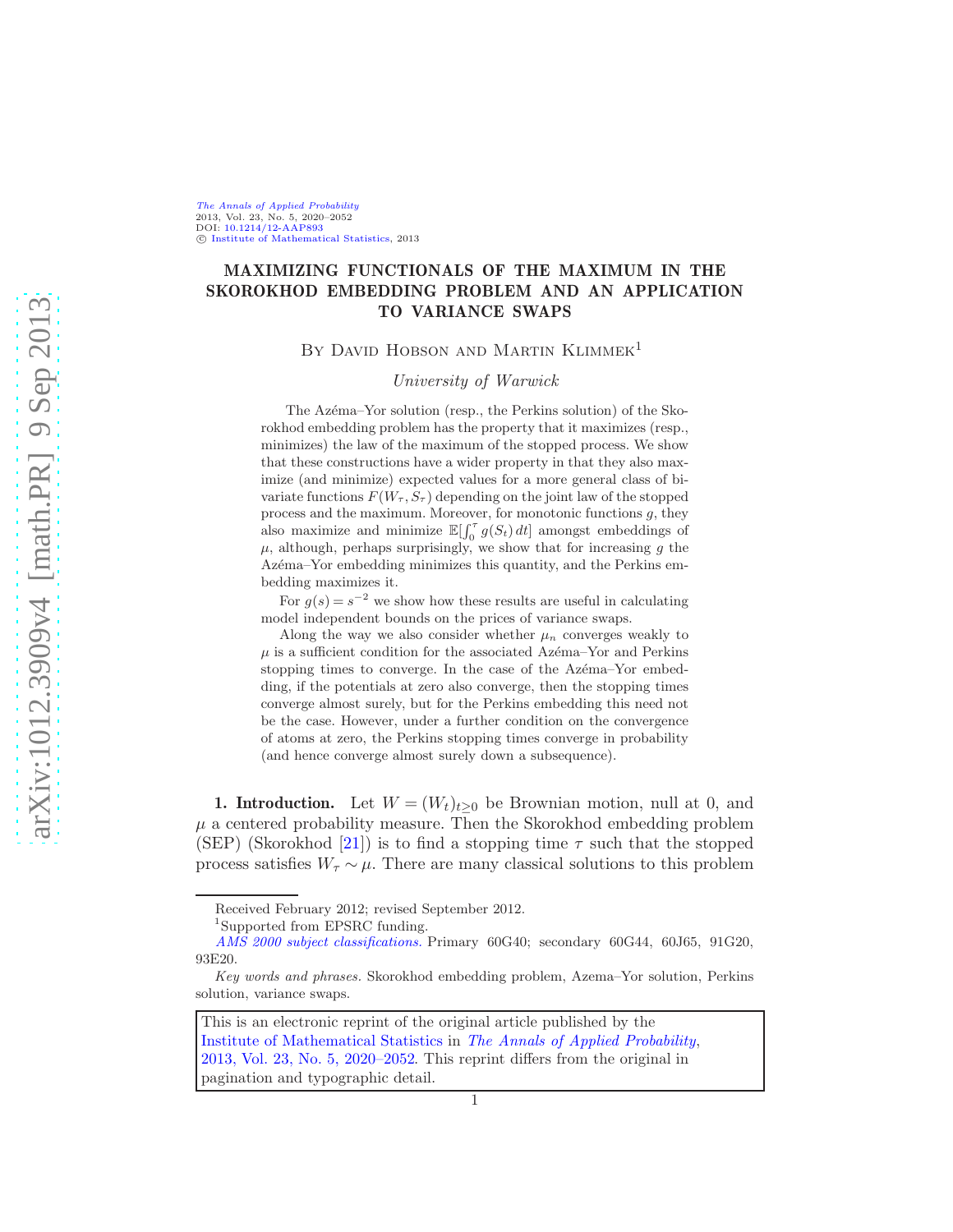# MAXIMIZING FUNCTIONALS OF THE MAXIMUM IN THE SKOROKHOD EMBEDDING PROBLEM AND AN APPLICATION TO VARIANCE SWAPS

By David Hobson and Martin Klimmek[1]

*University of Warwick*

The Azéma–Yor solution (resp., the Perkins solution) of the Skorokhod embedding problem has the property that it maximizes (resp., minimizes) the law of the maximum of the stopped process. We show that these constructions have a wider property in that they also maximize (and minimize) expected values for a more general class of bivariate functions $F(W_\tau, S_\tau)$ depending on the joint law of the stopped process and the maximum. Moreover, for monotonic functions $g$, they also maximize and minimize $\mathbb{E}[\int_0^\tau g(S_t)\,dt]$ amongst embeddings of $\mu$, although, perhaps surprisingly, we show that for increasing $g$ the Azéma–Yor embedding minimizes this quantity, and the Perkins embedding maximizes it.

For $g(s) = s^{-2}$ we show how these results are useful in calculating model independent bounds on the prices of variance swaps.

Along the way we also consider whether $\mu_n$ converges weakly to $\mu$ is a sufficient condition for the associated Azéma–Yor and Perkins stopping times to converge. In the case of the Azéma–Yor embedding, if the potentials at zero also converge, then the stopping times converge almost surely, but for the Perkins embedding this need not be the case. However, under a further condition on the convergence of atoms at zero, the Perkins stopping times converge in probability (and hence converge almost surely down a subsequence).

**1. Introduction.** Let $W = (W_t)_{t\geq 0}$ be Brownian motion, null at 0, and $\mu$ a centered probability measure. Then the Skorokhod embedding problem (SEP) (Skorokhod [21]) is to find a stopping time $\tau$ such that the stopped process satisfies $W_\tau \sim \mu$. There are many classical solutions to this problem

---

Received February 2012; revised September 2012.

[1]Supported from EPSRC funding.

*AMS 2000 subject classifications.* Primary 60G40; secondary 60G44, 60J65, 91G20, 93E20.

*Key words and phrases.* Skorokhod embedding problem, Azema–Yor solution, Perkins solution, variance swaps.

This is an electronic reprint of the original article published by the Institute of Mathematical Statistics in *The Annals of Applied Probability*, 2013, Vol. 23, No. 5, 2020–2052. This reprint differs from the original in pagination and typographic detail.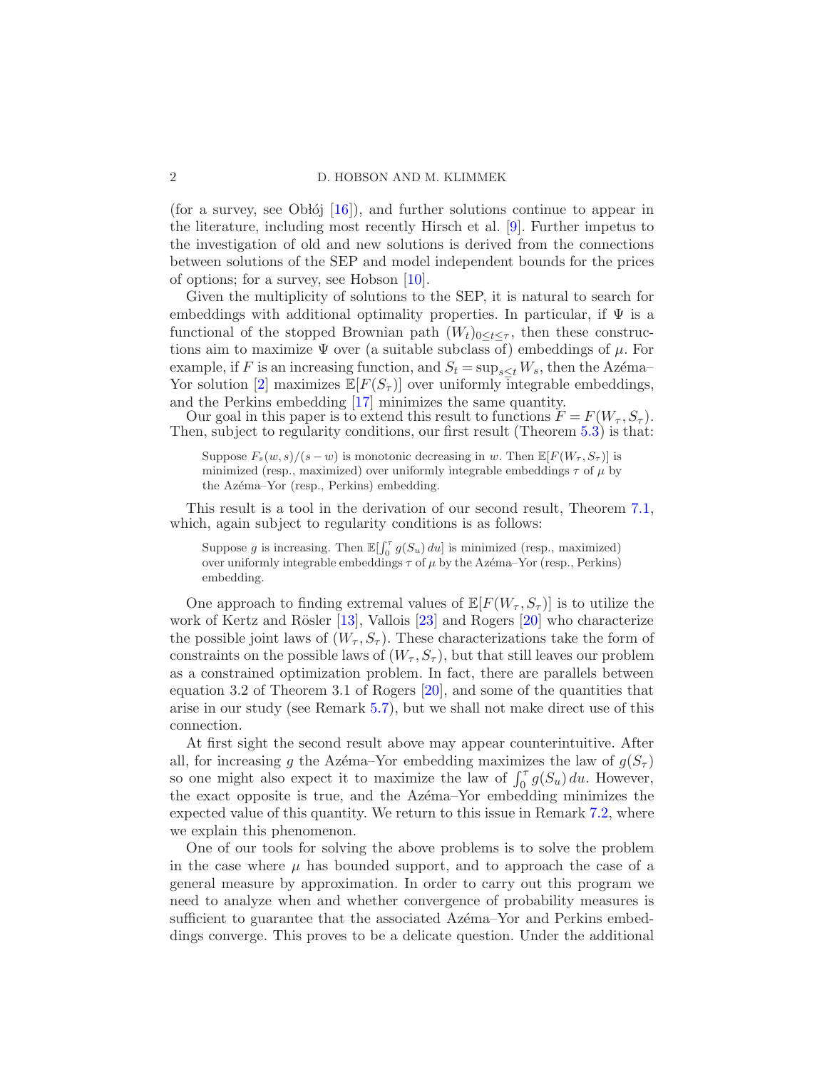(for a survey, see Obłój [16]), and further solutions continue to appear in the literature, including most recently Hirsch et al. [9]. Further impetus to the investigation of old and new solutions is derived from the connections between solutions of the SEP and model independent bounds for the prices of options; for a survey, see Hobson [10].

Given the multiplicity of solutions to the SEP, it is natural to search for embeddings with additional optimality properties. In particular, if $\Psi$ is a functional of the stopped Brownian path $(W_t)_{0 \le t \le \tau}$, then these constructions aim to maximize $\Psi$ over (a suitable subclass of) embeddings of $\mu$. For example, if $F$ is an increasing function, and $S_t = \sup_{s \le t} W_s$, then the Azéma–Yor solution [2] maximizes $\mathbb{E}[F(S_\tau)]$ over uniformly integrable embeddings, and the Perkins embedding [17] minimizes the same quantity.

Our goal in this paper is to extend this result to functions $F = F(W_\tau, S_\tau)$. Then, subject to regularity conditions, our first result (Theorem 5.3) is that:

> Suppose $F_s(w,s)/(s-w)$ is monotonic decreasing in $w$. Then $\mathbb{E}[F(W_\tau, S_\tau)]$ is minimized (resp., maximized) over uniformly integrable embeddings $\tau$ of $\mu$ by the Azéma–Yor (resp., Perkins) embedding.

This result is a tool in the derivation of our second result, Theorem 7.1, which, again subject to regularity conditions is as follows:

> Suppose $g$ is increasing. Then $\mathbb{E}[\int_0^\tau g(S_u)\,du]$ is minimized (resp., maximized) over uniformly integrable embeddings $\tau$ of $\mu$ by the Azéma–Yor (resp., Perkins) embedding.

One approach to finding extremal values of $\mathbb{E}[F(W_\tau, S_\tau)]$ is to utilize the work of Kertz and Rösler [13], Vallois [23] and Rogers [20] who characterize the possible joint laws of $(W_\tau, S_\tau)$. These characterizations take the form of constraints on the possible laws of $(W_\tau, S_\tau)$, but that still leaves our problem as a constrained optimization problem. In fact, there are parallels between equation 3.2 of Theorem 3.1 of Rogers [20], and some of the quantities that arise in our study (see Remark 5.7), but we shall not make direct use of this connection.

At first sight the second result above may appear counterintuitive. After all, for increasing $g$ the Azéma–Yor embedding maximizes the law of $g(S_\tau)$ so one might also expect it to maximize the law of $\int_0^\tau g(S_u)\,du$. However, the exact opposite is true, and the Azéma–Yor embedding minimizes the expected value of this quantity. We return to this issue in Remark 7.2, where we explain this phenomenon.

One of our tools for solving the above problems is to solve the problem in the case where $\mu$ has bounded support, and to approach the case of a general measure by approximation. In order to carry out this program we need to analyze when and whether convergence of probability measures is sufficient to guarantee that the associated Azéma–Yor and Perkins embeddings converge. This proves to be a delicate question. Under the additional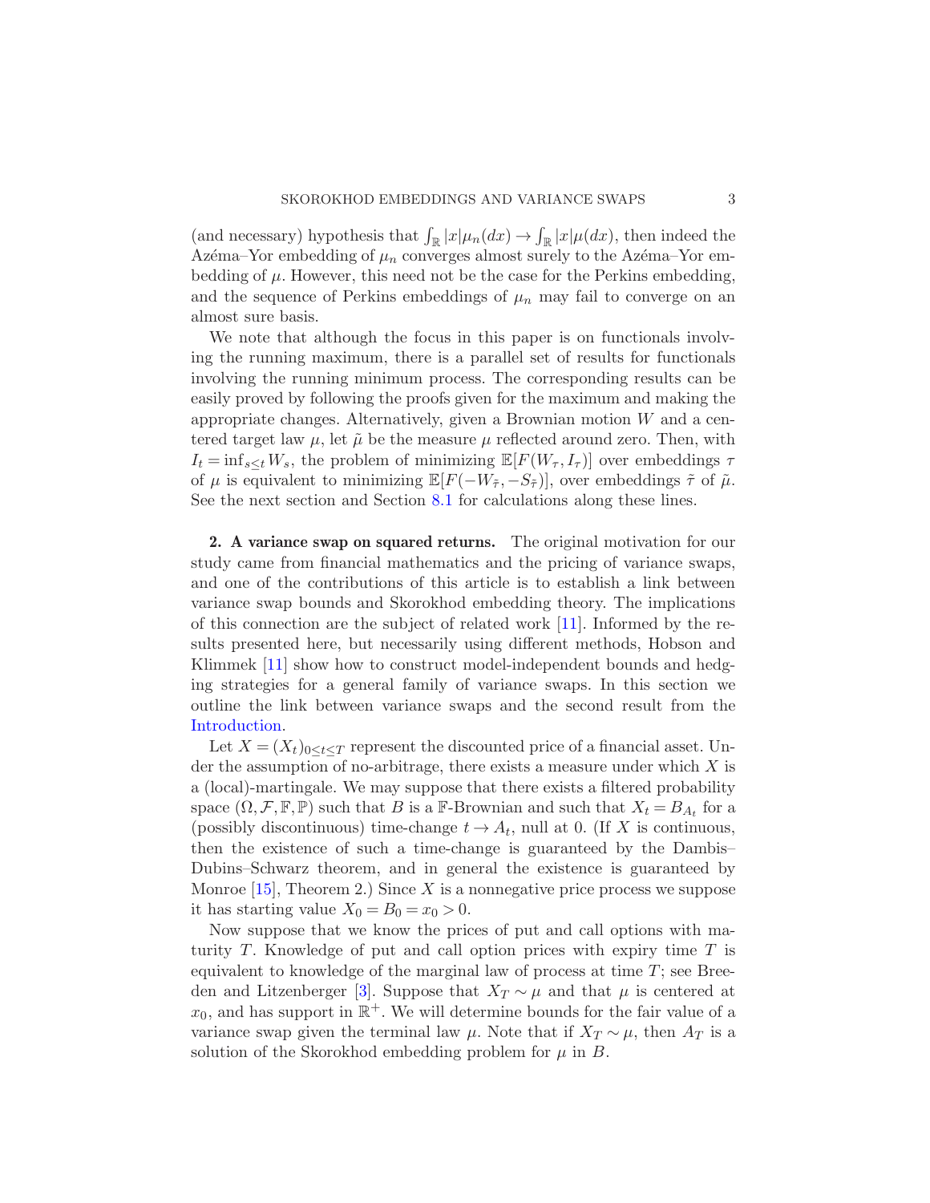(and necessary) hypothesis that $\int_{\mathbb{R}} |x|\mu_n(dx) \to \int_{\mathbb{R}} |x|\mu(dx)$, then indeed the Azéma–Yor embedding of $\mu_n$ converges almost surely to the Azéma–Yor embedding of $\mu$. However, this need not be the case for the Perkins embedding, and the sequence of Perkins embeddings of $\mu_n$ may fail to converge on an almost sure basis.

We note that although the focus in this paper is on functionals involving the running maximum, there is a parallel set of results for functionals involving the running minimum process. The corresponding results can be easily proved by following the proofs given for the maximum and making the appropriate changes. Alternatively, given a Brownian motion $W$ and a centered target law $\mu$, let $\tilde{\mu}$ be the measure $\mu$ reflected around zero. Then, with $I_t = \inf_{s \le t} W_s$, the problem of minimizing $\mathbb{E}[F(W_\tau, I_\tau)]$ over embeddings $\tau$ of $\mu$ is equivalent to minimizing $\mathbb{E}[F(-W_{\tilde{\tau}}, -S_{\tilde{\tau}})]$, over embeddings $\tilde{\tau}$ of $\tilde{\mu}$. See the next section and Section 8.1 for calculations along these lines.

## 2. A variance swap on squared returns.

The original motivation for our study came from financial mathematics and the pricing of variance swaps, and one of the contributions of this article is to establish a link between variance swap bounds and Skorokhod embedding theory. The implications of this connection are the subject of related work [11]. Informed by the results presented here, but necessarily using different methods, Hobson and Klimmek [11] show how to construct model-independent bounds and hedging strategies for a general family of variance swaps. In this section we outline the link between variance swaps and the second result from the Introduction.

Let $X = (X_t)_{0 \le t \le T}$ represent the discounted price of a financial asset. Under the assumption of no-arbitrage, there exists a measure under which $X$ is a (local)-martingale. We may suppose that there exists a filtered probability space $(\Omega, \mathcal{F}, \mathbb{F}, \mathbb{P})$ such that $B$ is a $\mathbb{F}$-Brownian and such that $X_t = B_{A_t}$ for a (possibly discontinuous) time-change $t \to A_t$, null at 0. (If $X$ is continuous, then the existence of such a time-change is guaranteed by the Dambis–Dubins–Schwarz theorem, and in general the existence is guaranteed by Monroe [15], Theorem 2.) Since $X$ is a nonnegative price process we suppose it has starting value $X_0 = B_0 = x_0 > 0$.

Now suppose that we know the prices of put and call options with maturity $T$. Knowledge of put and call option prices with expiry time $T$ is equivalent to knowledge of the marginal law of process at time $T$; see Breeden and Litzenberger [3]. Suppose that $X_T \sim \mu$ and that $\mu$ is centered at $x_0$, and has support in $\mathbb{R}^+$. We will determine bounds for the fair value of a variance swap given the terminal law $\mu$. Note that if $X_T \sim \mu$, then $A_T$ is a solution of the Skorokhod embedding problem for $\mu$ in $B$.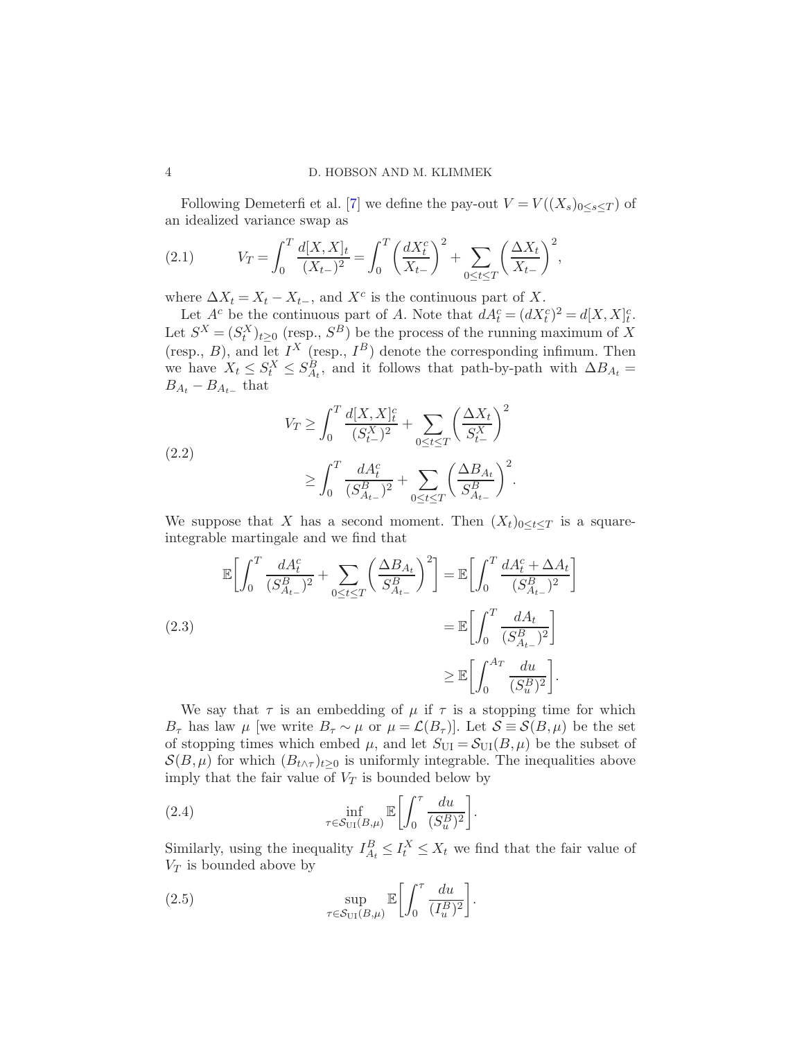Following Demeterfi et al. [7] we define the pay-out $V = V((X_s)_{0\le s\le T})$ of an idealized variance swap as

$$
V_T = \int_0^T \frac{d[X,X]_t}{(X_{t-})^2} = \int_0^T \left(\frac{dX_t^c}{X_{t-}}\right)^2 + \sum_{0\le t\le T}\left(\frac{\Delta X_t}{X_{t-}}\right)^2, \tag{2.1}
$$

where $\Delta X_t = X_t - X_{t-}$, and $X^c$ is the continuous part of $X$.

Let $A^c$ be the continuous part of $A$. Note that $dA_t^c = (dX_t^c)^2 = d[X,X]_t^c$. Let $S^X = (S_t^X)_{t\ge 0}$ (resp., $S^B$) be the process of the running maximum of $X$ (resp., $B$), and let $I^X$ (resp., $I^B$) denote the corresponding infimum. Then we have $X_t \le S_t^X \le S_{A_t}^B$, and it follows that path-by-path with $\Delta B_{A_t} = B_{A_t} - B_{A_{t-}}$ that

$$
\begin{aligned}
V_T &\ge \int_0^T \frac{d[X,X]_t^c}{(S_{t-}^X)^2} + \sum_{0\le t\le T}\left(\frac{\Delta X_t}{S_{t-}^X}\right)^2 \\
&\ge \int_0^T \frac{dA_t^c}{(S_{A_{t-}}^B)^2} + \sum_{0\le t\le T}\left(\frac{\Delta B_{A_t}}{S_{A_{t-}}^B}\right)^2.
\end{aligned} \tag{2.2}
$$

We suppose that $X$ has a second moment. Then $(X_t)_{0\le t\le T}$ is a square-integrable martingale and we find that

$$
\begin{aligned}
\mathbb{E}\left[\int_0^T \frac{dA_t^c}{(S_{A_{t-}}^B)^2} + \sum_{0\le t\le T}\left(\frac{\Delta B_{A_t}}{S_{A_{t-}}^B}\right)^2\right] &= \mathbb{E}\left[\int_0^T \frac{dA_t^c + \Delta A_t}{(S_{A_{t-}}^B)^2}\right] \\
&= \mathbb{E}\left[\int_0^T \frac{dA_t}{(S_{A_{t-}}^B)^2}\right] \\
&\ge \mathbb{E}\left[\int_0^{A_T} \frac{du}{(S_u^B)^2}\right].
\end{aligned} \tag{2.3}
$$

We say that $\tau$ is an embedding of $\mu$ if $\tau$ is a stopping time for which $B_\tau$ has law $\mu$ [we write $B_\tau \sim \mu$ or $\mu = \mathcal{L}(B_\tau)$]. Let $\mathcal{S} \equiv \mathcal{S}(B,\mu)$ be the set of stopping times which embed $\mu$, and let $S_{\mathrm{UI}} = \mathcal{S}_{\mathrm{UI}}(B,\mu)$ be the subset of $\mathcal{S}(B,\mu)$ for which $(B_{t\wedge\tau})_{t\ge 0}$ is uniformly integrable. The inequalities above imply that the fair value of $V_T$ is bounded below by

$$
\inf_{\tau\in\mathcal{S}_{\mathrm{UI}}(B,\mu)} \mathbb{E}\left[\int_0^\tau \frac{du}{(S_u^B)^2}\right]. \tag{2.4}
$$

Similarly, using the inequality $I_{A_t}^B \le I_t^X \le X_t$ we find that the fair value of $V_T$ is bounded above by

$$
\sup_{\tau\in\mathcal{S}_{\mathrm{UI}}(B,\mu)} \mathbb{E}\left[\int_0^\tau \frac{du}{(I_u^B)^2}\right]. \tag{2.5}
$$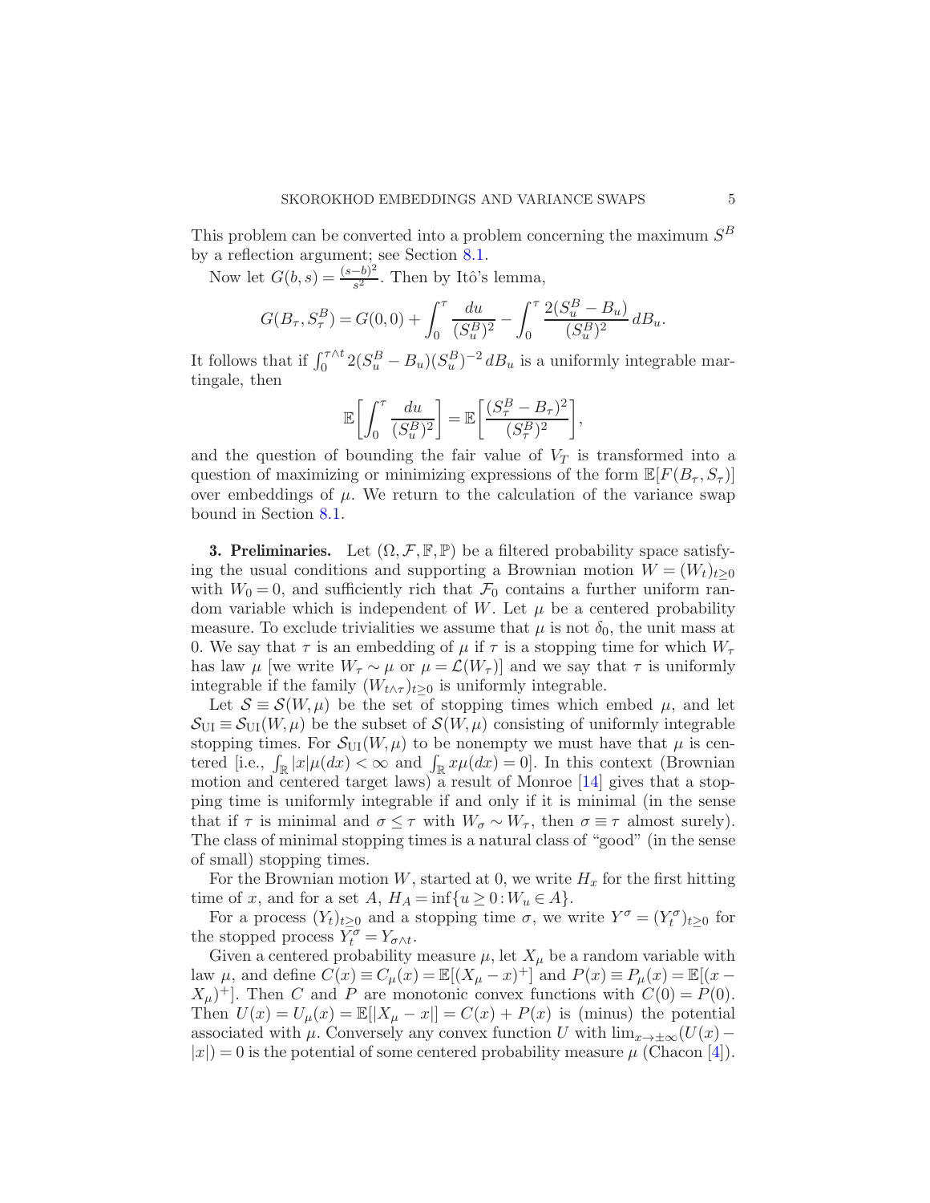This problem can be converted into a problem concerning the maximum $S^B$ by a reflection argument; see Section 8.1.

Now let $G(b,s) = \frac{(s-b)^2}{s^2}$. Then by Itô's lemma,

$$G(B_\tau, S^B_\tau) = G(0,0) + \int_0^\tau \frac{du}{(S^B_u)^2} - \int_0^\tau \frac{2(S^B_u - B_u)}{(S^B_u)^2}\, dB_u.$$

It follows that if $\int_0^{\tau\wedge t} 2(S^B_u - B_u)(S^B_u)^{-2}\, dB_u$ is a uniformly integrable martingale, then

$$\mathbb{E}\left[\int_0^\tau \frac{du}{(S^B_u)^2}\right] = \mathbb{E}\left[\frac{(S^B_\tau - B_\tau)^2}{(S^B_\tau)^2}\right],$$

and the question of bounding the fair value of $V_T$ is transformed into a question of maximizing or minimizing expressions of the form $\mathbb{E}[F(B_\tau, S_\tau)]$ over embeddings of $\mu$. We return to the calculation of the variance swap bound in Section 8.1.

**3. Preliminaries.** Let $(\Omega, \mathcal{F}, \mathbb{F}, \mathbb{P})$ be a filtered probability space satisfying the usual conditions and supporting a Brownian motion $W = (W_t)_{t\geq 0}$ with $W_0 = 0$, and sufficiently rich that $\mathcal{F}_0$ contains a further uniform random variable which is independent of $W$. Let $\mu$ be a centered probability measure. To exclude trivialities we assume that $\mu$ is not $\delta_0$, the unit mass at 0. We say that $\tau$ is an embedding of $\mu$ if $\tau$ is a stopping time for which $W_\tau$ has law $\mu$ [we write $W_\tau \sim \mu$ or $\mu = \mathcal{L}(W_\tau)$] and we say that $\tau$ is uniformly integrable if the family $(W_{t\wedge\tau})_{t\geq 0}$ is uniformly integrable.

Let $\mathcal{S} \equiv \mathcal{S}(W, \mu)$ be the set of stopping times which embed $\mu$, and let $\mathcal{S}_{\mathrm{UI}} \equiv \mathcal{S}_{\mathrm{UI}}(W, \mu)$ be the subset of $\mathcal{S}(W, \mu)$ consisting of uniformly integrable stopping times. For $\mathcal{S}_{\mathrm{UI}}(W, \mu)$ to be nonempty we must have that $\mu$ is centered [i.e., $\int_{\mathbb{R}} |x| \mu(dx) < \infty$ and $\int_{\mathbb{R}} x\mu(dx) = 0$]. In this context (Brownian motion and centered target laws) a result of Monroe [14] gives that a stopping time is uniformly integrable if and only if it is minimal (in the sense that if $\tau$ is minimal and $\sigma \leq \tau$ with $W_\sigma \sim W_\tau$, then $\sigma \equiv \tau$ almost surely). The class of minimal stopping times is a natural class of "good" (in the sense of small) stopping times.

For the Brownian motion $W$, started at 0, we write $H_x$ for the first hitting time of $x$, and for a set $A$, $H_A = \inf\{u \geq 0 : W_u \in A\}$.

For a process $(Y_t)_{t\geq 0}$ and a stopping time $\sigma$, we write $Y^\sigma = (Y^\sigma_t)_{t\geq 0}$ for the stopped process $Y^\sigma_t = Y_{\sigma\wedge t}$.

Given a centered probability measure $\mu$, let $X_\mu$ be a random variable with law $\mu$, and define $C(x) \equiv C_\mu(x) = \mathbb{E}[(X_\mu - x)^+]$ and $P(x) \equiv P_\mu(x) = \mathbb{E}[(x - X_\mu)^+]$. Then $C$ and $P$ are monotonic convex functions with $C(0) = P(0)$. Then $U(x) = U_\mu(x) = \mathbb{E}[|X_\mu - x|] = C(x) + P(x)$ is (minus) the potential associated with $\mu$. Conversely any convex function $U$ with $\lim_{x\to\pm\infty}(U(x) - |x|) = 0$ is the potential of some centered probability measure $\mu$ (Chacon [4]).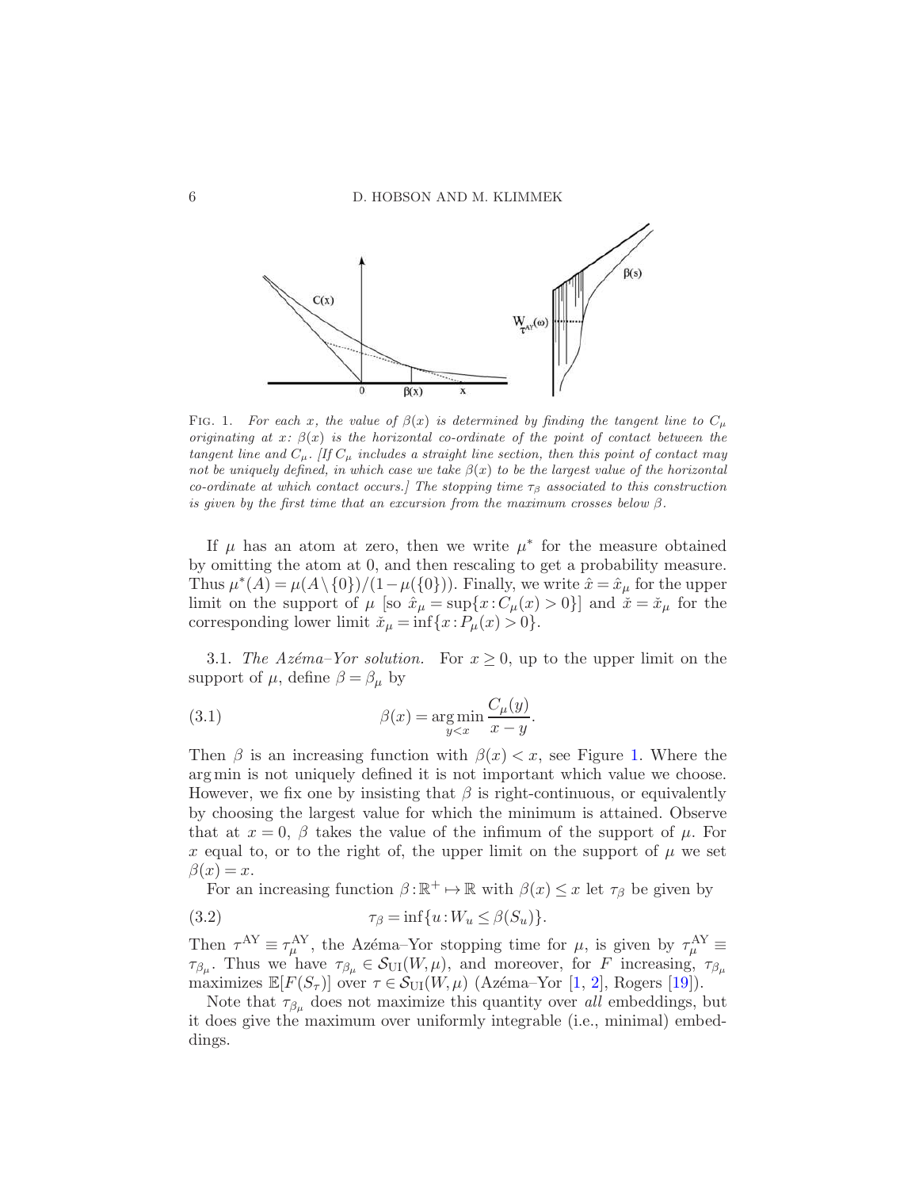FIG. 1. *For each $x$, the value of $\beta(x)$ is determined by finding the tangent line to $C_\mu$ originating at $x$: $\beta(x)$ is the horizontal co-ordinate of the point of contact between the tangent line and $C_\mu$. [If $C_\mu$ includes a straight line section, then this point of contact may not be uniquely defined, in which case we take $\beta(x)$ to be the largest value of the horizontal co-ordinate at which contact occurs.] The stopping time $\tau_\beta$ associated to this construction is given by the first time that an excursion from the maximum crosses below $\beta$.*

If $\mu$ has an atom at zero, then we write $\mu^*$ for the measure obtained by omitting the atom at 0, and then rescaling to get a probability measure. Thus $\mu^*(A) = \mu(A \setminus \{0\})/(1 - \mu(\{0\}))$. Finally, we write $\hat{x} = \hat{x}_\mu$ for the upper limit on the support of $\mu$ [so $\hat{x}_\mu = \sup\{x : C_\mu(x) > 0\}$] and $\check{x} = \check{x}_\mu$ for the corresponding lower limit $\check{x}_\mu = \inf\{x : P_\mu(x) > 0\}$.

3.1. *The Azéma–Yor solution.* For $x \geq 0$, up to the upper limit on the support of $\mu$, define $\beta = \beta_\mu$ by

$$\beta(x) = \operatorname*{arg\,min}_{y<x} \frac{C_\mu(y)}{x - y}. \tag{3.1}$$

Then $\beta$ is an increasing function with $\beta(x) < x$, see Figure 1. Where the arg min is not uniquely defined it is not important which value we choose. However, we fix one by insisting that $\beta$ is right-continuous, or equivalently by choosing the largest value for which the minimum is attained. Observe that at $x = 0$, $\beta$ takes the value of the infimum of the support of $\mu$. For $x$ equal to, or to the right of, the upper limit on the support of $\mu$ we set $\beta(x) = x$.

For an increasing function $\beta : \mathbb{R}^+ \mapsto \mathbb{R}$ with $\beta(x) \leq x$ let $\tau_\beta$ be given by

$$\tau_\beta = \inf\{u : W_u \leq \beta(S_u)\}. \tag{3.2}$$

Then $\tau^{\mathrm{AY}} \equiv \tau^{\mathrm{AY}}_\mu$, the Azéma–Yor stopping time for $\mu$, is given by $\tau^{\mathrm{AY}}_\mu \equiv \tau_{\beta_\mu}$. Thus we have $\tau_{\beta_\mu} \in \mathcal{S}_{\mathrm{UI}}(W, \mu)$, and moreover, for $F$ increasing, $\tau_{\beta_\mu}$ maximizes $\mathbb{E}[F(S_\tau)]$ over $\tau \in \mathcal{S}_{\mathrm{UI}}(W, \mu)$ (Azéma–Yor [1, 2], Rogers [19]).

Note that $\tau_{\beta_\mu}$ does not maximize this quantity over *all* embeddings, but it does give the maximum over uniformly integrable (i.e., minimal) embeddings.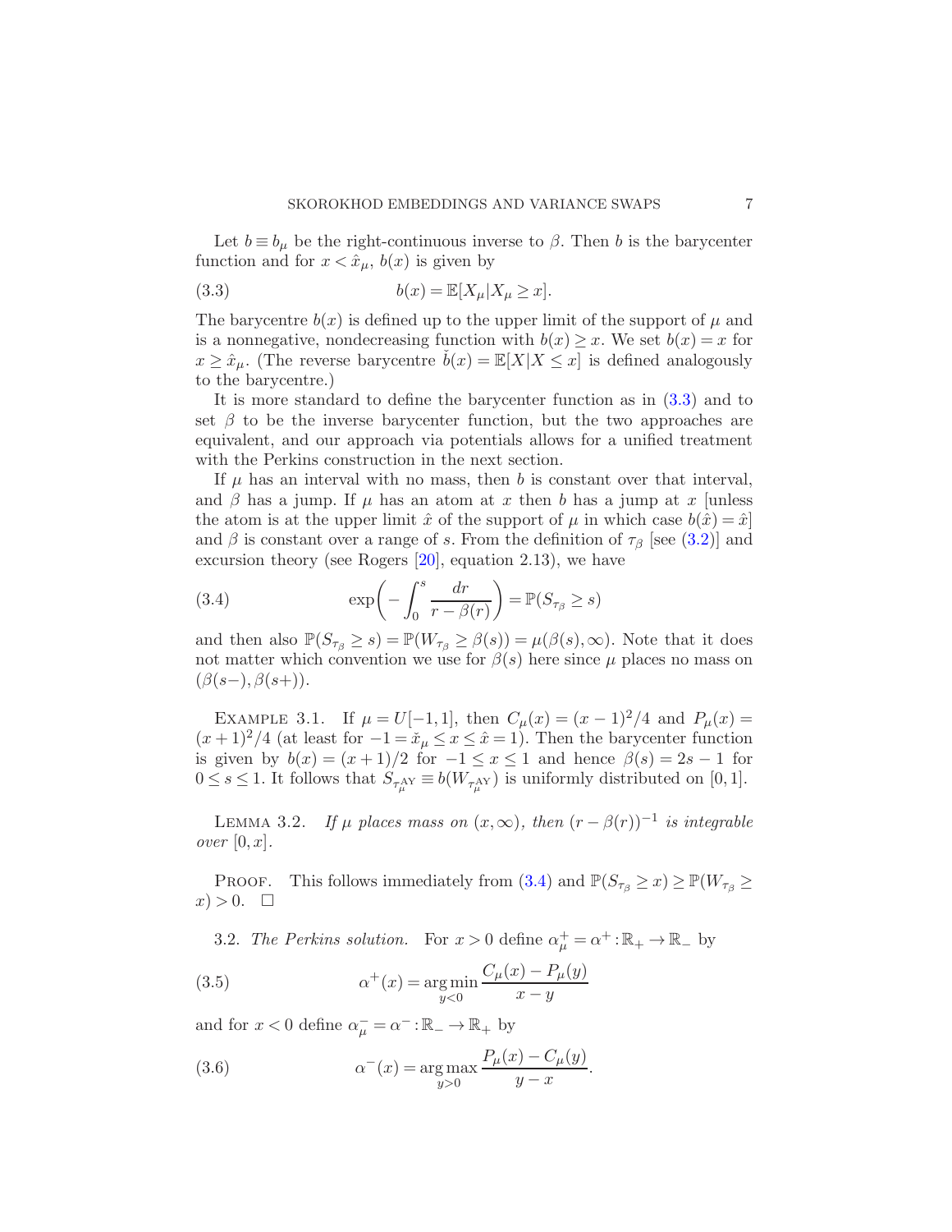Let $b \equiv b_\mu$ be the right-continuous inverse to $\beta$. Then $b$ is the barycenter function and for $x < \hat{x}_\mu$, $b(x)$ is given by

$$b(x) = \mathbb{E}[X_\mu | X_\mu \geq x]. \tag{3.3}$$

The barycentre $b(x)$ is defined up to the upper limit of the support of $\mu$ and is a nonnegative, nondecreasing function with $b(x) \geq x$. We set $b(x) = x$ for $x \geq \hat{x}_\mu$. (The reverse barycentre $\check{b}(x) = \mathbb{E}[X|X \leq x]$ is defined analogously to the barycentre.)

It is more standard to define the barycenter function as in (3.3) and to set $\beta$ to be the inverse barycenter function, but the two approaches are equivalent, and our approach via potentials allows for a unified treatment with the Perkins construction in the next section.

If $\mu$ has an interval with no mass, then $b$ is constant over that interval, and $\beta$ has a jump. If $\mu$ has an atom at $x$ then $b$ has a jump at $x$ [unless the atom is at the upper limit $\hat{x}$ of the support of $\mu$ in which case $b(\hat{x}) = \hat{x}$] and $\beta$ is constant over a range of $s$. From the definition of $\tau_\beta$ [see (3.2)] and excursion theory (see Rogers [20], equation 2.13), we have

$$\exp\left(-\int_0^s \frac{dr}{r - \beta(r)}\right) = \mathbb{P}(S_{\tau_\beta} \geq s) \tag{3.4}$$

and then also $\mathbb{P}(S_{\tau_\beta} \geq s) = \mathbb{P}(W_{\tau_\beta} \geq \beta(s)) = \mu(\beta(s), \infty)$. Note that it does not matter which convention we use for $\beta(s)$ here since $\mu$ places no mass on $(\beta(s-), \beta(s+))$.

Example 3.1. If $\mu = U[-1, 1]$, then $C_\mu(x) = (x-1)^2/4$ and $P_\mu(x) = (x+1)^2/4$ (at least for $-1 = \check{x}_\mu \leq x \leq \hat{x} = 1$). Then the barycenter function is given by $b(x) = (x+1)/2$ for $-1 \leq x \leq 1$ and hence $\beta(s) = 2s - 1$ for $0 \leq s \leq 1$. It follows that $S_{\tau_\mu^{\mathrm{AY}}} \equiv b(W_{\tau_\mu^{\mathrm{AY}}})$ is uniformly distributed on $[0, 1]$.

Lemma 3.2. *If $\mu$ places mass on $(x, \infty)$, then $(r - \beta(r))^{-1}$ is integrable over $[0, x]$.*

Proof. This follows immediately from (3.4) and $\mathbb{P}(S_{\tau_\beta} \geq x) \geq \mathbb{P}(W_{\tau_\beta} \geq x) > 0$. $\square$

3.2. *The Perkins solution.* For $x > 0$ define $\alpha_\mu^+ = \alpha^+ : \mathbb{R}_+ \to \mathbb{R}_-$ by

$$\alpha^+(x) = \underset{y<0}{\arg\min} \frac{C_\mu(x) - P_\mu(y)}{x - y} \tag{3.5}$$

and for $x < 0$ define $\alpha_\mu^- = \alpha^- : \mathbb{R}_- \to \mathbb{R}_+$ by

$$\alpha^-(x) = \underset{y>0}{\arg\max} \frac{P_\mu(x) - C_\mu(y)}{y - x}. \tag{3.6}$$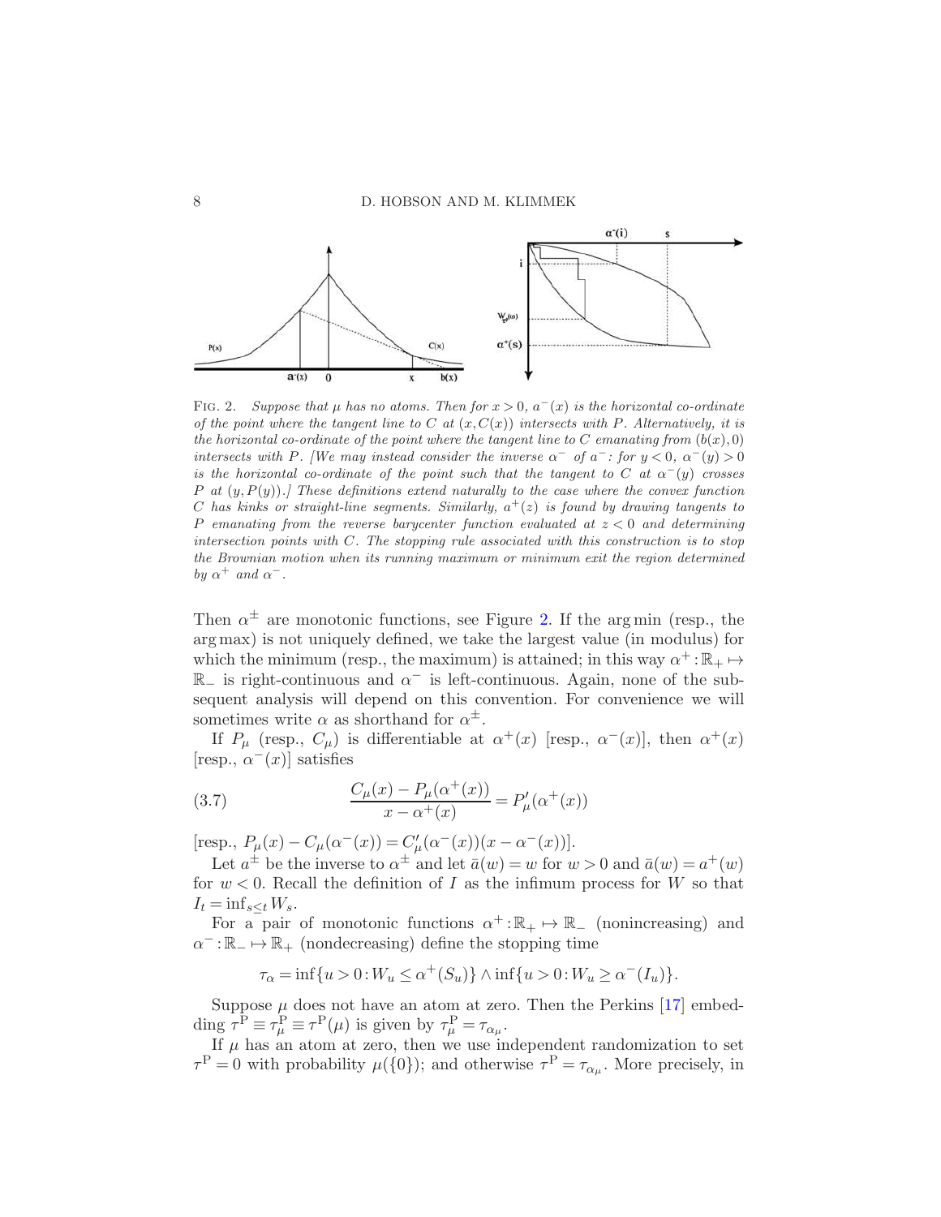FIG. 2. *Suppose that $\mu$ has no atoms. Then for $x > 0$, $a^-(x)$ is the horizontal co-ordinate of the point where the tangent line to $C$ at $(x, C(x))$ intersects with $P$. Alternatively, it is the horizontal co-ordinate of the point where the tangent line to $C$ emanating from $(b(x), 0)$ intersects with $P$. [We may instead consider the inverse $\alpha^-$ of $a^-$: for $y < 0$, $\alpha^-(y) > 0$ is the horizontal co-ordinate of the point such that the tangent to $C$ at $\alpha^-(y)$ crosses $P$ at $(y, P(y))$.] These definitions extend naturally to the case where the convex function $C$ has kinks or straight-line segments. Similarly, $a^+(z)$ is found by drawing tangents to $P$ emanating from the reverse barycenter function evaluated at $z < 0$ and determining intersection points with $C$. The stopping rule associated with this construction is to stop the Brownian motion when its running maximum or minimum exit the region determined by $\alpha^+$ and $\alpha^-$.*

Then $\alpha^\pm$ are monotonic functions, see Figure 2. If the arg min (resp., the arg max) is not uniquely defined, we take the largest value (in modulus) for which the minimum (resp., the maximum) is attained; in this way $\alpha^+ : \mathbb{R}_+ \mapsto \mathbb{R}_-$ is right-continuous and $\alpha^-$ is left-continuous. Again, none of the subsequent analysis will depend on this convention. For convenience we will sometimes write $\alpha$ as shorthand for $\alpha^\pm$.

If $P_\mu$ (resp., $C_\mu$) is differentiable at $\alpha^+(x)$ [resp., $\alpha^-(x)$], then $\alpha^+(x)$ [resp., $\alpha^-(x)$] satisfies

$$\frac{C_\mu(x) - P_\mu(\alpha^+(x))}{x - \alpha^+(x)} = P'_\mu(\alpha^+(x)) \tag{3.7}$$

[resp., $P_\mu(x) - C_\mu(\alpha^-(x)) = C'_\mu(\alpha^-(x))(x - \alpha^-(x))$].

Let $a^\pm$ be the inverse to $\alpha^\pm$ and let $\bar{a}(w) = w$ for $w > 0$ and $\bar{a}(w) = a^+(w)$ for $w < 0$. Recall the definition of $I$ as the infimum process for $W$ so that $I_t = \inf_{s \le t} W_s$.

For a pair of monotonic functions $\alpha^+ : \mathbb{R}_+ \mapsto \mathbb{R}_-$ (nonincreasing) and $\alpha^- : \mathbb{R}_- \mapsto \mathbb{R}_+$ (nondecreasing) define the stopping time

$$\tau_\alpha = \inf\{u > 0 : W_u \le \alpha^+(S_u)\} \wedge \inf\{u > 0 : W_u \ge \alpha^-(I_u)\}.$$

Suppose $\mu$ does not have an atom at zero. Then the Perkins [17] embedding $\tau^{\mathrm{P}} \equiv \tau^{\mathrm{P}}_\mu \equiv \tau^{\mathrm{P}}(\mu)$ is given by $\tau^{\mathrm{P}}_\mu = \tau_{\alpha_\mu}$.

If $\mu$ has an atom at zero, then we use independent randomization to set $\tau^{\mathrm{P}} = 0$ with probability $\mu(\{0\})$; and otherwise $\tau^{\mathrm{P}} = \tau_{\alpha_\mu}$. More precisely, in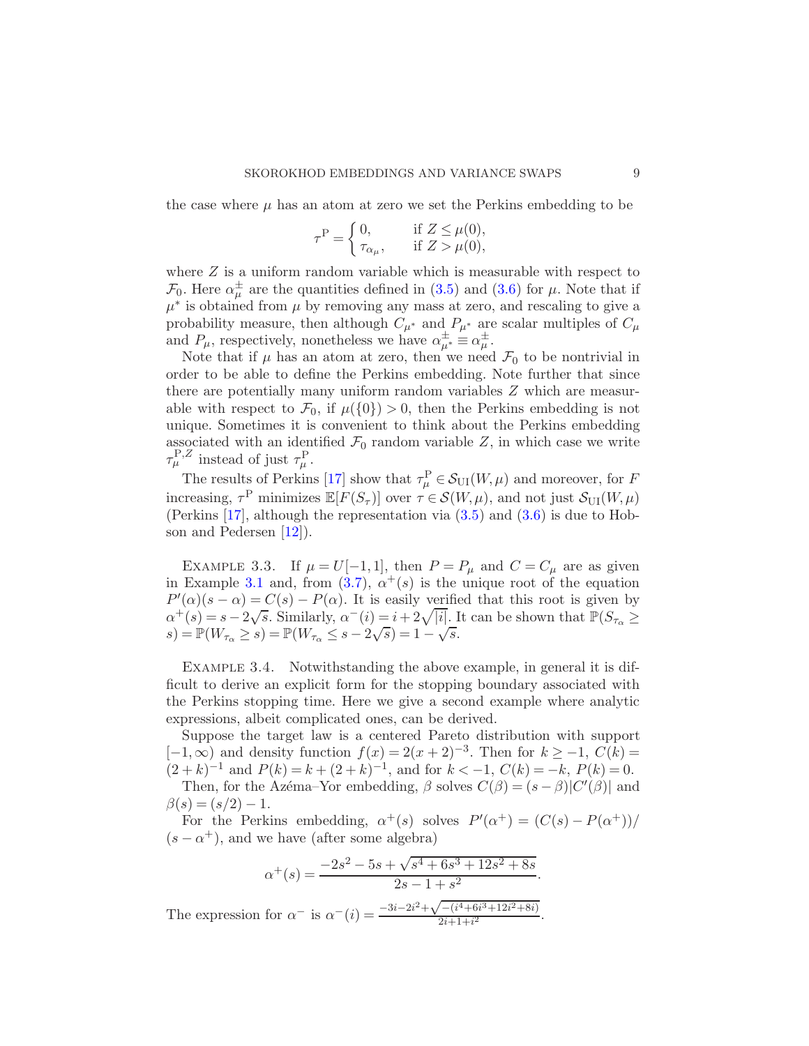the case where $\mu$ has an atom at zero we set the Perkins embedding to be

$$\tau^{\mathrm{P}} = \begin{cases} 0, & \text{if } Z \le \mu(0), \\ \tau_{\alpha_\mu}, & \text{if } Z > \mu(0), \end{cases}$$

where $Z$ is a uniform random variable which is measurable with respect to $\mathcal{F}_0$. Here $\alpha^\pm_\mu$ are the quantities defined in (3.5) and (3.6) for $\mu$. Note that if $\mu^*$ is obtained from $\mu$ by removing any mass at zero, and rescaling to give a probability measure, then although $C_{\mu^*}$ and $P_{\mu^*}$ are scalar multiples of $C_\mu$ and $P_\mu$, respectively, nonetheless we have $\alpha^\pm_{\mu^*} \equiv \alpha^\pm_\mu$.

Note that if $\mu$ has an atom at zero, then we need $\mathcal{F}_0$ to be nontrivial in order to be able to define the Perkins embedding. Note further that since there are potentially many uniform random variables $Z$ which are measurable with respect to $\mathcal{F}_0$, if $\mu(\{0\}) > 0$, then the Perkins embedding is not unique. Sometimes it is convenient to think about the Perkins embedding associated with an identified $\mathcal{F}_0$ random variable $Z$, in which case we write $\tau^{\mathrm{P},Z}_\mu$ instead of just $\tau^{\mathrm{P}}_\mu$.

The results of Perkins [17] show that $\tau^{\mathrm{P}}_\mu \in \mathcal{S}_{\mathrm{UI}}(W,\mu)$ and moreover, for $F$ increasing, $\tau^{\mathrm{P}}$ minimizes $\mathbb{E}[F(S_\tau)]$ over $\tau \in \mathcal{S}(W,\mu)$, and not just $\mathcal{S}_{\mathrm{UI}}(W,\mu)$ (Perkins [17], although the representation via (3.5) and (3.6) is due to Hobson and Pedersen [12]).

Example 3.3. If $\mu = U[-1,1]$, then $P = P_\mu$ and $C = C_\mu$ are as given in Example 3.1 and, from (3.7), $\alpha^+(s)$ is the unique root of the equation $P'(\alpha)(s-\alpha) = C(s) - P(\alpha)$. It is easily verified that this root is given by $\alpha^+(s) = s - 2\sqrt{s}$. Similarly, $\alpha^-(i) = i + 2\sqrt{|i|}$. It can be shown that $\mathbb{P}(S_{\tau_\alpha} \ge s) = \mathbb{P}(W_{\tau_\alpha} \ge s) = \mathbb{P}(W_{\tau_\alpha} \le s - 2\sqrt{s}) = 1 - \sqrt{s}$.

Example 3.4. Notwithstanding the above example, in general it is difficult to derive an explicit form for the stopping boundary associated with the Perkins stopping time. Here we give a second example where analytic expressions, albeit complicated ones, can be derived.

Suppose the target law is a centered Pareto distribution with support $[-1,\infty)$ and density function $f(x) = 2(x+2)^{-3}$. Then for $k \ge -1$, $C(k) = (2+k)^{-1}$ and $P(k) = k + (2+k)^{-1}$, and for $k < -1$, $C(k) = -k$, $P(k) = 0$.

Then, for the Azéma–Yor embedding, $\beta$ solves $C(\beta) = (s-\beta)|C'(\beta)|$ and $\beta(s) = (s/2) - 1$.

For the Perkins embedding, $\alpha^+(s)$ solves $P'(\alpha^+) = (C(s) - P(\alpha^+))/(s-\alpha^+)$, and we have (after some algebra)

$$\alpha^+(s) = \frac{-2s^2 - 5s + \sqrt{s^4 + 6s^3 + 12s^2 + 8s}}{2s - 1 + s^2}.$$

The expression for $\alpha^-$ is $\alpha^-(i) = \frac{-3i - 2i^2 + \sqrt{-(i^4 + 6i^3 + 12i^2 + 8i)}}{2i + 1 + i^2}$.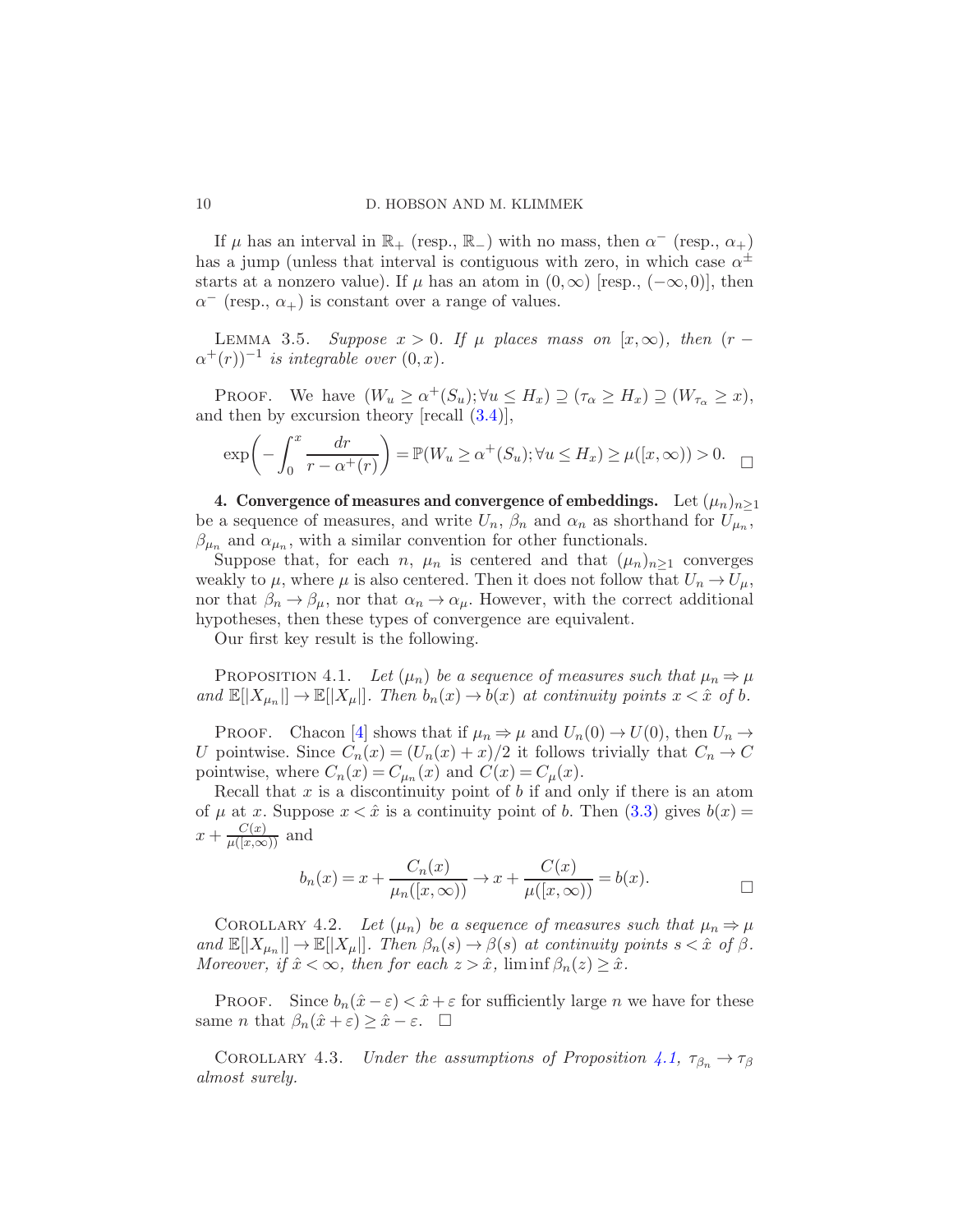If $\mu$ has an interval in $\mathbb{R}_+$ (resp., $\mathbb{R}_-$) with no mass, then $\alpha^-$ (resp., $\alpha_+$) has a jump (unless that interval is contiguous with zero, in which case $\alpha^\pm$ starts at a nonzero value). If $\mu$ has an atom in $(0, \infty)$ [resp., $(-\infty, 0)$], then $\alpha^-$ (resp., $\alpha_+$) is constant over a range of values.

LEMMA 3.5. *Suppose $x > 0$. If $\mu$ places mass on $[x, \infty)$, then $(r - \alpha^+(r))^{-1}$ is integrable over $(0, x)$.*

PROOF. We have $(W_u \geq \alpha^+(S_u); \forall u \leq H_x) \supseteq (\tau_\alpha \geq H_x) \supseteq (W_{\tau_\alpha} \geq x)$, and then by excursion theory [recall (3.4)],

$$\exp\left( - \int_0^x \frac{dr}{r - \alpha^+(r)} \right) = \mathbb{P}(W_u \geq \alpha^+(S_u); \forall u \leq H_x) \geq \mu([x, \infty)) > 0. \qquad \square$$

## 4. Convergence of measures and convergence of embeddings.

Let $(\mu_n)_{n \geq 1}$ be a sequence of measures, and write $U_n$, $\beta_n$ and $\alpha_n$ as shorthand for $U_{\mu_n}$, $\beta_{\mu_n}$ and $\alpha_{\mu_n}$, with a similar convention for other functionals.

Suppose that, for each $n$, $\mu_n$ is centered and that $(\mu_n)_{n \geq 1}$ converges weakly to $\mu$, where $\mu$ is also centered. Then it does not follow that $U_n \to U_\mu$, nor that $\beta_n \to \beta_\mu$, nor that $\alpha_n \to \alpha_\mu$. However, with the correct additional hypotheses, then these types of convergence are equivalent.

Our first key result is the following.

PROPOSITION 4.1. *Let $(\mu_n)$ be a sequence of measures such that $\mu_n \Rightarrow \mu$ and $\mathbb{E}[|X_{\mu_n}|] \to \mathbb{E}[|X_\mu|]$. Then $b_n(x) \to b(x)$ at continuity points $x < \hat{x}$ of $b$.*

PROOF. Chacon [4] shows that if $\mu_n \Rightarrow \mu$ and $U_n(0) \to U(0)$, then $U_n \to U$ pointwise. Since $C_n(x) = (U_n(x) + x)/2$ it follows trivially that $C_n \to C$ pointwise, where $C_n(x) = C_{\mu_n}(x)$ and $C(x) = C_\mu(x)$.

Recall that $x$ is a discontinuity point of $b$ if and only if there is an atom of $\mu$ at $x$. Suppose $x < \hat{x}$ is a continuity point of $b$. Then (3.3) gives $b(x) = x + \frac{C(x)}{\mu([x,\infty))}$ and

$$b_n(x) = x + \frac{C_n(x)}{\mu_n([x, \infty))} \to x + \frac{C(x)}{\mu([x, \infty))} = b(x). \qquad \square$$

COROLLARY 4.2. *Let $(\mu_n)$ be a sequence of measures such that $\mu_n \Rightarrow \mu$ and $\mathbb{E}[|X_{\mu_n}|] \to \mathbb{E}[|X_\mu|]$. Then $\beta_n(s) \to \beta(s)$ at continuity points $s < \hat{x}$ of $\beta$. Moreover, if $\hat{x} < \infty$, then for each $z > \hat{x}$, $\liminf \beta_n(z) \geq \hat{x}$.*

PROOF. Since $b_n(\hat{x} - \varepsilon) < \hat{x} + \varepsilon$ for sufficiently large $n$ we have for these same $n$ that $\beta_n(\hat{x} + \varepsilon) \geq \hat{x} - \varepsilon$. $\square$

COROLLARY 4.3. *Under the assumptions of Proposition 4.1, $\tau_{\beta_n} \to \tau_\beta$ almost surely.*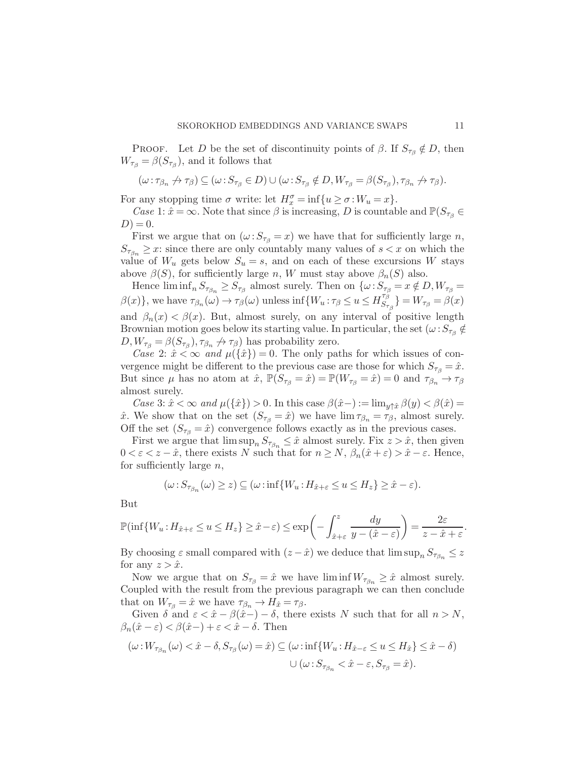PROOF. Let $D$ be the set of discontinuity points of $\beta$. If $S_{\tau_\beta} \notin D$, then $W_{\tau_\beta} = \beta(S_{\tau_\beta})$, and it follows that

$$(\omega : \tau_{\beta_n} \not\to \tau_\beta) \subseteq (\omega : S_{\tau_\beta} \in D) \cup (\omega : S_{\tau_\beta} \notin D, W_{\tau_\beta} = \beta(S_{\tau_\beta}), \tau_{\beta_n} \not\to \tau_\beta).$$

For any stopping time $\sigma$ write: let $H_x^\sigma = \inf\{u \geq \sigma : W_u = x\}$.

*Case* 1: $\hat{x} = \infty$. Note that since $\beta$ is increasing, $D$ is countable and $\mathbb{P}(S_{\tau_\beta} \in D) = 0$.

First we argue that on $(\omega : S_{\tau_\beta} = x)$ we have that for sufficiently large $n$, $S_{\tau_{\beta_n}} \geq x$: since there are only countably many values of $s < x$ on which the value of $W_u$ gets below $S_u = s$, and on each of these excursions $W$ stays above $\beta(S)$, for sufficiently large $n$, $W$ must stay above $\beta_n(S)$ also.

Hence $\liminf_n S_{\tau_{\beta_n}} \geq S_{\tau_\beta}$ almost surely. Then on $\{\omega : S_{\tau_\beta} = x \notin D, W_{\tau_\beta} = \beta(x)\}$, we have $\tau_{\beta_n}(\omega) \to \tau_\beta(\omega)$ unless $\inf\{W_u : \tau_\beta \leq u \leq H_{S_{\tau_\beta}}^{\tau_\beta}\} = W_{\tau_\beta} = \beta(x)$ and $\beta_n(x) < \beta(x)$. But, almost surely, on any interval of positive length Brownian motion goes below its starting value. In particular, the set $(\omega : S_{\tau_\beta} \notin D, W_{\tau_\beta} = \beta(S_{\tau_\beta}), \tau_{\beta_n} \not\to \tau_\beta)$ has probability zero.

*Case* 2: $\hat{x} < \infty$ *and* $\mu(\{\hat{x}\}) = 0$. The only paths for which issues of convergence might be different to the previous case are those for which $S_{\tau_\beta} = \hat{x}$. But since $\mu$ has no atom at $\hat{x}$, $\mathbb{P}(S_{\tau_\beta} = \hat{x}) = \mathbb{P}(W_{\tau_\beta} = \hat{x}) = 0$ and $\tau_{\beta_n} \to \tau_\beta$ almost surely.

*Case* 3: $\hat{x} < \infty$ *and* $\mu(\{\hat{x}\}) > 0$. In this case $\beta(\hat{x}-) := \lim_{y \uparrow \hat{x}} \beta(y) < \beta(\hat{x}) = \hat{x}$. We show that on the set $(S_{\tau_\beta} = \hat{x})$ we have $\lim \tau_{\beta_n} = \tau_\beta$, almost surely. Off the set $(S_{\tau_\beta} = \hat{x})$ convergence follows exactly as in the previous cases.

First we argue that $\limsup_n S_{\tau_{\beta_n}} \leq \hat{x}$ almost surely. Fix $z > \hat{x}$, then given $0 < \varepsilon < z - \hat{x}$, there exists $N$ such that for $n \geq N$, $\beta_n(\hat{x} + \varepsilon) > \hat{x} - \varepsilon$. Hence, for sufficiently large $n$,

$$(\omega : S_{\tau_{\beta_n}}(\omega) \geq z) \subseteq (\omega : \inf\{W_u : H_{\hat{x}+\varepsilon} \leq u \leq H_z\} \geq \hat{x} - \varepsilon).$$

But

$$\mathbb{P}(\inf\{W_u : H_{\hat{x}+\varepsilon} \leq u \leq H_z\} \geq \hat{x} - \varepsilon) \leq \exp\left(-\int_{\hat{x}+\varepsilon}^{z} \frac{dy}{y - (\hat{x} - \varepsilon)}\right) = \frac{2\varepsilon}{z - \hat{x} + \varepsilon}.$$

By choosing $\varepsilon$ small compared with $(z - \hat{x})$ we deduce that $\limsup_n S_{\tau_{\beta_n}} \leq z$ for any $z > \hat{x}$.

Now we argue that on $S_{\tau_\beta} = \hat{x}$ we have $\liminf W_{\tau_{\beta_n}} \geq \hat{x}$ almost surely. Coupled with the result from the previous paragraph we can then conclude that on $W_{\tau_\beta} = \hat{x}$ we have $\tau_{\beta_n} \to H_{\hat{x}} = \tau_\beta$.

Given $\delta$ and $\varepsilon < \hat{x} - \beta(\hat{x}-) - \delta$, there exists $N$ such that for all $n > N$, $\beta_n(\hat{x} - \varepsilon) < \beta(\hat{x}-) + \varepsilon < \hat{x} - \delta$. Then

$$\begin{aligned}(\omega : W_{\tau_{\beta_n}}(\omega) < \hat{x} - \delta, S_{\tau_\beta}(\omega) = \hat{x}) &\subseteq (\omega : \inf\{W_u : H_{\hat{x}-\varepsilon} \leq u \leq H_{\hat{x}}\} \leq \hat{x} - \delta) \\ &\quad \cup (\omega : S_{\tau_{\beta_n}} < \hat{x} - \varepsilon, S_{\tau_\beta} = \hat{x}).\end{aligned}$$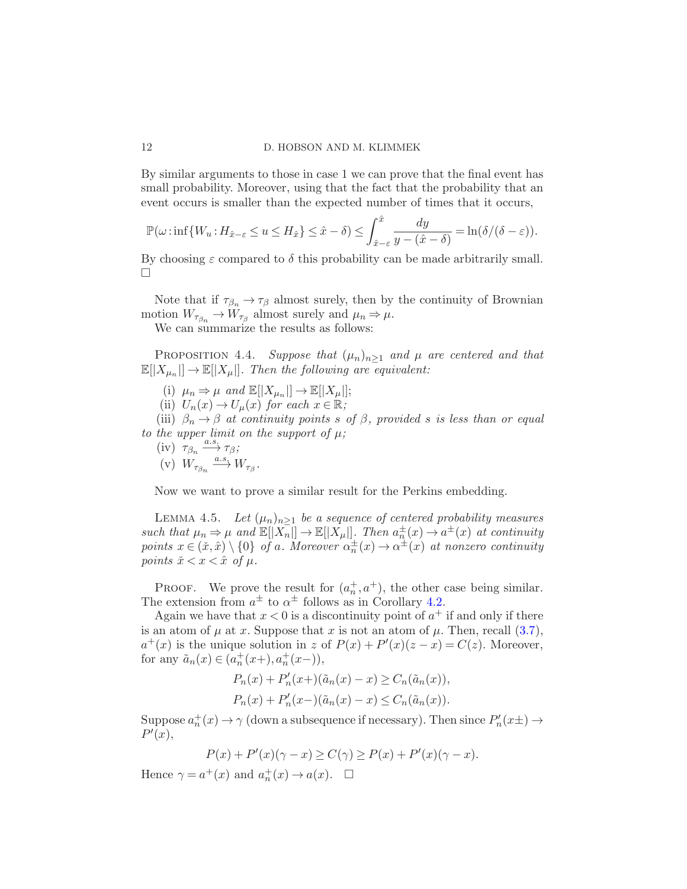By similar arguments to those in case 1 we can prove that the final event has small probability. Moreover, using that the fact that the probability that an event occurs is smaller than the expected number of times that it occurs,

$$\mathbb{P}(\omega : \inf\{W_u : H_{\hat{x}-\varepsilon} \leq u \leq H_{\hat{x}}\} \leq \hat{x} - \delta) \leq \int_{\hat{x}-\varepsilon}^{\hat{x}} \frac{dy}{y - (\hat{x} - \delta)} = \ln(\delta/(\delta - \varepsilon)).$$

By choosing $\varepsilon$ compared to $\delta$ this probability can be made arbitrarily small. □

Note that if $\tau_{\beta_n} \to \tau_\beta$ almost surely, then by the continuity of Brownian motion $W_{\tau_{\beta_n}} \to W_{\tau_\beta}$ almost surely and $\mu_n \Rightarrow \mu$.

We can summarize the results as follows:

PROPOSITION 4.4. *Suppose that $(\mu_n)_{n \geq 1}$ and $\mu$ are centered and that $\mathbb{E}[|X_{\mu_n}|] \to \mathbb{E}[|X_\mu|]$. Then the following are equivalent:*

(i) $\mu_n \Rightarrow \mu$ *and* $\mathbb{E}[|X_{\mu_n}|] \to \mathbb{E}[|X_\mu|]$;

(ii) $U_n(x) \to U_\mu(x)$ *for each* $x \in \mathbb{R}$;

(iii) $\beta_n \to \beta$ *at continuity points $s$ of $\beta$, provided $s$ is less than or equal to the upper limit on the support of $\mu$;*

(iv) $\tau_{\beta_n} \xrightarrow{a.s.} \tau_\beta$;

(v) $W_{\tau_{\beta_n}} \xrightarrow{a.s.} W_{\tau_\beta}$.

Now we want to prove a similar result for the Perkins embedding.

LEMMA 4.5. *Let $(\mu_n)_{n \geq 1}$ be a sequence of centered probability measures such that $\mu_n \Rightarrow \mu$ and $\mathbb{E}[|X_n|] \to \mathbb{E}[|X_\mu|]$. Then $a_n^{\pm}(x) \to a^{\pm}(x)$ at continuity points $x \in (\check{x}, \hat{x}) \setminus \{0\}$ of $a$. Moreover $\alpha_n^{\pm}(x) \to \alpha^{\pm}(x)$ at nonzero continuity points $\check{x} < x < \hat{x}$ of $\mu$.*

PROOF. We prove the result for $(a_n^+, a^+)$, the other case being similar. The extension from $a^{\pm}$ to $\alpha^{\pm}$ follows as in Corollary 4.2.

Again we have that $x < 0$ is a discontinuity point of $a^+$ if and only if there is an atom of $\mu$ at $x$. Suppose that $x$ is not an atom of $\mu$. Then, recall (3.7), $a^+(x)$ is the unique solution in $z$ of $P(x) + P'(x)(z - x) = C(z)$. Moreover, for any $\tilde{a}_n(x) \in (a_n^+(x+), a_n^+(x-))$,

$$P_n(x) + P_n'(x+)(\tilde{a}_n(x) - x) \geq C_n(\tilde{a}_n(x)),$$
$$P_n(x) + P_n'(x-)(\tilde{a}_n(x) - x) \leq C_n(\tilde{a}_n(x)).$$

Suppose $a_n^+(x) \to \gamma$ (down a subsequence if necessary). Then since $P_n'(x\pm) \to P'(x)$,

$$P(x) + P'(x)(\gamma - x) \geq C(\gamma) \geq P(x) + P'(x)(\gamma - x).$$

Hence $\gamma = a^+(x)$ and $a_n^+(x) \to a(x)$. □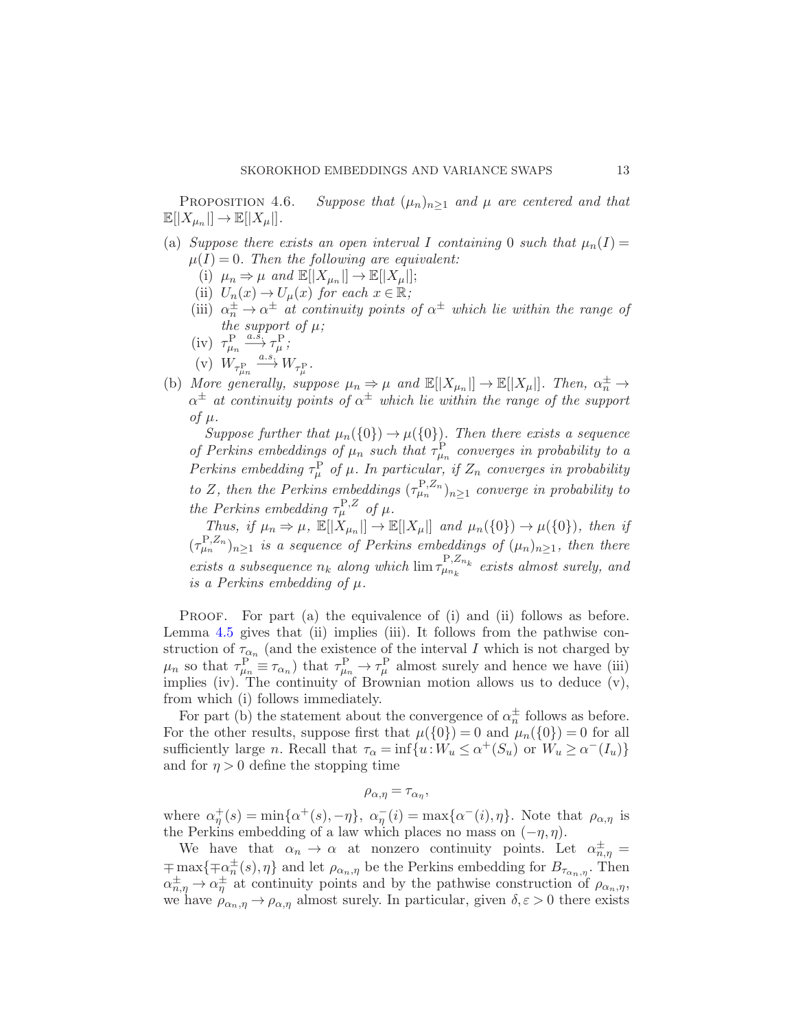PROPOSITION 4.6. *Suppose that $(\mu_n)_{n\ge 1}$ and $\mu$ are centered and that $\mathbb{E}[|X_{\mu_n}|] \to \mathbb{E}[|X_\mu|]$.*

(a) *Suppose there exists an open interval $I$ containing $0$ such that $\mu_n(I) = \mu(I) = 0$. Then the following are equivalent:*
   (i) *$\mu_n \Rightarrow \mu$ and $\mathbb{E}[|X_{\mu_n}|] \to \mathbb{E}[|X_\mu|]$;*
   (ii) *$U_n(x) \to U_\mu(x)$ for each $x \in \mathbb{R}$;*
   (iii) *$\alpha_n^\pm \to \alpha^\pm$ at continuity points of $\alpha^\pm$ which lie within the range of the support of $\mu$;*
   (iv) *$\tau^{\mathrm{P}}_{\mu_n} \xrightarrow{a.s.} \tau^{\mathrm{P}}_\mu$;*
   (v) *$W_{\tau^{\mathrm{P}}_{\mu_n}} \xrightarrow{a.s.} W_{\tau^{\mathrm{P}}_\mu}$.*

(b) *More generally, suppose $\mu_n \Rightarrow \mu$ and $\mathbb{E}[|X_{\mu_n}|] \to \mathbb{E}[|X_\mu|]$. Then, $\alpha_n^\pm \to \alpha^\pm$ at continuity points of $\alpha^\pm$ which lie within the range of the support of $\mu$.*

   *Suppose further that $\mu_n(\{0\}) \to \mu(\{0\})$. Then there exists a sequence of Perkins embeddings of $\mu_n$ such that $\tau^{\mathrm{P}}_{\mu_n}$ converges in probability to a Perkins embedding $\tau^{\mathrm{P}}_\mu$ of $\mu$. In particular, if $Z_n$ converges in probability to $Z$, then the Perkins embeddings $(\tau^{\mathrm{P},Z_n}_{\mu_n})_{n\ge 1}$ converge in probability to the Perkins embedding $\tau^{\mathrm{P},Z}_\mu$ of $\mu$.*

   *Thus, if $\mu_n \Rightarrow \mu$, $\mathbb{E}[|X_{\mu_n}|] \to \mathbb{E}[|X_\mu|]$ and $\mu_n(\{0\}) \to \mu(\{0\})$, then if $(\tau^{\mathrm{P},Z_n}_{\mu_n})_{n\ge 1}$ is a sequence of Perkins embeddings of $(\mu_n)_{n\ge 1}$, then there exists a subsequence $n_k$ along which $\lim \tau^{\mathrm{P},Z_{n_k}}_{\mu_{n_k}}$ exists almost surely, and is a Perkins embedding of $\mu$.*

PROOF. For part (a) the equivalence of (i) and (ii) follows as before. Lemma 4.5 gives that (ii) implies (iii). It follows from the pathwise construction of $\tau_{\alpha_n}$ (and the existence of the interval $I$ which is not charged by $\mu_n$ so that $\tau^{\mathrm{P}}_{\mu_n} \equiv \tau_{\alpha_n}$) that $\tau^{\mathrm{P}}_{\mu_n} \to \tau^{\mathrm{P}}_\mu$ almost surely and hence we have (iii) implies (iv). The continuity of Brownian motion allows us to deduce (v), from which (i) follows immediately.

For part (b) the statement about the convergence of $\alpha_n^\pm$ follows as before. For the other results, suppose first that $\mu(\{0\}) = 0$ and $\mu_n(\{0\}) = 0$ for all sufficiently large $n$. Recall that $\tau_\alpha = \inf\{u : W_u \le \alpha^+(S_u) \text{ or } W_u \ge \alpha^-(I_u)\}$ and for $\eta > 0$ define the stopping time

$$\rho_{\alpha,\eta} = \tau_{\alpha_\eta},$$

where $\alpha^+_\eta(s) = \min\{\alpha^+(s), -\eta\}$, $\alpha^-_\eta(i) = \max\{\alpha^-(i), \eta\}$. Note that $\rho_{\alpha,\eta}$ is the Perkins embedding of a law which places no mass on $(-\eta, \eta)$.

We have that $\alpha_n \to \alpha$ at nonzero continuity points. Let $\alpha^\pm_{n,\eta} = \mp \max\{\mp\alpha^\pm_n(s), \eta\}$ and let $\rho_{\alpha_n,\eta}$ be the Perkins embedding for $B_{\tau_{\alpha_n,\eta}}$. Then $\alpha^\pm_{n,\eta} \to \alpha^\pm_\eta$ at continuity points and by the pathwise construction of $\rho_{\alpha_n,\eta}$, we have $\rho_{\alpha_n,\eta} \to \rho_{\alpha,\eta}$ almost surely. In particular, given $\delta, \varepsilon > 0$ there exists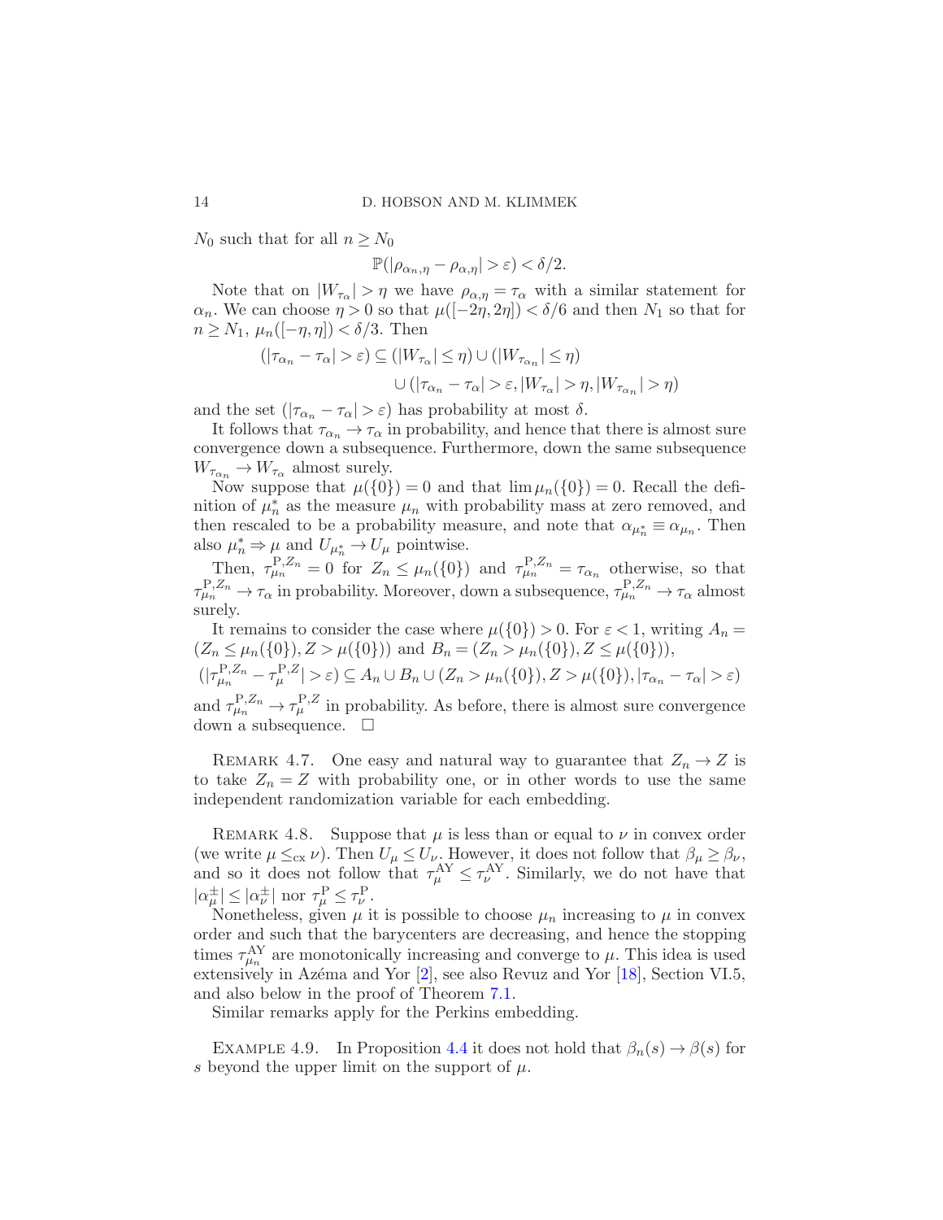$N_0$ such that for all $n \geq N_0$

$$\mathbb{P}(|\rho_{\alpha_n,\eta} - \rho_{\alpha,\eta}| > \varepsilon) < \delta/2.$$

Note that on $|W_{\tau_\alpha}| > \eta$ we have $\rho_{\alpha,\eta} = \tau_\alpha$ with a similar statement for $\alpha_n$. We can choose $\eta > 0$ so that $\mu([-2\eta, 2\eta]) < \delta/6$ and then $N_1$ so that for $n \geq N_1$, $\mu_n([-\eta,\eta]) < \delta/3$. Then

$$\begin{aligned}(|\tau_{\alpha_n} - \tau_\alpha| > \varepsilon) &\subseteq (|W_{\tau_\alpha}| \leq \eta) \cup (|W_{\tau_{\alpha_n}}| \leq \eta) \\ &\qquad \cup (|\tau_{\alpha_n} - \tau_\alpha| > \varepsilon, |W_{\tau_\alpha}| > \eta, |W_{\tau_{\alpha_n}}| > \eta)\end{aligned}$$

and the set $(|\tau_{\alpha_n} - \tau_\alpha| > \varepsilon)$ has probability at most $\delta$.

It follows that $\tau_{\alpha_n} \to \tau_\alpha$ in probability, and hence that there is almost sure convergence down a subsequence. Furthermore, down the same subsequence $W_{\tau_{\alpha_n}} \to W_{\tau_\alpha}$ almost surely.

Now suppose that $\mu(\{0\}) = 0$ and that $\lim \mu_n(\{0\}) = 0$. Recall the definition of $\mu_n^*$ as the measure $\mu_n$ with probability mass at zero removed, and then rescaled to be a probability measure, and note that $\alpha_{\mu_n^*} \equiv \alpha_{\mu_n}$. Then also $\mu_n^* \Rightarrow \mu$ and $U_{\mu_n^*} \to U_\mu$ pointwise.

Then, $\tau_{\mu_n}^{\mathrm{P},Z_n} = 0$ for $Z_n \leq \mu_n(\{0\})$ and $\tau_{\mu_n}^{\mathrm{P},Z_n} = \tau_{\alpha_n}$ otherwise, so that $\tau_{\mu_n}^{\mathrm{P},Z_n} \to \tau_\alpha$ in probability. Moreover, down a subsequence, $\tau_{\mu_n}^{\mathrm{P},Z_n} \to \tau_\alpha$ almost surely.

It remains to consider the case where $\mu(\{0\}) > 0$. For $\varepsilon < 1$, writing $A_n = (Z_n \leq \mu_n(\{0\}), Z > \mu(\{0\}))$ and $B_n = (Z_n > \mu_n(\{0\}), Z \leq \mu(\{0\}))$,

$$(|\tau_{\mu_n}^{\mathrm{P},Z_n} - \tau_\mu^{\mathrm{P},Z}| > \varepsilon) \subseteq A_n \cup B_n \cup (Z_n > \mu_n(\{0\}), Z > \mu(\{0\}), |\tau_{\alpha_n} - \tau_\alpha| > \varepsilon)$$

and $\tau_{\mu_n}^{\mathrm{P},Z_n} \to \tau_\mu^{\mathrm{P},Z}$ in probability. As before, there is almost sure convergence down a subsequence. $\square$

Remark 4.7. One easy and natural way to guarantee that $Z_n \to Z$ is to take $Z_n = Z$ with probability one, or in other words to use the same independent randomization variable for each embedding.

Remark 4.8. Suppose that $\mu$ is less than or equal to $\nu$ in convex order (we write $\mu \leq_{\mathrm{cx}} \nu$). Then $U_\mu \leq U_\nu$. However, it does not follow that $\beta_\mu \geq \beta_\nu$, and so it does not follow that $\tau_\mu^{\mathrm{AY}} \leq \tau_\nu^{\mathrm{AY}}$. Similarly, we do not have that $|\alpha_\mu^\pm| \leq |\alpha_\nu^\pm|$ nor $\tau_\mu^{\mathrm{P}} \leq \tau_\nu^{\mathrm{P}}$.

Nonetheless, given $\mu$ it is possible to choose $\mu_n$ increasing to $\mu$ in convex order and such that the barycenters are decreasing, and hence the stopping times $\tau_{\mu_n}^{\mathrm{AY}}$ are monotonically increasing and converge to $\mu$. This idea is used extensively in Azéma and Yor [2], see also Revuz and Yor [18], Section VI.5, and also below in the proof of Theorem 7.1.

Similar remarks apply for the Perkins embedding.

Example 4.9. In Proposition 4.4 it does not hold that $\beta_n(s) \to \beta(s)$ for $s$ beyond the upper limit on the support of $\mu$.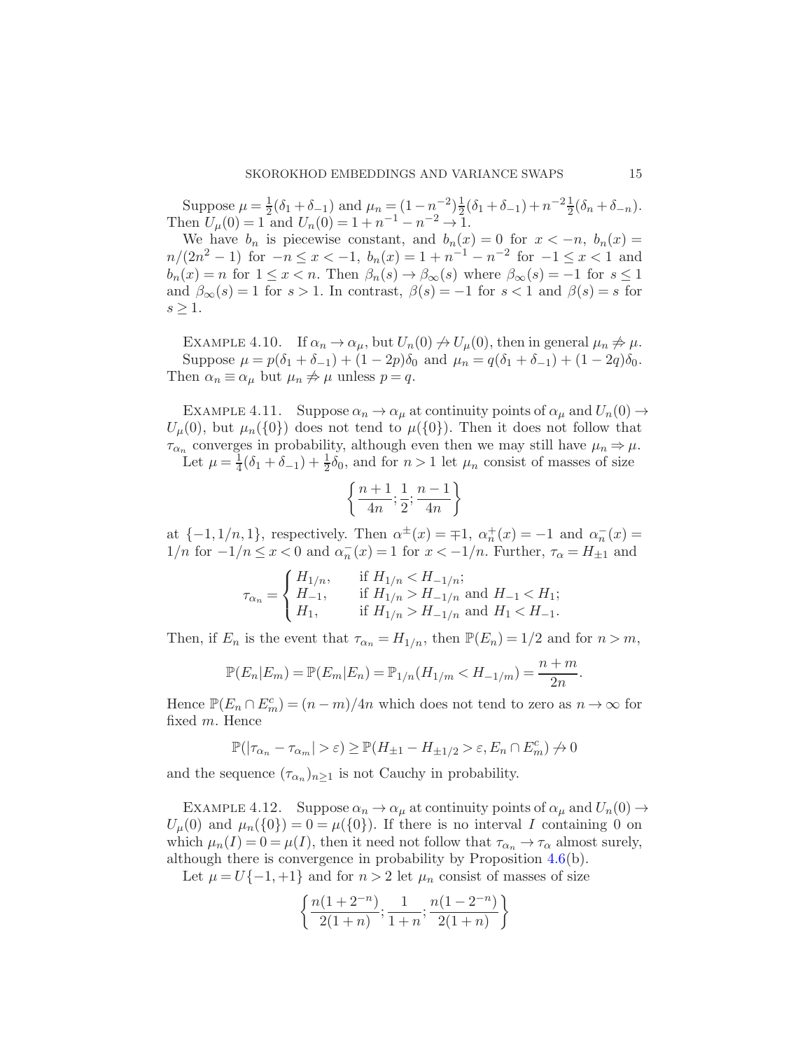Suppose $\mu = \frac{1}{2}(\delta_1 + \delta_{-1})$ and $\mu_n = (1-n^{-2})\frac{1}{2}(\delta_1+\delta_{-1}) + n^{-2}\frac{1}{2}(\delta_n + \delta_{-n})$. Then $U_\mu(0) = 1$ and $U_n(0) = 1 + n^{-1} - n^{-2} \to 1$.

We have $b_n$ is piecewise constant, and $b_n(x) = 0$ for $x < -n$, $b_n(x) = n/(2n^2-1)$ for $-n \le x < -1$, $b_n(x) = 1 + n^{-1} - n^{-2}$ for $-1 \le x < 1$ and $b_n(x) = n$ for $1 \le x < n$. Then $\beta_n(s) \to \beta_\infty(s)$ where $\beta_\infty(s) = -1$ for $s \le 1$ and $\beta_\infty(s) = 1$ for $s > 1$. In contrast, $\beta(s) = -1$ for $s < 1$ and $\beta(s) = s$ for $s \ge 1$.

Example 4.10. If $\alpha_n \to \alpha_\mu$, but $U_n(0) \not\to U_\mu(0)$, then in general $\mu_n \not\Rightarrow \mu$.

Suppose $\mu = p(\delta_1 + \delta_{-1}) + (1-2p)\delta_0$ and $\mu_n = q(\delta_1 + \delta_{-1}) + (1-2q)\delta_0$. Then $\alpha_n \equiv \alpha_\mu$ but $\mu_n \not\Rightarrow \mu$ unless $p = q$.

Example 4.11. Suppose $\alpha_n \to \alpha_\mu$ at continuity points of $\alpha_\mu$ and $U_n(0) \to U_\mu(0)$, but $\mu_n(\{0\})$ does not tend to $\mu(\{0\})$. Then it does not follow that $\tau_{\alpha_n}$ converges in probability, although even then we may still have $\mu_n \Rightarrow \mu$.

Let $\mu = \frac{1}{4}(\delta_1 + \delta_{-1}) + \frac{1}{2}\delta_0$, and for $n > 1$ let $\mu_n$ consist of masses of size

$$\left\{ \frac{n+1}{4n}; \frac{1}{2}; \frac{n-1}{4n} \right\}$$

at $\{-1, 1/n, 1\}$, respectively. Then $\alpha^\pm(x) = \mp 1$, $\alpha_n^+(x) = -1$ and $\alpha_n^-(x) = 1/n$ for $-1/n \le x < 0$ and $\alpha_n^-(x) = 1$ for $x < -1/n$. Further, $\tau_\alpha = H_{\pm 1}$ and

$$\tau_{\alpha_n} = \begin{cases} H_{1/n}, & \text{if } H_{1/n} < H_{-1/n}; \\ H_{-1}, & \text{if } H_{1/n} > H_{-1/n} \text{ and } H_{-1} < H_1; \\ H_1, & \text{if } H_{1/n} > H_{-1/n} \text{ and } H_1 < H_{-1}. \end{cases}$$

Then, if $E_n$ is the event that $\tau_{\alpha_n} = H_{1/n}$, then $\mathbb{P}(E_n) = 1/2$ and for $n > m$,

$$\mathbb{P}(E_n | E_m) = \mathbb{P}(E_m | E_n) = \mathbb{P}_{1/n}(H_{1/m} < H_{-1/m}) = \frac{n+m}{2n}.$$

Hence $\mathbb{P}(E_n \cap E_m^c) = (n-m)/4n$ which does not tend to zero as $n \to \infty$ for fixed $m$. Hence

$$\mathbb{P}(|\tau_{\alpha_n} - \tau_{\alpha_m}| > \varepsilon) \ge \mathbb{P}(H_{\pm 1} - H_{\pm 1/2} > \varepsilon, E_n \cap E_m^c) \not\to 0$$

and the sequence $(\tau_{\alpha_n})_{n \ge 1}$ is not Cauchy in probability.

Example 4.12. Suppose $\alpha_n \to \alpha_\mu$ at continuity points of $\alpha_\mu$ and $U_n(0) \to U_\mu(0)$ and $\mu_n(\{0\}) = 0 = \mu(\{0\})$. If there is no interval $I$ containing 0 on which $\mu_n(I) = 0 = \mu(I)$, then it need not follow that $\tau_{\alpha_n} \to \tau_\alpha$ almost surely, although there is convergence in probability by Proposition 4.6(b).

Let $\mu = U\{-1, +1\}$ and for $n > 2$ let $\mu_n$ consist of masses of size

$$\left\{ \frac{n(1+2^{-n})}{2(1+n)}; \frac{1}{1+n}; \frac{n(1-2^{-n})}{2(1+n)} \right\}$$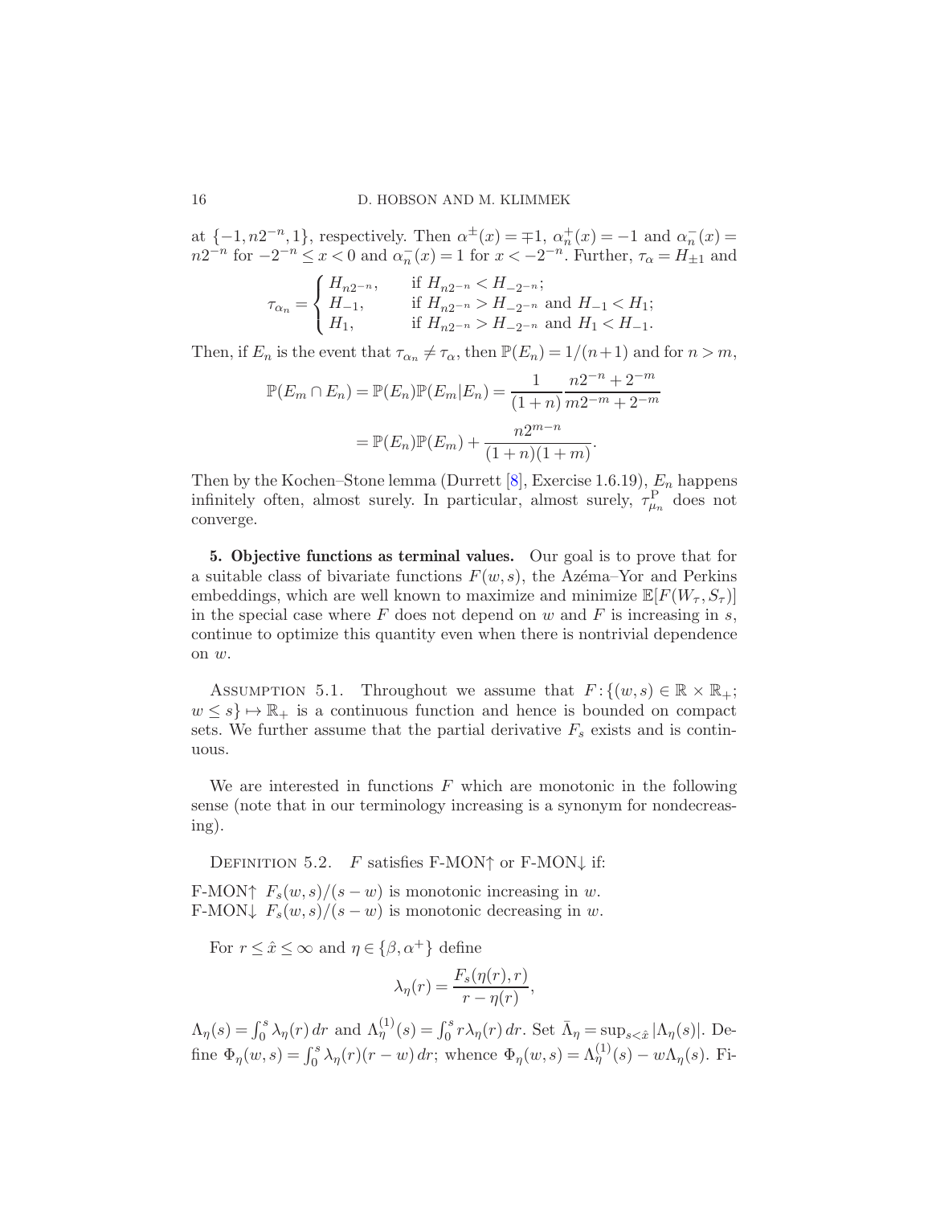at $\{-1, n2^{-n}, 1\}$, respectively. Then $\alpha^{\pm}(x) = \mp 1$, $\alpha_n^+(x) = -1$ and $\alpha_n^-(x) = n2^{-n}$ for $-2^{-n} \le x < 0$ and $\alpha_n^-(x) = 1$ for $x < -2^{-n}$. Further, $\tau_\alpha = H_{\pm 1}$ and

$$\tau_{\alpha_n} = \begin{cases} H_{n2^{-n}}, & \text{if } H_{n2^{-n}} < H_{-2^{-n}}; \\ H_{-1}, & \text{if } H_{n2^{-n}} > H_{-2^{-n}} \text{ and } H_{-1} < H_1; \\ H_1, & \text{if } H_{n2^{-n}} > H_{-2^{-n}} \text{ and } H_1 < H_{-1}. \end{cases}$$

Then, if $E_n$ is the event that $\tau_{\alpha_n} \neq \tau_\alpha$, then $\mathbb{P}(E_n) = 1/(n+1)$ and for $n > m$,

$$\begin{aligned} \mathbb{P}(E_m \cap E_n) = \mathbb{P}(E_n)\mathbb{P}(E_m|E_n) &= \frac{1}{(1+n)} \frac{n2^{-n} + 2^{-m}}{m2^{-m} + 2^{-m}} \\ &= \mathbb{P}(E_n)\mathbb{P}(E_m) + \frac{n2^{m-n}}{(1+n)(1+m)}. \end{aligned}$$

Then by the Kochen–Stone lemma (Durrett [8], Exercise 1.6.19), $E_n$ happens infinitely often, almost surely. In particular, almost surely, $\tau^{\mathrm{P}}_{\mu_n}$ does not converge.

**5. Objective functions as terminal values.** Our goal is to prove that for a suitable class of bivariate functions $F(w,s)$, the Azéma–Yor and Perkins embeddings, which are well known to maximize and minimize $\mathbb{E}[F(W_\tau, S_\tau)]$ in the special case where $F$ does not depend on $w$ and $F$ is increasing in $s$, continue to optimize this quantity even when there is nontrivial dependence on $w$.

ASSUMPTION 5.1. Throughout we assume that $F : \{(w,s) \in \mathbb{R} \times \mathbb{R}_+; w \le s\} \mapsto \mathbb{R}_+$ is a continuous function and hence is bounded on compact sets. We further assume that the partial derivative $F_s$ exists and is continuous.

We are interested in functions $F$ which are monotonic in the following sense (note that in our terminology increasing is a synonym for nondecreasing).

DEFINITION 5.2. $F$ satisfies F-MON↑ or F-MON↓ if:

F-MON↑ $F_s(w,s)/(s-w)$ is monotonic increasing in $w$.
F-MON↓ $F_s(w,s)/(s-w)$ is monotonic decreasing in $w$.

For $r \le \hat{x} \le \infty$ and $\eta \in \{\beta, \alpha^+\}$ define

$$\lambda_\eta(r) = \frac{F_s(\eta(r), r)}{r - \eta(r)},$$

$\Lambda_\eta(s) = \int_0^s \lambda_\eta(r)\,dr$ and $\Lambda_\eta^{(1)}(s) = \int_0^s r\lambda_\eta(r)\,dr$. Set $\bar{\Lambda}_\eta = \sup_{s < \hat{x}} |\Lambda_\eta(s)|$. Define $\Phi_\eta(w,s) = \int_0^s \lambda_\eta(r)(r-w)\,dr$; whence $\Phi_\eta(w,s) = \Lambda_\eta^{(1)}(s) - w\Lambda_\eta(s)$. Fi-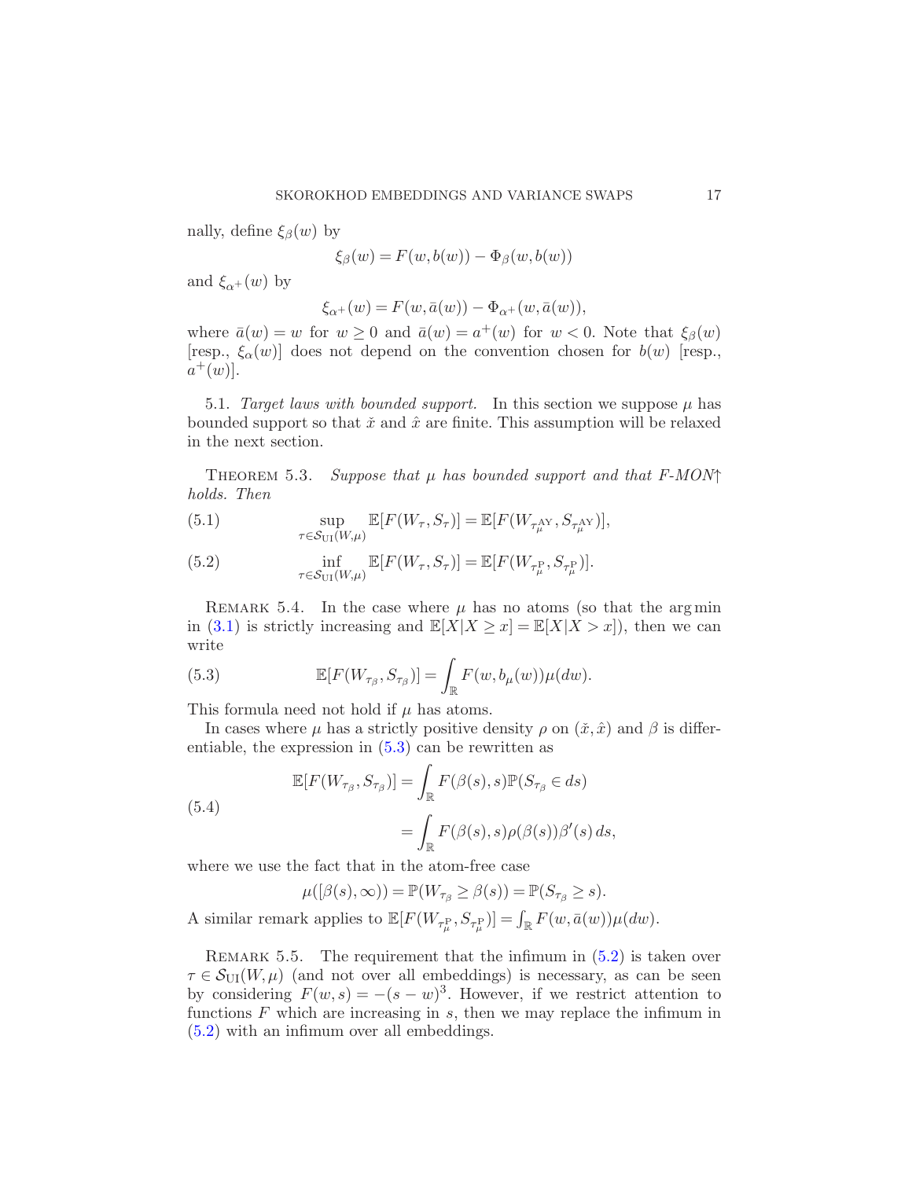nally, define $\xi_\beta(w)$ by

$$\xi_\beta(w) = F(w, b(w)) - \Phi_\beta(w, b(w))$$

and $\xi_{\alpha^+}(w)$ by

$$\xi_{\alpha^+}(w) = F(w, \bar{a}(w)) - \Phi_{\alpha^+}(w, \bar{a}(w)),$$

where $\bar{a}(w) = w$ for $w \geq 0$ and $\bar{a}(w) = a^+(w)$ for $w < 0$. Note that $\xi_\beta(w)$ [resp., $\xi_\alpha(w)$] does not depend on the convention chosen for $b(w)$ [resp., $a^+(w)$].

5.1. *Target laws with bounded support.* In this section we suppose $\mu$ has bounded support so that $\check{x}$ and $\hat{x}$ are finite. This assumption will be relaxed in the next section.

THEOREM 5.3. *Suppose that $\mu$ has bounded support and that F-MON↑ holds. Then*

$$\sup_{\tau \in \mathcal{S}_{\mathrm{UI}}(W,\mu)} \mathbb{E}[F(W_\tau, S_\tau)] = \mathbb{E}[F(W_{\tau_\mu^{\mathrm{AY}}}, S_{\tau_\mu^{\mathrm{AY}}})], \tag{5.1}$$

$$\inf_{\tau \in \mathcal{S}_{\mathrm{UI}}(W,\mu)} \mathbb{E}[F(W_\tau, S_\tau)] = \mathbb{E}[F(W_{\tau_\mu^{\mathrm{P}}}, S_{\tau_\mu^{\mathrm{P}}})]. \tag{5.2}$$

REMARK 5.4. In the case where $\mu$ has no atoms (so that the arg min in (3.1) is strictly increasing and $\mathbb{E}[X|X \geq x] = \mathbb{E}[X|X > x]$), then we can write

$$\mathbb{E}[F(W_{\tau_\beta}, S_{\tau_\beta})] = \int_{\mathbb{R}} F(w, b_\mu(w))\mu(dw). \tag{5.3}$$

This formula need not hold if $\mu$ has atoms.

In cases where $\mu$ has a strictly positive density $\rho$ on $(\check{x}, \hat{x})$ and $\beta$ is differentiable, the expression in (5.3) can be rewritten as

$$\begin{aligned} \mathbb{E}[F(W_{\tau_\beta}, S_{\tau_\beta})] &= \int_{\mathbb{R}} F(\beta(s), s)\mathbb{P}(S_{\tau_\beta} \in ds) \\ &= \int_{\mathbb{R}} F(\beta(s), s)\rho(\beta(s))\beta'(s)\, ds, \end{aligned} \tag{5.4}$$

where we use the fact that in the atom-free case

$$\mu([\beta(s), \infty)) = \mathbb{P}(W_{\tau_\beta} \geq \beta(s)) = \mathbb{P}(S_{\tau_\beta} \geq s).$$

A similar remark applies to $\mathbb{E}[F(W_{\tau_\mu^{\mathrm{P}}}, S_{\tau_\mu^{\mathrm{P}}})] = \int_{\mathbb{R}} F(w, \bar{a}(w))\mu(dw)$.

REMARK 5.5. The requirement that the infimum in (5.2) is taken over $\tau \in \mathcal{S}_{\mathrm{UI}}(W, \mu)$ (and not over all embeddings) is necessary, as can be seen by considering $F(w, s) = -(s - w)^3$. However, if we restrict attention to functions $F$ which are increasing in $s$, then we may replace the infimum in (5.2) with an infimum over all embeddings.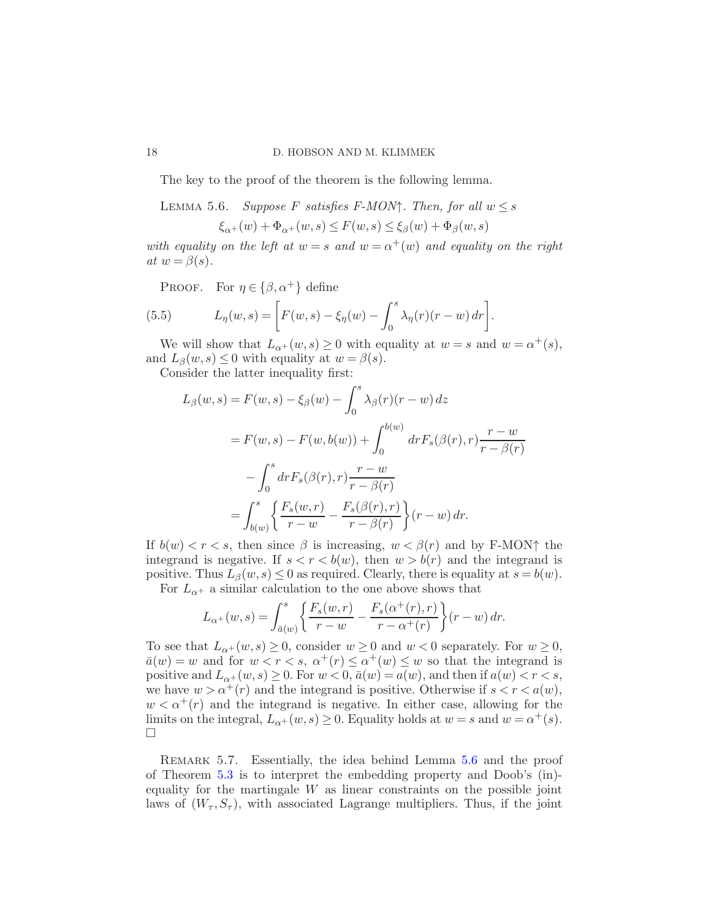The key to the proof of the theorem is the following lemma.

LEMMA 5.6. *Suppose $F$ satisfies F-MON↑. Then, for all $w \le s$*

$$\xi_{\alpha^+}(w) + \Phi_{\alpha^+}(w,s) \le F(w,s) \le \xi_\beta(w) + \Phi_\beta(w,s)$$

*with equality on the left at $w = s$ and $w = \alpha^+(w)$ and equality on the right at $w = \beta(s)$.*

PROOF. For $\eta \in \{\beta, \alpha^+\}$ define

$$L_\eta(w,s) = \left[F(w,s) - \xi_\eta(w) - \int_0^s \lambda_\eta(r)(r-w)\,dr\right]. \tag{5.5}$$

We will show that $L_{\alpha^+}(w,s) \ge 0$ with equality at $w = s$ and $w = \alpha^+(s)$, and $L_\beta(w,s) \le 0$ with equality at $w = \beta(s)$.

Consider the latter inequality first:

$$\begin{aligned}
L_\beta(w,s) &= F(w,s) - \xi_\beta(w) - \int_0^s \lambda_\beta(r)(r-w)\,dz \\
&= F(w,s) - F(w,b(w)) + \int_0^{b(w)} dr F_s(\beta(r),r)\frac{r-w}{r-\beta(r)} \\
&\quad - \int_0^s dr F_s(\beta(r),r)\frac{r-w}{r-\beta(r)} \\
&= \int_{b(w)}^s \left\{\frac{F_s(w,r)}{r-w} - \frac{F_s(\beta(r),r)}{r-\beta(r)}\right\}(r-w)\,dr.
\end{aligned}$$

If $b(w) < r < s$, then since $\beta$ is increasing, $w < \beta(r)$ and by F-MON↑ the integrand is negative. If $s < r < b(w)$, then $w > b(r)$ and the integrand is positive. Thus $L_\beta(w,s) \le 0$ as required. Clearly, there is equality at $s = b(w)$.

For $L_{\alpha^+}$ a similar calculation to the one above shows that

$$L_{\alpha^+}(w,s) = \int_{\bar{a}(w)}^s \left\{\frac{F_s(w,r)}{r-w} - \frac{F_s(\alpha^+(r),r)}{r-\alpha^+(r)}\right\}(r-w)\,dr.$$

To see that $L_{\alpha^+}(w,s) \ge 0$, consider $w \ge 0$ and $w < 0$ separately. For $w \ge 0$, $\bar{a}(w) = w$ and for $w < r < s$, $\alpha^+(r) \le \alpha^+(w) \le w$ so that the integrand is positive and $L_{\alpha^+}(w,s) \ge 0$. For $w < 0$, $\bar{a}(w) = a(w)$, and then if $a(w) < r < s$, we have $w > \alpha^+(r)$ and the integrand is positive. Otherwise if $s < r < a(w)$, $w < \alpha^+(r)$ and the integrand is negative. In either case, allowing for the limits on the integral, $L_{\alpha^+}(w,s) \ge 0$. Equality holds at $w = s$ and $w = \alpha^+(s)$. □

REMARK 5.7. Essentially, the idea behind Lemma 5.6 and the proof of Theorem 5.3 is to interpret the embedding property and Doob's (in)-equality for the martingale $W$ as linear constraints on the possible joint laws of $(W_\tau, S_\tau)$, with associated Lagrange multipliers. Thus, if the joint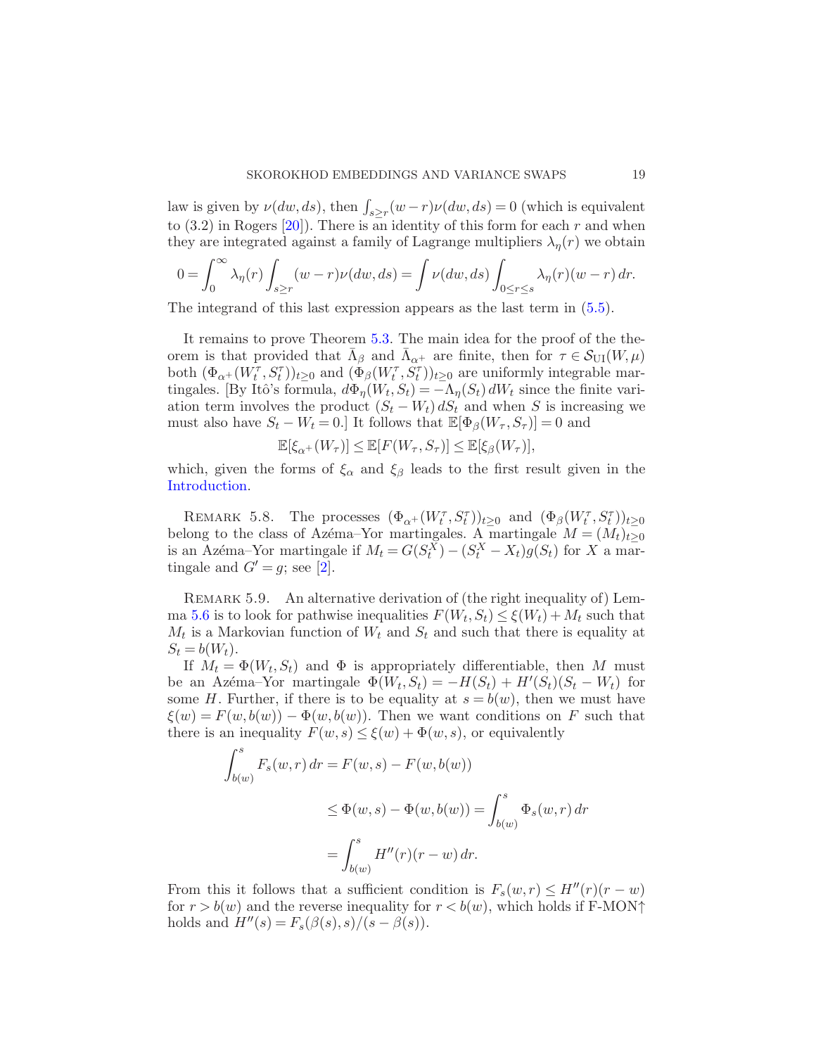law is given by $\nu(dw, ds)$, then $\int_{s \geq r} (w - r)\nu(dw, ds) = 0$ (which is equivalent to (3.2) in Rogers [20]). There is an identity of this form for each $r$ and when they are integrated against a family of Lagrange multipliers $\lambda_\eta(r)$ we obtain

$$0 = \int_0^\infty \lambda_\eta(r) \int_{s \geq r} (w - r)\nu(dw, ds) = \int \nu(dw, ds) \int_{0 \leq r \leq s} \lambda_\eta(r)(w - r)\, dr.$$

The integrand of this last expression appears as the last term in (5.5).

It remains to prove Theorem 5.3. The main idea for the proof of the theorem is that provided that $\bar{\Lambda}_\beta$ and $\bar{\Lambda}_{\alpha^+}$ are finite, then for $\tau \in \mathcal{S}_{\mathrm{UI}}(W, \mu)$ both $(\Phi_{\alpha^+}(W_t^\tau, S_t^\tau))_{t \geq 0}$ and $(\Phi_\beta(W_t^\tau, S_t^\tau))_{t \geq 0}$ are uniformly integrable martingales. [By Itô's formula, $d\Phi_\eta(W_t, S_t) = -\Lambda_\eta(S_t)\, dW_t$ since the finite variation term involves the product $(S_t - W_t)\, dS_t$ and when $S$ is increasing we must also have $S_t - W_t = 0$.] It follows that $\mathbb{E}[\Phi_\beta(W_\tau, S_\tau)] = 0$ and

$$\mathbb{E}[\xi_{\alpha^+}(W_\tau)] \leq \mathbb{E}[F(W_\tau, S_\tau)] \leq \mathbb{E}[\xi_\beta(W_\tau)],$$

which, given the forms of $\xi_\alpha$ and $\xi_\beta$ leads to the first result given in the Introduction.

Remark 5.8. The processes $(\Phi_{\alpha^+}(W_t^\tau, S_t^\tau))_{t \geq 0}$ and $(\Phi_\beta(W_t^\tau, S_t^\tau))_{t \geq 0}$ belong to the class of Azéma–Yor martingales. A martingale $M = (M_t)_{t \geq 0}$ is an Azéma–Yor martingale if $M_t = G(S_t^X) - (S_t^X - X_t)g(S_t)$ for $X$ a martingale and $G' = g$; see [2].

Remark 5.9. An alternative derivation of (the right inequality of) Lemma 5.6 is to look for pathwise inequalities $F(W_t, S_t) \leq \xi(W_t) + M_t$ such that $M_t$ is a Markovian function of $W_t$ and $S_t$ and such that there is equality at $S_t = b(W_t)$.

If $M_t = \Phi(W_t, S_t)$ and $\Phi$ is appropriately differentiable, then $M$ must be an Azéma–Yor martingale $\Phi(W_t, S_t) = -H(S_t) + H'(S_t)(S_t - W_t)$ for some $H$. Further, if there is to be equality at $s = b(w)$, then we must have $\xi(w) = F(w, b(w)) - \Phi(w, b(w))$. Then we want conditions on $F$ such that there is an inequality $F(w, s) \leq \xi(w) + \Phi(w, s)$, or equivalently

$$\begin{aligned}
\int_{b(w)}^s F_s(w, r)\, dr &= F(w, s) - F(w, b(w)) \\
&\leq \Phi(w, s) - \Phi(w, b(w)) = \int_{b(w)}^s \Phi_s(w, r)\, dr \\
&= \int_{b(w)}^s H''(r)(r - w)\, dr.
\end{aligned}$$

From this it follows that a sufficient condition is $F_s(w, r) \leq H''(r)(r - w)$ for $r > b(w)$ and the reverse inequality for $r < b(w)$, which holds if F-MON↑ holds and $H''(s) = F_s(\beta(s), s)/(s - \beta(s))$.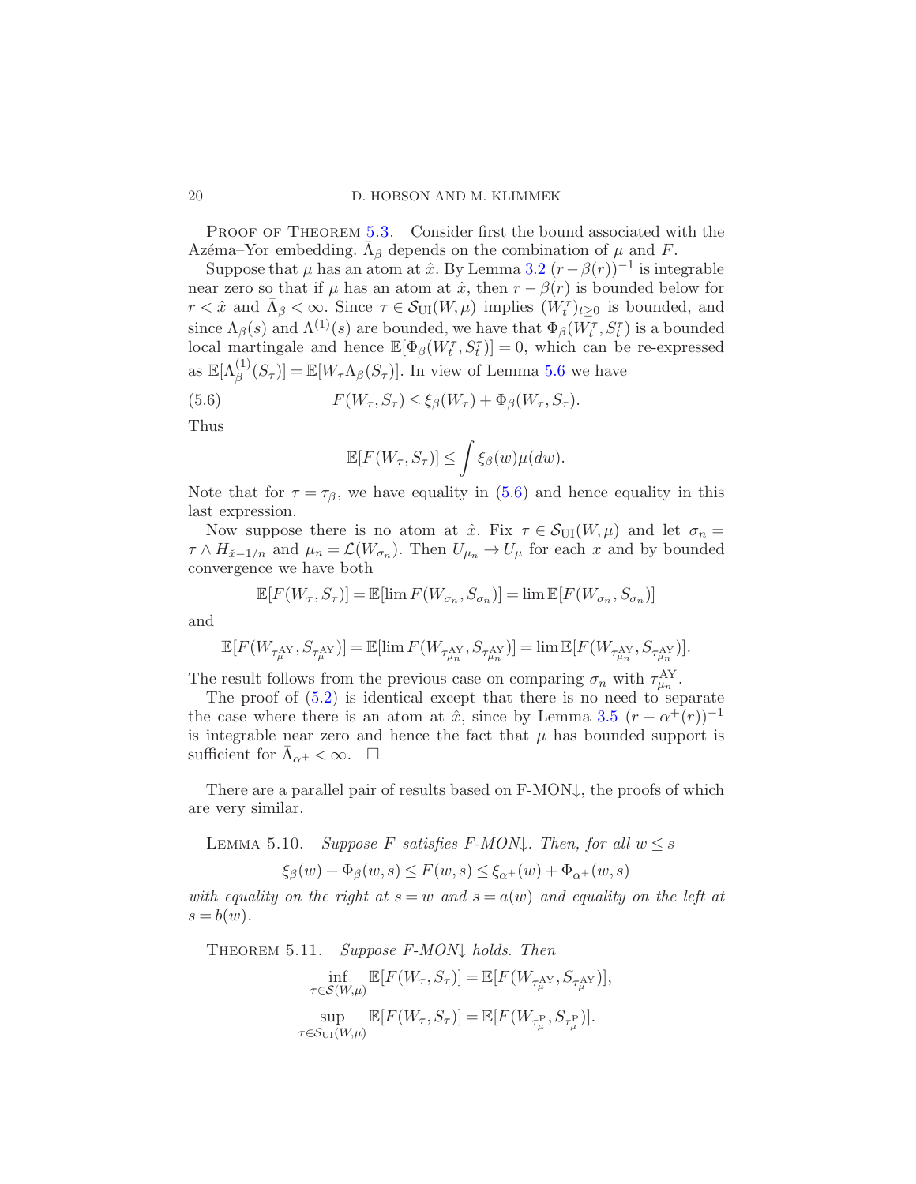Proof of Theorem 5.3. Consider first the bound associated with the Azéma–Yor embedding. $\bar{\Lambda}_\beta$ depends on the combination of $\mu$ and $F$.

Suppose that $\mu$ has an atom at $\hat{x}$. By Lemma 3.2 $(r-\beta(r))^{-1}$ is integrable near zero so that if $\mu$ has an atom at $\hat{x}$, then $r-\beta(r)$ is bounded below for $r<\hat{x}$ and $\bar{\Lambda}_\beta<\infty$. Since $\tau\in\mathcal{S}_{\mathrm{UI}}(W,\mu)$ implies $(W_t^\tau)_{t\ge 0}$ is bounded, and since $\Lambda_\beta(s)$ and $\Lambda^{(1)}(s)$ are bounded, we have that $\Phi_\beta(W_t^\tau,S_t^\tau)$ is a bounded local martingale and hence $\mathbb{E}[\Phi_\beta(W_t^\tau,S_t^\tau)]=0$, which can be re-expressed as $\mathbb{E}[\Lambda_\beta^{(1)}(S_\tau)]=\mathbb{E}[W_\tau\Lambda_\beta(S_\tau)]$. In view of Lemma 5.6 we have

$$F(W_\tau,S_\tau)\le \xi_\beta(W_\tau)+\Phi_\beta(W_\tau,S_\tau). \tag{5.6}$$

Thus

$$\mathbb{E}[F(W_\tau,S_\tau)]\le\int\xi_\beta(w)\mu(dw).$$

Note that for $\tau=\tau_\beta$, we have equality in (5.6) and hence equality in this last expression.

Now suppose there is no atom at $\hat{x}$. Fix $\tau\in\mathcal{S}_{\mathrm{UI}}(W,\mu)$ and let $\sigma_n=\tau\wedge H_{\hat{x}-1/n}$ and $\mu_n=\mathcal{L}(W_{\sigma_n})$. Then $U_{\mu_n}\to U_\mu$ for each $x$ and by bounded convergence we have both

$$\mathbb{E}[F(W_\tau,S_\tau)]=\mathbb{E}[\lim F(W_{\sigma_n},S_{\sigma_n})]=\lim\mathbb{E}[F(W_{\sigma_n},S_{\sigma_n})]$$

and

$$\mathbb{E}[F(W_{\tau_\mu^{\mathrm{AY}}},S_{\tau_\mu^{\mathrm{AY}}})]=\mathbb{E}[\lim F(W_{\tau_{\mu_n}^{\mathrm{AY}}},S_{\tau_{\mu_n}^{\mathrm{AY}}})]=\lim\mathbb{E}[F(W_{\tau_{\mu_n}^{\mathrm{AY}}},S_{\tau_{\mu_n}^{\mathrm{AY}}})].$$

The result follows from the previous case on comparing $\sigma_n$ with $\tau_{\mu_n}^{\mathrm{AY}}$.

The proof of (5.2) is identical except that there is no need to separate the case where there is an atom at $\hat{x}$, since by Lemma 3.5 $(r-\alpha^+(r))^{-1}$ is integrable near zero and hence the fact that $\mu$ has bounded support is sufficient for $\bar{\Lambda}_{\alpha^+}<\infty$. □

There are a parallel pair of results based on F-MON↓, the proofs of which are very similar.

Lemma 5.10. *Suppose $F$ satisfies F-MON↓. Then, for all $w\le s$*

$$\xi_\beta(w)+\Phi_\beta(w,s)\le F(w,s)\le\xi_{\alpha^+}(w)+\Phi_{\alpha^+}(w,s)$$

*with equality on the right at $s=w$ and $s=a(w)$ and equality on the left at $s=b(w)$.*

Theorem 5.11. *Suppose F-MON↓ holds. Then*

$$\inf_{\tau\in\mathcal{S}(W,\mu)}\mathbb{E}[F(W_\tau,S_\tau)]=\mathbb{E}[F(W_{\tau_\mu^{\mathrm{AY}}},S_{\tau_\mu^{\mathrm{AY}}})],$$

$$\sup_{\tau\in\mathcal{S}_{\mathrm{UI}}(W,\mu)}\mathbb{E}[F(W_\tau,S_\tau)]=\mathbb{E}[F(W_{\tau_\mu^{\mathrm{P}}},S_{\tau_\mu^{\mathrm{P}}})].$$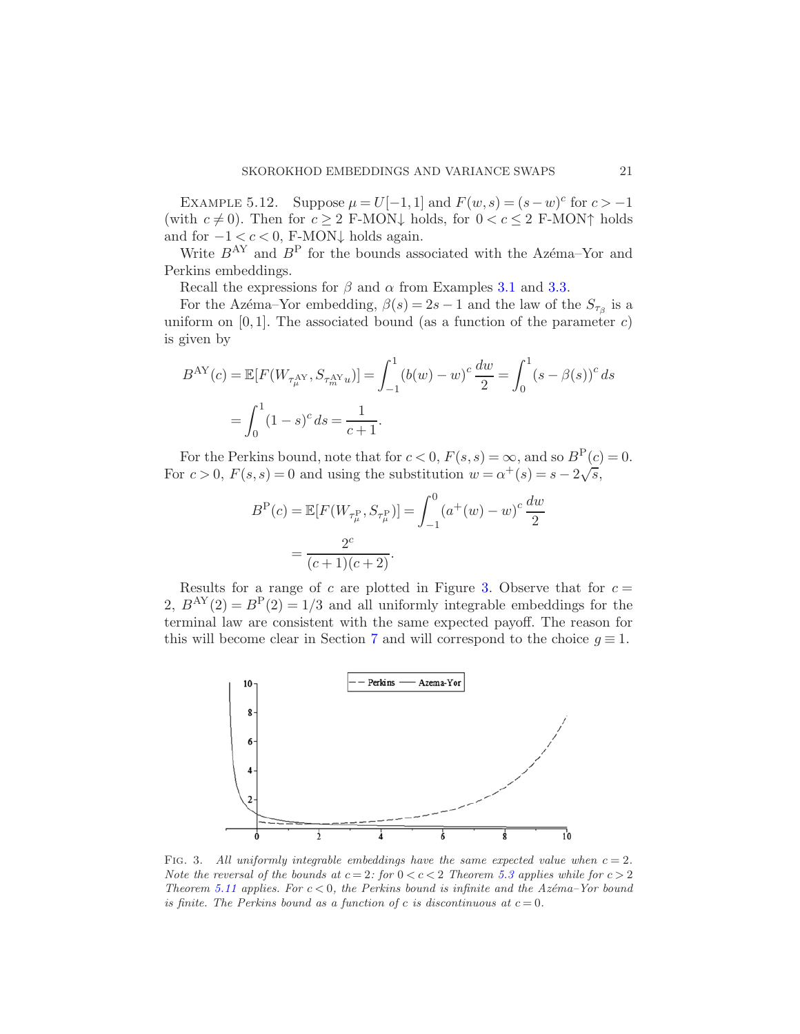EXAMPLE 5.12. Suppose $\mu = U[-1,1]$ and $F(w,s) = (s-w)^c$ for $c > -1$ (with $c \neq 0$). Then for $c \geq 2$ F-MON↓ holds, for $0 < c \leq 2$ F-MON↑ holds and for $-1 < c < 0$, F-MON↓ holds again.

Write $B^{\mathrm{AY}}$ and $B^{\mathrm{P}}$ for the bounds associated with the Azéma–Yor and Perkins embeddings.

Recall the expressions for $\beta$ and $\alpha$ from Examples 3.1 and 3.3.

For the Azéma–Yor embedding, $\beta(s) = 2s - 1$ and the law of the $S_{\tau_\beta}$ is a uniform on $[0,1]$. The associated bound (as a function of the parameter $c$) is given by

$$B^{\mathrm{AY}}(c) = \mathbb{E}[F(W_{\tau_\mu^{\mathrm{AY}}}, S_{\tau_m^{\mathrm{AY}} u})] = \int_{-1}^{1} (b(w) - w)^c \frac{dw}{2} = \int_0^1 (s - \beta(s))^c \, ds$$

$$= \int_0^1 (1-s)^c \, ds = \frac{1}{c+1}.$$

For the Perkins bound, note that for $c < 0$, $F(s,s) = \infty$, and so $B^{\mathrm{P}}(c) = 0$. For $c > 0$, $F(s,s) = 0$ and using the substitution $w = \alpha^+(s) = s - 2\sqrt{s}$,

$$B^{\mathrm{P}}(c) = \mathbb{E}[F(W_{\tau_\mu^{\mathrm{P}}}, S_{\tau_\mu^{\mathrm{P}}})] = \int_{-1}^{0} (a^+(w) - w)^c \frac{dw}{2}$$

$$= \frac{2^c}{(c+1)(c+2)}.$$

Results for a range of $c$ are plotted in Figure 3. Observe that for $c = 2$, $B^{\mathrm{AY}}(2) = B^{\mathrm{P}}(2) = 1/3$ and all uniformly integrable embeddings for the terminal law are consistent with the same expected payoff. The reason for this will become clear in Section 7 and will correspond to the choice $g \equiv 1$.

FIG. 3. *All uniformly integrable embeddings have the same expected value when $c = 2$. Note the reversal of the bounds at $c = 2$: for $0 < c < 2$ Theorem 5.3 applies while for $c > 2$ Theorem 5.11 applies. For $c < 0$, the Perkins bound is infinite and the Azéma–Yor bound is finite. The Perkins bound as a function of $c$ is discontinuous at $c = 0$.*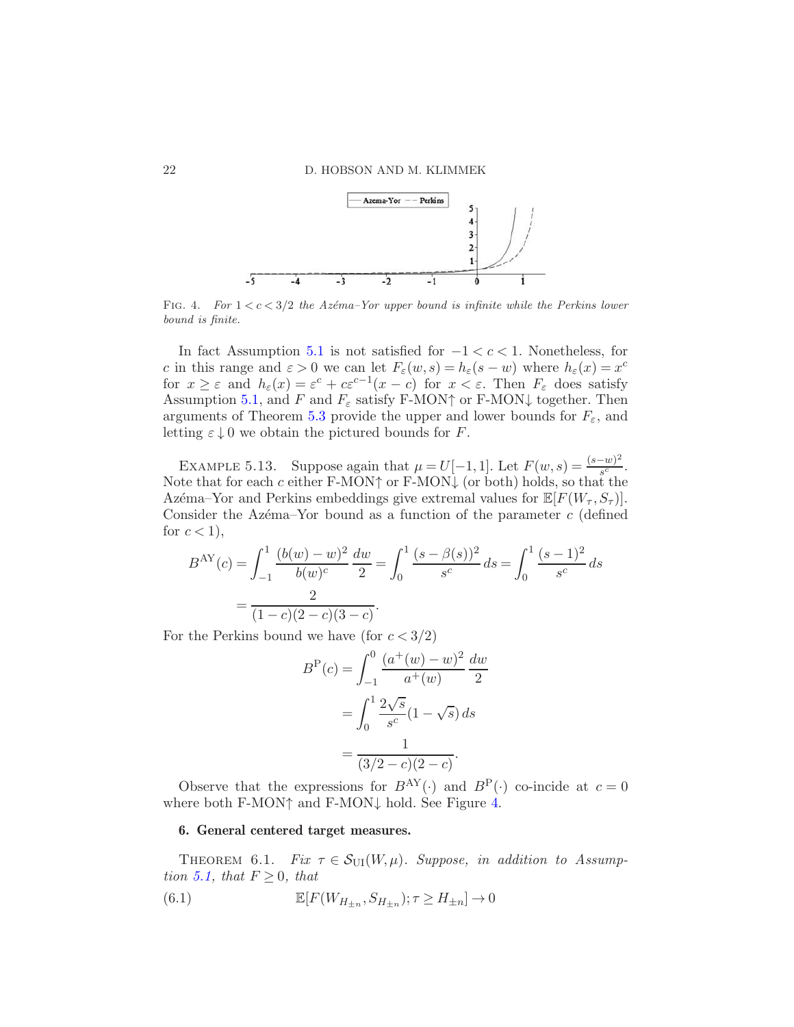FIG. 4. *For $1 < c < 3/2$ the Azéma–Yor upper bound is infinite while the Perkins lower bound is finite.*

In fact Assumption 5.1 is not satisfied for $-1 < c < 1$. Nonetheless, for $c$ in this range and $\varepsilon > 0$ we can let $F_\varepsilon(w,s) = h_\varepsilon(s-w)$ where $h_\varepsilon(x) = x^c$ for $x \geq \varepsilon$ and $h_\varepsilon(x) = \varepsilon^c + c\varepsilon^{c-1}(x-c)$ for $x < \varepsilon$. Then $F_\varepsilon$ does satisfy Assumption 5.1, and $F$ and $F_\varepsilon$ satisfy F-MON↑ or F-MON↓ together. Then arguments of Theorem 5.3 provide the upper and lower bounds for $F_\varepsilon$, and letting $\varepsilon \downarrow 0$ we obtain the pictured bounds for $F$.

EXAMPLE 5.13. Suppose again that $\mu = U[-1,1]$. Let $F(w,s) = \frac{(s-w)^2}{s^c}$. Note that for each $c$ either F-MON↑ or F-MON↓ (or both) holds, so that the Azéma–Yor and Perkins embeddings give extremal values for $\mathbb{E}[F(W_\tau, S_\tau)]$. Consider the Azéma–Yor bound as a function of the parameter $c$ (defined for $c < 1$),

$$
\begin{aligned}
B^{\mathrm{AY}}(c) &= \int_{-1}^{1} \frac{(b(w)-w)^2}{b(w)^c} \frac{dw}{2} = \int_0^1 \frac{(s-\beta(s))^2}{s^c} \, ds = \int_0^1 \frac{(s-1)^2}{s^c} \, ds \\
&= \frac{2}{(1-c)(2-c)(3-c)}.
\end{aligned}
$$

For the Perkins bound we have (for $c < 3/2$)

$$
\begin{aligned}
B^{\mathrm{P}}(c) &= \int_{-1}^{0} \frac{(a^+(w)-w)^2}{a^+(w)} \frac{dw}{2} \\
&= \int_0^1 \frac{2\sqrt{s}}{s^c}(1-\sqrt{s}) \, ds \\
&= \frac{1}{(3/2-c)(2-c)}.
\end{aligned}
$$

Observe that the expressions for $B^{\mathrm{AY}}(\cdot)$ and $B^{\mathrm{P}}(\cdot)$ co-incide at $c = 0$ where both F-MON↑ and F-MON↓ hold. See Figure 4.

## 6. General centered target measures.

THEOREM 6.1. *Fix $\tau \in \mathcal{S}_{\mathrm{UI}}(W, \mu)$. Suppose, in addition to Assumption 5.1, that $F \geq 0$, that*

$$
\mathbb{E}[F(W_{H_{\pm n}}, S_{H_{\pm n}}); \tau \geq H_{\pm n}] \to 0 \tag{6.1}
$$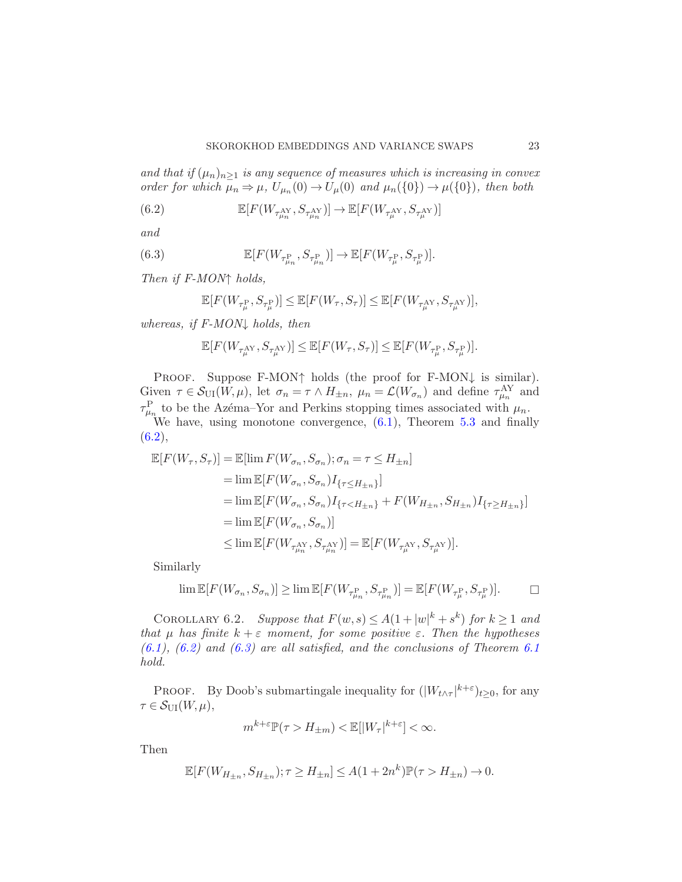*and that if $(\mu_n)_{n\geq 1}$ is any sequence of measures which is increasing in convex order for which $\mu_n \Rightarrow \mu$, $U_{\mu_n}(0) \to U_\mu(0)$ and $\mu_n(\{0\}) \to \mu(\{0\})$, then both*

$$\mathbb{E}[F(W_{\tau^{\mathrm{AY}}_{\mu_n}}, S_{\tau^{\mathrm{AY}}_{\mu_n}})] \to \mathbb{E}[F(W_{\tau^{\mathrm{AY}}_{\mu}}, S_{\tau^{\mathrm{AY}}_{\mu}})] \tag{6.2}$$

*and*

$$\mathbb{E}[F(W_{\tau^{\mathrm{P}}_{\mu_n}}, S_{\tau^{\mathrm{P}}_{\mu_n}})] \to \mathbb{E}[F(W_{\tau^{\mathrm{P}}_{\mu}}, S_{\tau^{\mathrm{P}}_{\mu}})]. \tag{6.3}$$

*Then if F-MON↑ holds,*

$$\mathbb{E}[F(W_{\tau^{\mathrm{P}}_{\mu}}, S_{\tau^{\mathrm{P}}_{\mu}})] \leq \mathbb{E}[F(W_\tau, S_\tau)] \leq \mathbb{E}[F(W_{\tau^{\mathrm{AY}}_{\mu}}, S_{\tau^{\mathrm{AY}}_{\mu}})],$$

*whereas, if F-MON↓ holds, then*

$$\mathbb{E}[F(W_{\tau^{\mathrm{AY}}_{\mu}}, S_{\tau^{\mathrm{AY}}_{\mu}})] \leq \mathbb{E}[F(W_\tau, S_\tau)] \leq \mathbb{E}[F(W_{\tau^{\mathrm{P}}_{\mu}}, S_{\tau^{\mathrm{P}}_{\mu}})].$$

Proof. Suppose F-MON↑ holds (the proof for F-MON↓ is similar). Given $\tau \in \mathcal{S}_{\mathrm{UI}}(W,\mu)$, let $\sigma_n = \tau \wedge H_{\pm n}$, $\mu_n = \mathcal{L}(W_{\sigma_n})$ and define $\tau^{\mathrm{AY}}_{\mu_n}$ and $\tau^{\mathrm{P}}_{\mu_n}$ to be the Azéma–Yor and Perkins stopping times associated with $\mu_n$.

We have, using monotone convergence, (6.1), Theorem 5.3 and finally (6.2),

$$\begin{aligned}
\mathbb{E}[F(W_\tau, S_\tau)] &= \mathbb{E}[\lim F(W_{\sigma_n}, S_{\sigma_n}); \sigma_n = \tau \leq H_{\pm n}] \\
&= \lim \mathbb{E}[F(W_{\sigma_n}, S_{\sigma_n}) I_{\{\tau \leq H_{\pm n}\}}] \\
&= \lim \mathbb{E}[F(W_{\sigma_n}, S_{\sigma_n}) I_{\{\tau < H_{\pm n}\}} + F(W_{H_{\pm n}}, S_{H_{\pm n}}) I_{\{\tau \geq H_{\pm n}\}}] \\
&= \lim \mathbb{E}[F(W_{\sigma_n}, S_{\sigma_n})] \\
&\leq \lim \mathbb{E}[F(W_{\tau^{\mathrm{AY}}_{\mu_n}}, S_{\tau^{\mathrm{AY}}_{\mu_n}})] = \mathbb{E}[F(W_{\tau^{\mathrm{AY}}_{\mu}}, S_{\tau^{\mathrm{AY}}_{\mu}})].
\end{aligned}$$

Similarly

$$\lim \mathbb{E}[F(W_{\sigma_n}, S_{\sigma_n})] \geq \lim \mathbb{E}[F(W_{\tau^{\mathrm{P}}_{\mu_n}}, S_{\tau^{\mathrm{P}}_{\mu_n}})] = \mathbb{E}[F(W_{\tau^{\mathrm{P}}_{\mu}}, S_{\tau^{\mathrm{P}}_{\mu}})]. \qquad \square$$

Corollary 6.2. *Suppose that $F(w,s) \leq A(1 + |w|^k + s^k)$ for $k \geq 1$ and that $\mu$ has finite $k + \varepsilon$ moment, for some positive $\varepsilon$. Then the hypotheses (6.1), (6.2) and (6.3) are all satisfied, and the conclusions of Theorem 6.1 hold.*

Proof. By Doob's submartingale inequality for $(|W_{t\wedge\tau}|^{k+\varepsilon})_{t\geq 0}$, for any $\tau \in \mathcal{S}_{\mathrm{UI}}(W,\mu)$,

$$m^{k+\varepsilon}\mathbb{P}(\tau > H_{\pm m}) < \mathbb{E}[|W_\tau|^{k+\varepsilon}] < \infty.$$

Then

$$\mathbb{E}[F(W_{H_{\pm n}}, S_{H_{\pm n}}); \tau \geq H_{\pm n}] \leq A(1 + 2n^k)\mathbb{P}(\tau > H_{\pm n}) \to 0.$$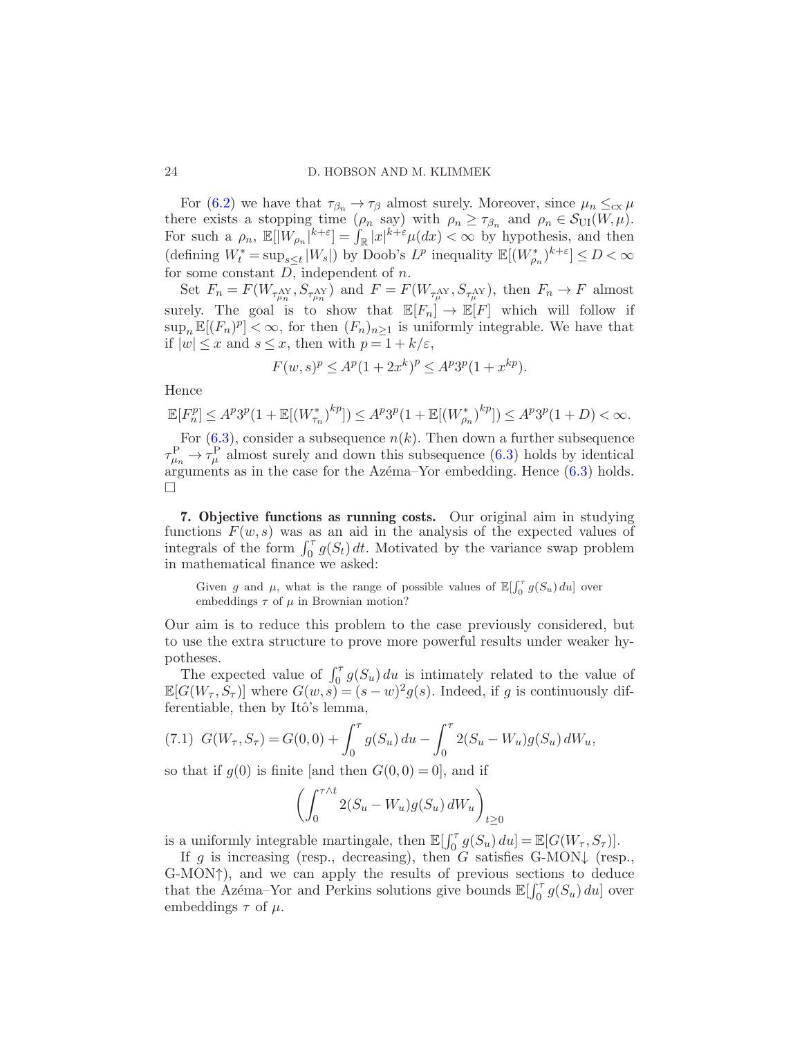For (6.2) we have that $\tau_{\beta_n} \to \tau_\beta$ almost surely. Moreover, since $\mu_n \le_{\mathrm{cx}} \mu$ there exists a stopping time ($\rho_n$ say) with $\rho_n \ge \tau_{\beta_n}$ and $\rho_n \in \mathcal{S}_{\mathrm{UI}}(W, \mu)$. For such a $\rho_n$, $\mathbb{E}[|W_{\rho_n}|^{k+\varepsilon}] = \int_{\mathbb{R}} |x|^{k+\varepsilon} \mu(dx) < \infty$ by hypothesis, and then (defining $W^*_t = \sup_{s \le t} |W_s|$) by Doob's $L^p$ inequality $\mathbb{E}[(W^*_{\rho_n})^{k+\varepsilon}] \le D < \infty$ for some constant $D$, independent of $n$.

Set $F_n = F(W_{\tau^{\mathrm{AY}}_{\mu_n}}, S_{\tau^{\mathrm{AY}}_{\mu_n}})$ and $F = F(W_{\tau^{\mathrm{AY}}_{\mu}}, S_{\tau^{\mathrm{AY}}_{\mu}})$, then $F_n \to F$ almost surely. The goal is to show that $\mathbb{E}[F_n] \to \mathbb{E}[F]$ which will follow if $\sup_n \mathbb{E}[(F_n)^p] < \infty$, for then $(F_n)_{n \ge 1}$ is uniformly integrable. We have that if $|w| \le x$ and $s \le x$, then with $p = 1 + k/\varepsilon$,

$$F(w, s)^p \le A^p (1 + 2x^k)^p \le A^p 3^p (1 + x^{kp}).$$

Hence

$$\mathbb{E}[F_n^p] \le A^p 3^p (1 + \mathbb{E}[(W^*_{\tau_n})^{kp}]) \le A^p 3^p (1 + \mathbb{E}[(W^*_{\rho_n})^{kp}]) \le A^p 3^p (1 + D) < \infty.$$

For (6.3), consider a subsequence $n(k)$. Then down a further subsequence $\tau^{\mathrm{P}}_{\mu_n} \to \tau^{\mathrm{P}}_{\mu}$ almost surely and down this subsequence (6.3) holds by identical arguments as in the case for the Azéma–Yor embedding. Hence (6.3) holds. $\square$

**7. Objective functions as running costs.** Our original aim in studying functions $F(w, s)$ was as an aid in the analysis of the expected values of integrals of the form $\int_0^\tau g(S_t)\, dt$. Motivated by the variance swap problem in mathematical finance we asked:

> Given $g$ and $\mu$, what is the range of possible values of $\mathbb{E}[\int_0^\tau g(S_u)\, du]$ over embeddings $\tau$ of $\mu$ in Brownian motion?

Our aim is to reduce this problem to the case previously considered, but to use the extra structure to prove more powerful results under weaker hypotheses.

The expected value of $\int_0^\tau g(S_u)\, du$ is intimately related to the value of $\mathbb{E}[G(W_\tau, S_\tau)]$ where $G(w, s) = (s - w)^2 g(s)$. Indeed, if $g$ is continuously differentiable, then by Itô's lemma,

$$G(W_\tau, S_\tau) = G(0, 0) + \int_0^\tau g(S_u)\, du - \int_0^\tau 2(S_u - W_u) g(S_u)\, dW_u, \tag{7.1}$$

so that if $g(0)$ is finite [and then $G(0, 0) = 0$], and if

$$\left( \int_0^{\tau \wedge t} 2(S_u - W_u) g(S_u)\, dW_u \right)_{t \ge 0}$$

is a uniformly integrable martingale, then $\mathbb{E}[\int_0^\tau g(S_u)\, du] = \mathbb{E}[G(W_\tau, S_\tau)]$.

If $g$ is increasing (resp., decreasing), then $G$ satisfies G-MON$\downarrow$ (resp., G-MON$\uparrow$), and we can apply the results of previous sections to deduce that the Azéma–Yor and Perkins solutions give bounds $\mathbb{E}[\int_0^\tau g(S_u)\, du]$ over embeddings $\tau$ of $\mu$.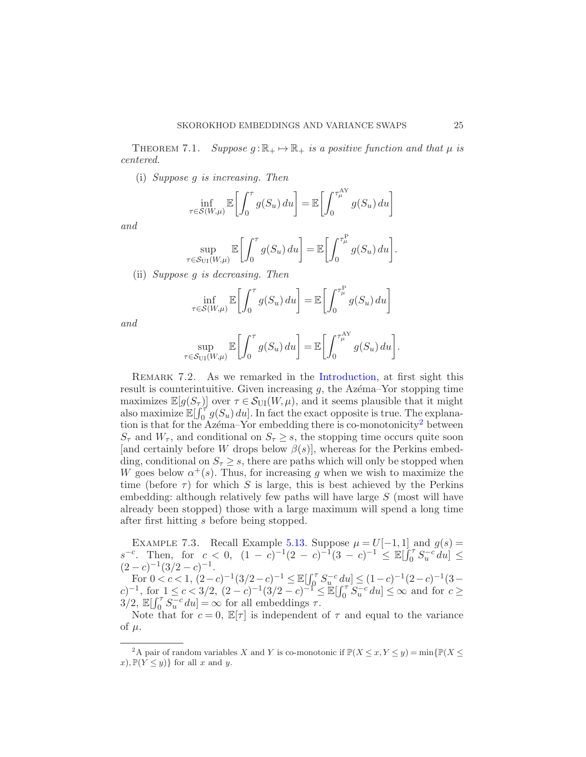**Theorem 7.1.** *Suppose $g:\mathbb{R}_+ \mapsto \mathbb{R}_+$ is a positive function and that $\mu$ is centered.*

(i) *Suppose $g$ is increasing. Then*

$$\inf_{\tau \in \mathcal{S}(W,\mu)} \mathbb{E}\left[\int_0^\tau g(S_u)\,du\right] = \mathbb{E}\left[\int_0^{\tau_\mu^{\mathrm{AY}}} g(S_u)\,du\right]$$

*and*

$$\sup_{\tau \in \mathcal{S}_{\mathrm{UI}}(W,\mu)} \mathbb{E}\left[\int_0^\tau g(S_u)\,du\right] = \mathbb{E}\left[\int_0^{\tau_\mu^{\mathrm{P}}} g(S_u)\,du\right].$$

(ii) *Suppose $g$ is decreasing. Then*

$$\inf_{\tau \in \mathcal{S}(W,\mu)} \mathbb{E}\left[\int_0^\tau g(S_u)\,du\right] = \mathbb{E}\left[\int_0^{\tau_\mu^{\mathrm{P}}} g(S_u)\,du\right]$$

*and*

$$\sup_{\tau \in \mathcal{S}_{\mathrm{UI}}(W,\mu)} \mathbb{E}\left[\int_0^\tau g(S_u)\,du\right] = \mathbb{E}\left[\int_0^{\tau_\mu^{\mathrm{AY}}} g(S_u)\,du\right].$$

**Remark 7.2.** As we remarked in the Introduction, at first sight this result is counterintuitive. Given increasing $g$, the Azéma–Yor stopping time maximizes $\mathbb{E}[g(S_\tau)]$ over $\tau \in \mathcal{S}_{\mathrm{UI}}(W,\mu)$, and it seems plausible that it might also maximize $\mathbb{E}[\int_0^\tau g(S_u)\,du]$. In fact the exact opposite is true. The explanation is that for the Azéma–Yor embedding there is co-monotonicity[2] between $S_\tau$ and $W_\tau$, and conditional on $S_\tau \geq s$, the stopping time occurs quite soon [and certainly before $W$ drops below $\beta(s)$], whereas for the Perkins embedding, conditional on $S_\tau \geq s$, there are paths which will only be stopped when $W$ goes below $\alpha^+(s)$. Thus, for increasing $g$ when we wish to maximize the time (before $\tau$) for which $S$ is large, this is best achieved by the Perkins embedding: although relatively few paths will have large $S$ (most will have already been stopped) those with a large maximum will spend a long time after first hitting $s$ before being stopped.

**Example 7.3.** Recall Example 5.13. Suppose $\mu = U[-1,1]$ and $g(s) = s^{-c}$. Then, for $c < 0$, $(1-c)^{-1}(2-c)^{-1}(3-c)^{-1} \leq \mathbb{E}[\int_0^\tau S_u^{-c}\,du] \leq (2-c)^{-1}(3/2-c)^{-1}$.

For $0 < c < 1$, $(2-c)^{-1}(3/2-c)^{-1} \leq \mathbb{E}[\int_0^\tau S_u^{-c}\,du] \leq (1-c)^{-1}(2-c)^{-1}(3-c)^{-1}$, for $1 \leq c < 3/2$, $(2-c)^{-1}(3/2-c)^{-1} \leq \mathbb{E}[\int_0^\tau S_u^{-c}\,du] \leq \infty$ and for $c \geq 3/2$, $\mathbb{E}[\int_0^\tau S_u^{-c}\,du] = \infty$ for all embeddings $\tau$.

Note that for $c = 0$, $\mathbb{E}[\tau]$ is independent of $\tau$ and equal to the variance of $\mu$.

---

[2] A pair of random variables $X$ and $Y$ is co-monotonic if $\mathbb{P}(X \leq x, Y \leq y) = \min\{\mathbb{P}(X \leq x), \mathbb{P}(Y \leq y)\}$ for all $x$ and $y$.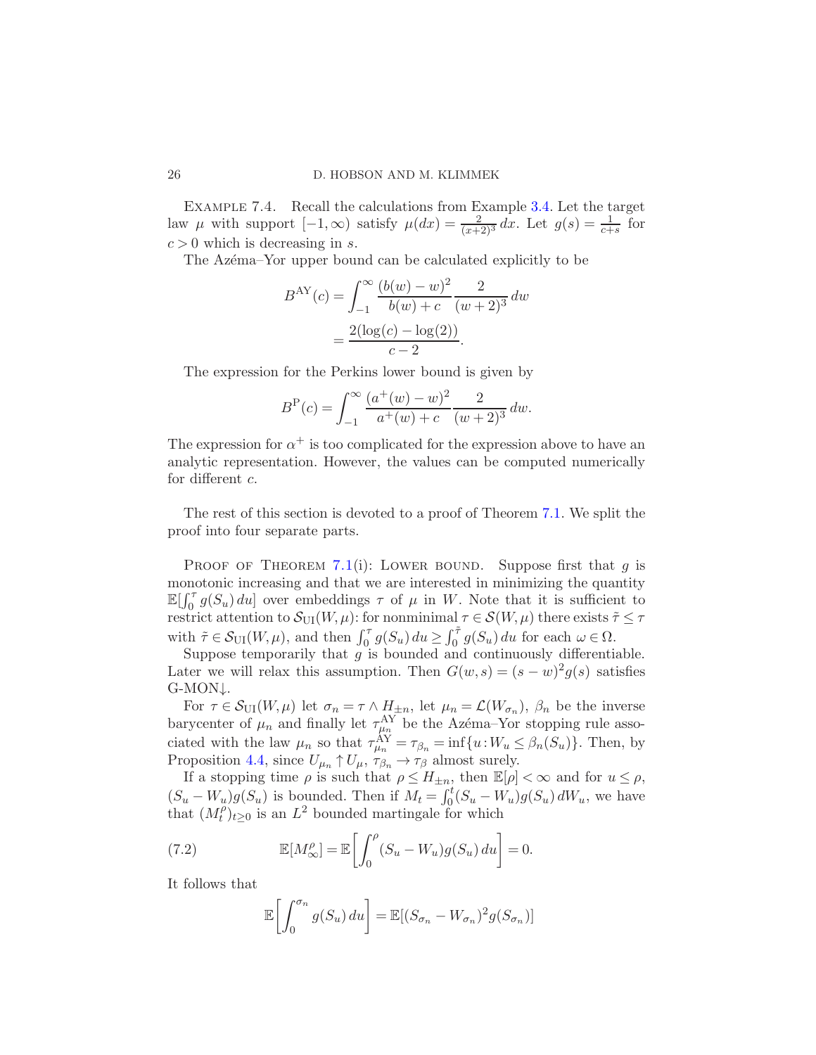Example 7.4. Recall the calculations from Example 3.4. Let the target law $\mu$ with support $[-1, \infty)$ satisfy $\mu(dx) = \frac{2}{(x+2)^3}\, dx$. Let $g(s) = \frac{1}{c+s}$ for $c > 0$ which is decreasing in $s$.

The Azéma–Yor upper bound can be calculated explicitly to be

$$B^{\mathrm{AY}}(c) = \int_{-1}^{\infty} \frac{(b(w) - w)^2}{b(w) + c} \frac{2}{(w+2)^3}\, dw$$
$$= \frac{2(\log(c) - \log(2))}{c-2}.$$

The expression for the Perkins lower bound is given by

$$B^{\mathrm{P}}(c) = \int_{-1}^{\infty} \frac{(a^+(w) - w)^2}{a^+(w) + c} \frac{2}{(w+2)^3}\, dw.$$

The expression for $\alpha^+$ is too complicated for the expression above to have an analytic representation. However, the values can be computed numerically for different $c$.

The rest of this section is devoted to a proof of Theorem 7.1. We split the proof into four separate parts.

Proof of Theorem 7.1(i): Lower bound. Suppose first that $g$ is monotonic increasing and that we are interested in minimizing the quantity $\mathbb{E}[\int_0^\tau g(S_u)\, du]$ over embeddings $\tau$ of $\mu$ in $W$. Note that it is sufficient to restrict attention to $\mathcal{S}_{\mathrm{UI}}(W, \mu)$: for nonminimal $\tau \in \mathcal{S}(W, \mu)$ there exists $\tilde{\tau} \le \tau$ with $\tilde{\tau} \in \mathcal{S}_{\mathrm{UI}}(W, \mu)$, and then $\int_0^\tau g(S_u)\, du \ge \int_0^{\tilde{\tau}} g(S_u)\, du$ for each $\omega \in \Omega$.

Suppose temporarily that $g$ is bounded and continuously differentiable. Later we will relax this assumption. Then $G(w, s) = (s-w)^2 g(s)$ satisfies G-MON↓.

For $\tau \in \mathcal{S}_{\mathrm{UI}}(W, \mu)$ let $\sigma_n = \tau \wedge H_{\pm n}$, let $\mu_n = \mathcal{L}(W_{\sigma_n})$, $\beta_n$ be the inverse barycenter of $\mu_n$ and finally let $\tau_{\mu_n}^{\mathrm{AY}}$ be the Azéma–Yor stopping rule associated with the law $\mu_n$ so that $\tau_{\mu_n}^{\mathrm{AY}} = \tau_{\beta_n} = \inf\{u : W_u \le \beta_n(S_u)\}$. Then, by Proposition 4.4, since $U_{\mu_n} \uparrow U_\mu$, $\tau_{\beta_n} \to \tau_\beta$ almost surely.

If a stopping time $\rho$ is such that $\rho \le H_{\pm n}$, then $\mathbb{E}[\rho] < \infty$ and for $u \le \rho$, $(S_u - W_u) g(S_u)$ is bounded. Then if $M_t = \int_0^t (S_u - W_u) g(S_u)\, dW_u$, we have that $(M_t^\rho)_{t \ge 0}$ is an $L^2$ bounded martingale for which

$$\mathbb{E}[M_\infty^\rho] = \mathbb{E}\left[\int_0^\rho (S_u - W_u) g(S_u)\, du\right] = 0. \tag{7.2}$$

It follows that

$$\mathbb{E}\left[\int_0^{\sigma_n} g(S_u)\, du\right] = \mathbb{E}[(S_{\sigma_n} - W_{\sigma_n})^2 g(S_{\sigma_n})]$$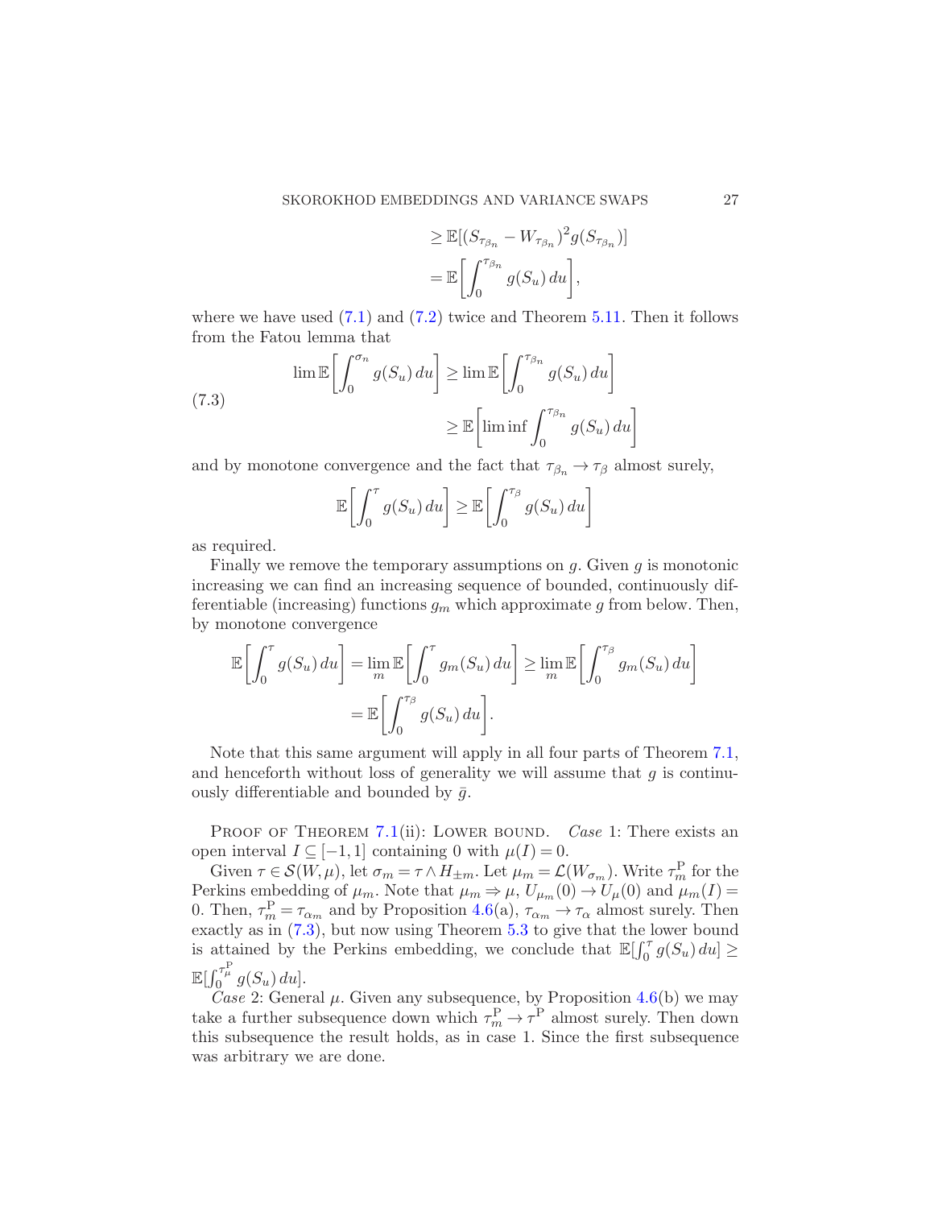$$
\begin{aligned}
&\geq \mathbb{E}[(S_{\tau_{\beta_n}} - W_{\tau_{\beta_n}})^2 g(S_{\tau_{\beta_n}})] \\
&= \mathbb{E}\bigg[\int_0^{\tau_{\beta_n}} g(S_u)\, du\bigg],
\end{aligned}
$$

where we have used (7.1) and (7.2) twice and Theorem 5.11. Then it follows from the Fatou lemma that

$$
\begin{aligned}
\lim \mathbb{E}\bigg[\int_0^{\sigma_n} g(S_u)\, du\bigg] &\geq \lim \mathbb{E}\bigg[\int_0^{\tau_{\beta_n}} g(S_u)\, du\bigg] \\
&\geq \mathbb{E}\bigg[\liminf \int_0^{\tau_{\beta_n}} g(S_u)\, du\bigg]
\end{aligned}
\tag{7.3}
$$

and by monotone convergence and the fact that $\tau_{\beta_n} \to \tau_\beta$ almost surely,

$$
\mathbb{E}\bigg[\int_0^{\tau} g(S_u)\, du\bigg] \geq \mathbb{E}\bigg[\int_0^{\tau_\beta} g(S_u)\, du\bigg]
$$

as required.

Finally we remove the temporary assumptions on $g$. Given $g$ is monotonic increasing we can find an increasing sequence of bounded, continuously differentiable (increasing) functions $g_m$ which approximate $g$ from below. Then, by monotone convergence

$$
\begin{aligned}
\mathbb{E}\bigg[\int_0^{\tau} g(S_u)\, du\bigg] &= \lim_m \mathbb{E}\bigg[\int_0^{\tau} g_m(S_u)\, du\bigg] \geq \lim_m \mathbb{E}\bigg[\int_0^{\tau_\beta} g_m(S_u)\, du\bigg] \\
&= \mathbb{E}\bigg[\int_0^{\tau_\beta} g(S_u)\, du\bigg].
\end{aligned}
$$

Note that this same argument will apply in all four parts of Theorem 7.1, and henceforth without loss of generality we will assume that $g$ is continuously differentiable and bounded by $\bar{g}$.

Proof of Theorem 7.1(ii): Lower bound. *Case* 1: There exists an open interval $I \subseteq [-1, 1]$ containing 0 with $\mu(I) = 0$.

Given $\tau \in \mathcal{S}(W, \mu)$, let $\sigma_m = \tau \wedge H_{\pm m}$. Let $\mu_m = \mathcal{L}(W_{\sigma_m})$. Write $\tau_m^{\mathrm{P}}$ for the Perkins embedding of $\mu_m$. Note that $\mu_m \Rightarrow \mu$, $U_{\mu_m}(0) \to U_\mu(0)$ and $\mu_m(I) = 0$. Then, $\tau_m^{\mathrm{P}} = \tau_{\alpha_m}$ and by Proposition 4.6(a), $\tau_{\alpha_m} \to \tau_\alpha$ almost surely. Then exactly as in (7.3), but now using Theorem 5.3 to give that the lower bound is attained by the Perkins embedding, we conclude that $\mathbb{E}[\int_0^\tau g(S_u)\, du] \geq \mathbb{E}[\int_0^{\tau_\mu^{\mathrm{P}}} g(S_u)\, du]$.

*Case* 2: General $\mu$. Given any subsequence, by Proposition 4.6(b) we may take a further subsequence down which $\tau_m^{\mathrm{P}} \to \tau^{\mathrm{P}}$ almost surely. Then down this subsequence the result holds, as in case 1. Since the first subsequence was arbitrary we are done.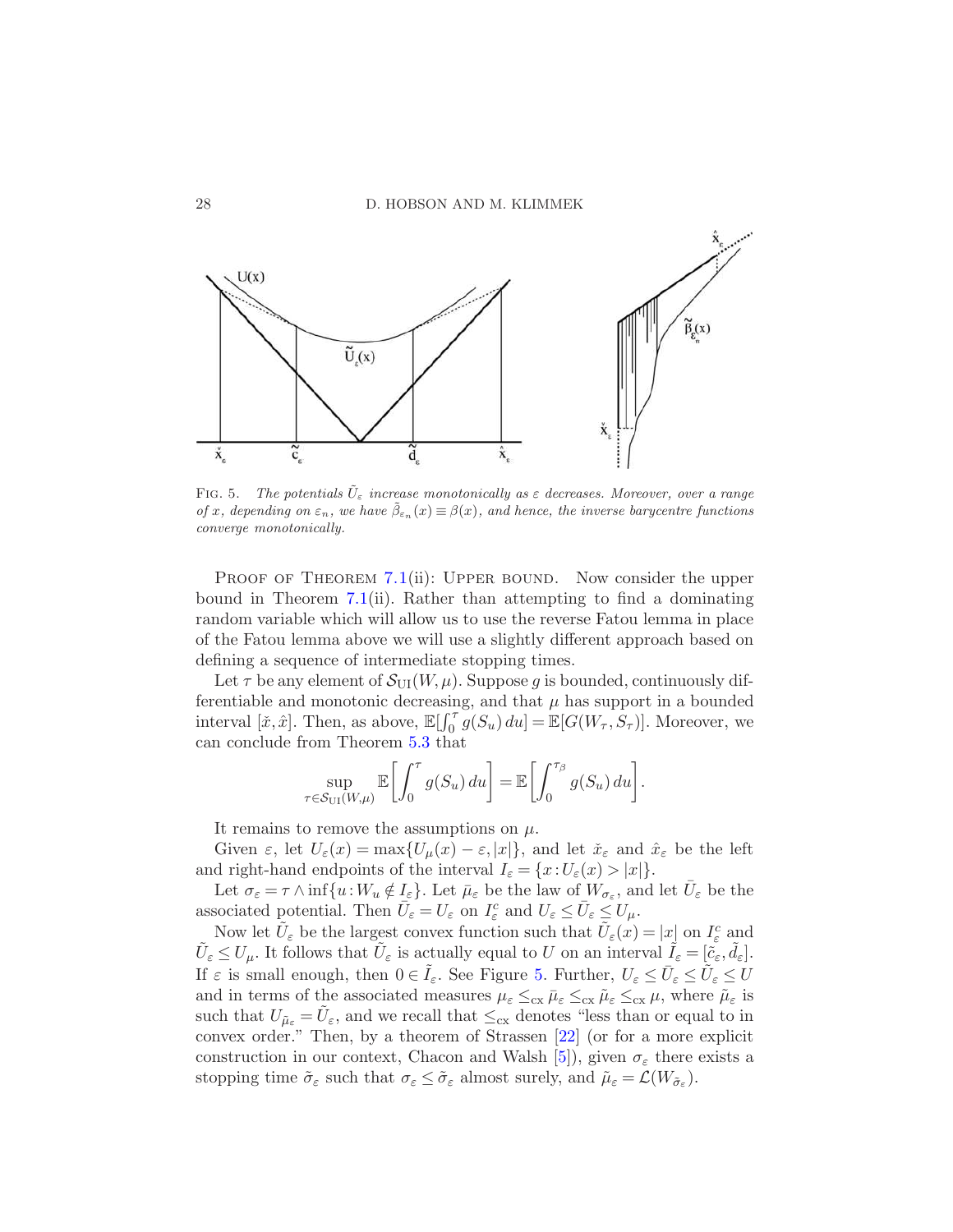FIG. 5. *The potentials $\tilde{U}_\varepsilon$ increase monotonically as $\varepsilon$ decreases. Moreover, over a range of $x$, depending on $\varepsilon_n$, we have $\tilde{\beta}_{\varepsilon_n}(x) \equiv \beta(x)$, and hence, the inverse barycentre functions converge monotonically.*

PROOF OF THEOREM 7.1(ii): UPPER BOUND. Now consider the upper bound in Theorem 7.1(ii). Rather than attempting to find a dominating random variable which will allow us to use the reverse Fatou lemma in place of the Fatou lemma above we will use a slightly different approach based on defining a sequence of intermediate stopping times.

Let $\tau$ be any element of $\mathcal{S}_{\mathrm{UI}}(W,\mu)$. Suppose $g$ is bounded, continuously differentiable and monotonic decreasing, and that $\mu$ has support in a bounded interval $[\check{x},\hat{x}]$. Then, as above, $\mathbb{E}[\int_0^\tau g(S_u)\,du] = \mathbb{E}[G(W_\tau, S_\tau)]$. Moreover, we can conclude from Theorem 5.3 that

$$\sup_{\tau \in \mathcal{S}_{\mathrm{UI}}(W,\mu)} \mathbb{E}\left[\int_0^\tau g(S_u)\,du\right] = \mathbb{E}\left[\int_0^{\tau_\beta} g(S_u)\,du\right].$$

It remains to remove the assumptions on $\mu$.

Given $\varepsilon$, let $U_\varepsilon(x) = \max\{U_\mu(x) - \varepsilon, |x|\}$, and let $\check{x}_\varepsilon$ and $\hat{x}_\varepsilon$ be the left and right-hand endpoints of the interval $I_\varepsilon = \{x : U_\varepsilon(x) > |x|\}$.

Let $\sigma_\varepsilon = \tau \wedge \inf\{u : W_u \notin I_\varepsilon\}$. Let $\bar{\mu}_\varepsilon$ be the law of $W_{\sigma_\varepsilon}$, and let $\bar{U}_\varepsilon$ be the associated potential. Then $\bar{U}_\varepsilon = U_\varepsilon$ on $I_\varepsilon^c$ and $U_\varepsilon \le \bar{U}_\varepsilon \le U_\mu$.

Now let $\tilde{U}_\varepsilon$ be the largest convex function such that $\tilde{U}_\varepsilon(x) = |x|$ on $I_\varepsilon^c$ and $\tilde{U}_\varepsilon \le U_\mu$. It follows that $\tilde{U}_\varepsilon$ is actually equal to $U$ on an interval $\tilde{I}_\varepsilon = [\tilde{c}_\varepsilon, \tilde{d}_\varepsilon]$. If $\varepsilon$ is small enough, then $0 \in \tilde{I}_\varepsilon$. See Figure 5. Further, $U_\varepsilon \le \bar{U}_\varepsilon \le \tilde{U}_\varepsilon \le U$ and in terms of the associated measures $\mu_\varepsilon \le_{\mathrm{cx}} \bar{\mu}_\varepsilon \le_{\mathrm{cx}} \tilde{\mu}_\varepsilon \le_{\mathrm{cx}} \mu$, where $\tilde{\mu}_\varepsilon$ is such that $U_{\tilde{\mu}_\varepsilon} = \tilde{U}_\varepsilon$, and we recall that $\le_{\mathrm{cx}}$ denotes "less than or equal to in convex order." Then, by a theorem of Strassen [22] (or for a more explicit construction in our context, Chacon and Walsh [5]), given $\sigma_\varepsilon$ there exists a stopping time $\tilde{\sigma}_\varepsilon$ such that $\sigma_\varepsilon \le \tilde{\sigma}_\varepsilon$ almost surely, and $\tilde{\mu}_\varepsilon = \mathcal{L}(W_{\tilde{\sigma}_\varepsilon})$.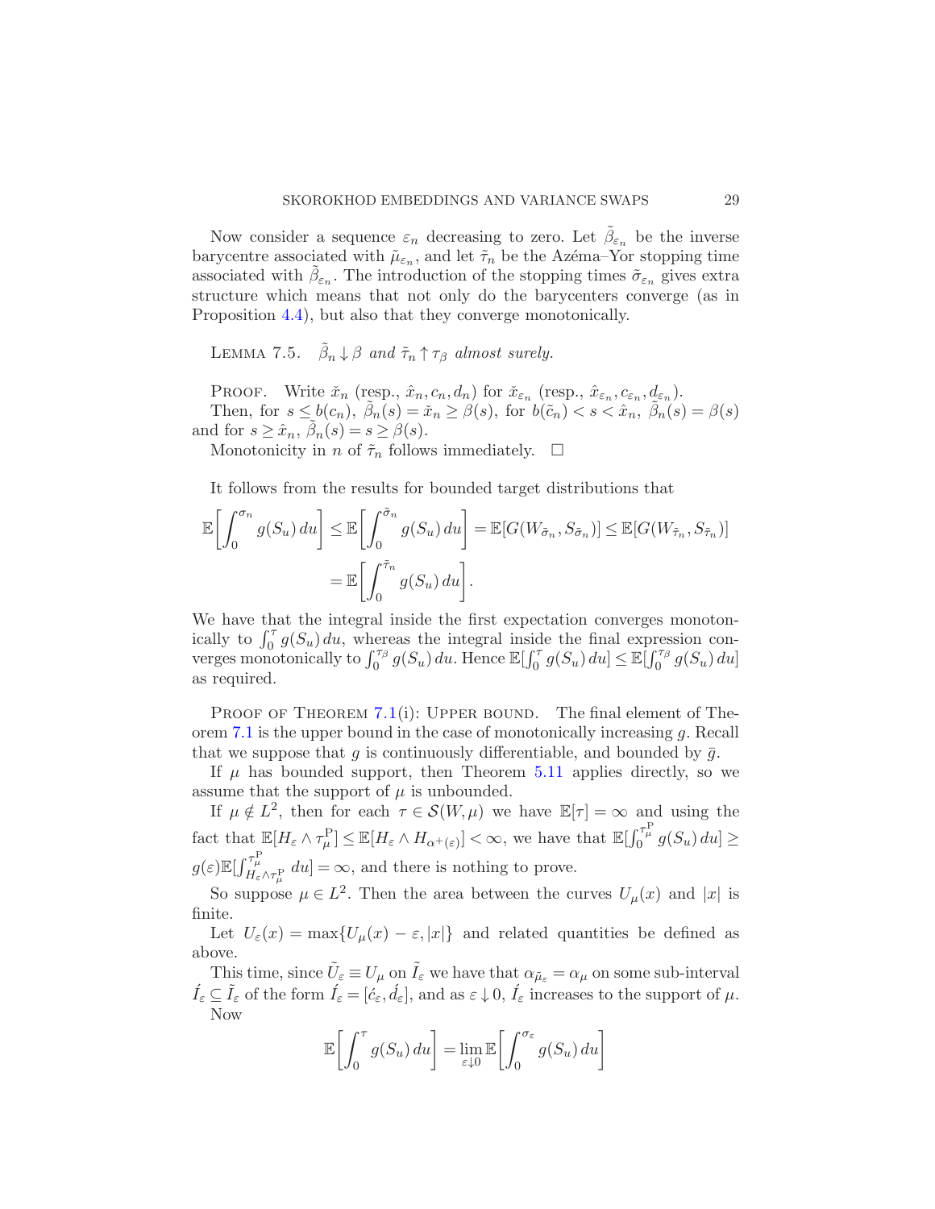Now consider a sequence $\varepsilon_n$ decreasing to zero. Let $\tilde{\beta}_{\varepsilon_n}$ be the inverse barycentre associated with $\tilde{\mu}_{\varepsilon_n}$, and let $\tilde{\tau}_n$ be the Azéma–Yor stopping time associated with $\tilde{\beta}_{\varepsilon_n}$. The introduction of the stopping times $\tilde{\sigma}_{\varepsilon_n}$ gives extra structure which means that not only do the barycenters converge (as in Proposition 4.4), but also that they converge monotonically.

LEMMA 7.5. *$\tilde{\beta}_n \downarrow \beta$ and $\tilde{\tau}_n \uparrow \tau_\beta$ almost surely.*

PROOF. Write $\check{x}_n$ (resp., $\hat{x}_n, c_n, d_n$) for $\check{x}_{\varepsilon_n}$ (resp., $\hat{x}_{\varepsilon_n}, c_{\varepsilon_n}, d_{\varepsilon_n}$).

Then, for $s \le b(c_n)$, $\tilde{\beta}_n(s) = \check{x}_n \ge \beta(s)$, for $b(\tilde{c}_n) < s < \hat{x}_n$, $\tilde{\beta}_n(s) = \beta(s)$ and for $s \ge \hat{x}_n$, $\tilde{\beta}_n(s) = s \ge \beta(s)$.

Monotonicity in $n$ of $\tilde{\tau}_n$ follows immediately. $\square$

It follows from the results for bounded target distributions that

$$\mathbb{E}\biggl[\int_0^{\sigma_n} g(S_u)\,du\biggr] \le \mathbb{E}\biggl[\int_0^{\tilde{\sigma}_n} g(S_u)\,du\biggr] = \mathbb{E}[G(W_{\tilde{\sigma}_n}, S_{\tilde{\sigma}_n})] \le \mathbb{E}[G(W_{\tilde{\tau}_n}, S_{\tilde{\tau}_n})]$$
$$= \mathbb{E}\biggl[\int_0^{\tilde{\tau}_n} g(S_u)\,du\biggr].$$

We have that the integral inside the first expectation converges monotonically to $\int_0^\tau g(S_u)\,du$, whereas the integral inside the final expression converges monotonically to $\int_0^{\tau_\beta} g(S_u)\,du$. Hence $\mathbb{E}[\int_0^\tau g(S_u)\,du] \le \mathbb{E}[\int_0^{\tau_\beta} g(S_u)\,du]$ as required.

PROOF OF THEOREM 7.1(i): UPPER BOUND. The final element of Theorem 7.1 is the upper bound in the case of monotonically increasing $g$. Recall that we suppose that $g$ is continuously differentiable, and bounded by $\bar{g}$.

If $\mu$ has bounded support, then Theorem 5.11 applies directly, so we assume that the support of $\mu$ is unbounded.

If $\mu \notin L^2$, then for each $\tau \in \mathcal{S}(W,\mu)$ we have $\mathbb{E}[\tau] = \infty$ and using the fact that $\mathbb{E}[H_\varepsilon \wedge \tau_\mu^{\mathrm{P}}] \le \mathbb{E}[H_\varepsilon \wedge H_{\alpha^+(\varepsilon)}] < \infty$, we have that $\mathbb{E}[\int_0^{\tau_\mu^{\mathrm{P}}} g(S_u)\,du] \ge g(\varepsilon)\mathbb{E}[\int_{H_\varepsilon \wedge \tau_\mu^{\mathrm{P}}}^{\tau_\mu^{\mathrm{P}}} du] = \infty$, and there is nothing to prove.

So suppose $\mu \in L^2$. Then the area between the curves $U_\mu(x)$ and $|x|$ is finite.

Let $U_\varepsilon(x) = \max\{U_\mu(x) - \varepsilon, |x|\}$ and related quantities be defined as above.

This time, since $\tilde{U}_\varepsilon \equiv U_\mu$ on $\tilde{I}_\varepsilon$ we have that $\alpha_{\tilde{\mu}_\varepsilon} = \alpha_\mu$ on some sub-interval $\acute{I}_\varepsilon \subseteq \tilde{I}_\varepsilon$ of the form $\acute{I}_\varepsilon = [\acute{c}_\varepsilon, \acute{d}_\varepsilon]$, and as $\varepsilon \downarrow 0$, $\acute{I}_\varepsilon$ increases to the support of $\mu$. Now

$$\mathbb{E}\biggl[\int_0^\tau g(S_u)\,du\biggr] = \lim_{\varepsilon \downarrow 0} \mathbb{E}\biggl[\int_0^{\sigma_\varepsilon} g(S_u)\,du\biggr]$$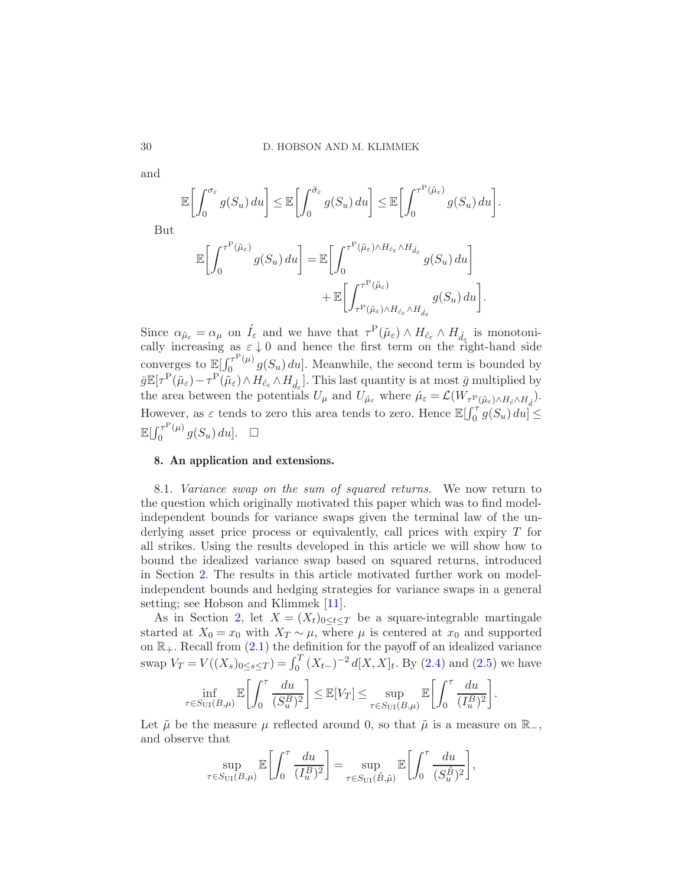and

$$\mathbb{E}\left[\int_0^{\sigma_\varepsilon} g(S_u)\,du\right] \le \mathbb{E}\left[\int_0^{\tilde{\sigma}_\varepsilon} g(S_u)\,du\right] \le \mathbb{E}\left[\int_0^{\tau^{\mathrm{P}}(\tilde{\mu}_\varepsilon)} g(S_u)\,du\right].$$

But

$$\mathbb{E}\left[\int_0^{\tau^{\mathrm{P}}(\tilde{\mu}_\varepsilon)} g(S_u)\,du\right] = \mathbb{E}\left[\int_0^{\tau^{\mathrm{P}}(\tilde{\mu}_\varepsilon)\wedge H_{\acute{c}_\varepsilon}\wedge H_{\acute{d}_\varepsilon}} g(S_u)\,du\right] + \mathbb{E}\left[\int_{\tau^{\mathrm{P}}(\tilde{\mu}_\varepsilon)\wedge H_{\acute{c}_\varepsilon}\wedge H_{\acute{d}_\varepsilon}}^{\tau^{\mathrm{P}}(\tilde{\mu}_\varepsilon)} g(S_u)\,du\right].$$

Since $\alpha_{\tilde{\mu}_\varepsilon} = \alpha_\mu$ on $\acute{I}_\varepsilon$ and we have that $\tau^{\mathrm{P}}(\tilde{\mu}_\varepsilon)\wedge H_{\acute{c}_\varepsilon}\wedge H_{\acute{d}_\varepsilon}$ is monotonically increasing as $\varepsilon \downarrow 0$ and hence the first term on the right-hand side converges to $\mathbb{E}[\int_0^{\tau^{\mathrm{P}}(\mu)} g(S_u)\,du]$. Meanwhile, the second term is bounded by $\bar{g}\mathbb{E}[\tau^{\mathrm{P}}(\tilde{\mu}_\varepsilon) - \tau^{\mathrm{P}}(\tilde{\mu}_\varepsilon)\wedge H_{\acute{c}_\varepsilon}\wedge H_{\acute{d}_\varepsilon}]$. This last quantity is at most $\bar{g}$ multiplied by the area between the potentials $U_\mu$ and $U_{\acute{\mu}_\varepsilon}$ where $\acute{\mu}_\varepsilon = \mathcal{L}(W_{\tau^{\mathrm{P}}(\tilde{\mu}_\varepsilon)\wedge H_{\acute{c}}\wedge H_{\acute{d}}})$. However, as $\varepsilon$ tends to zero this area tends to zero. Hence $\mathbb{E}[\int_0^\tau g(S_u)\,du] \le \mathbb{E}[\int_0^{\tau^{\mathrm{P}}(\mu)} g(S_u)\,du]$. $\square$

## 8. An application and extensions.

8.1. *Variance swap on the sum of squared returns.* We now return to the question which originally motivated this paper which was to find model-independent bounds for variance swaps given the terminal law of the underlying asset price process or equivalently, call prices with expiry $T$ for all strikes. Using the results developed in this article we will show how to bound the idealized variance swap based on squared returns, introduced in Section 2. The results in this article motivated further work on model-independent bounds and hedging strategies for variance swaps in a general setting; see Hobson and Klimmek [11].

As in Section 2, let $X = (X_t)_{0\le t\le T}$ be a square-integrable martingale started at $X_0 = x_0$ with $X_T \sim \mu$, where $\mu$ is centered at $x_0$ and supported on $\mathbb{R}_+$. Recall from (2.1) the definition for the payoff of an idealized variance swap $V_T = V((X_s)_{0\le s\le T}) = \int_0^T (X_{t-})^{-2}\,d[X,X]_t$. By (2.4) and (2.5) we have

$$\inf_{\tau\in S_{\mathrm{UI}}(B,\mu)} \mathbb{E}\left[\int_0^\tau \frac{du}{(S_u^B)^2}\right] \le \mathbb{E}[V_T] \le \sup_{\tau\in S_{\mathrm{UI}}(B,\mu)} \mathbb{E}\left[\int_0^\tau \frac{du}{(I_u^B)^2}\right].$$

Let $\tilde{\mu}$ be the measure $\mu$ reflected around 0, so that $\tilde{\mu}$ is a measure on $\mathbb{R}_-$, and observe that

$$\sup_{\tau\in S_{\mathrm{UI}}(B,\mu)} \mathbb{E}\left[\int_0^\tau \frac{du}{(I_u^B)^2}\right] = \sup_{\tau\in S_{\mathrm{UI}}(\tilde{B},\tilde{\mu})} \mathbb{E}\left[\int_0^\tau \frac{du}{(S_u^{\tilde{B}})^2}\right],$$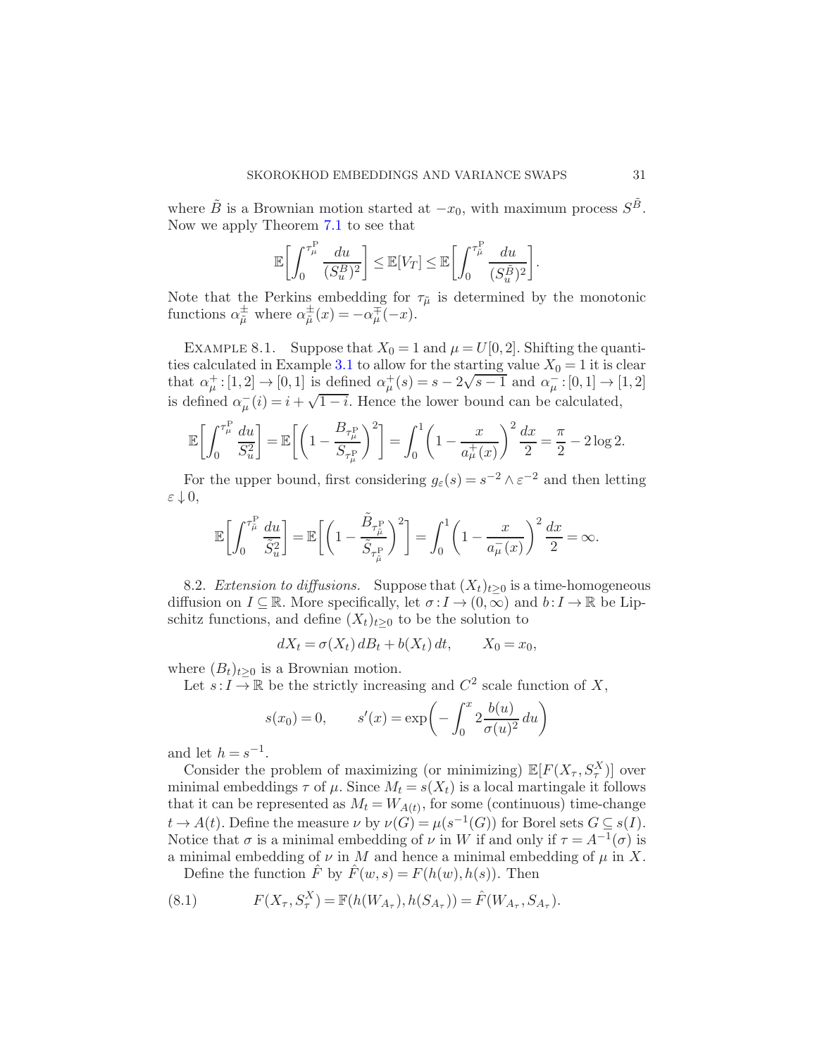where $\tilde{B}$ is a Brownian motion started at $-x_0$, with maximum process $S^{\tilde{B}}$. Now we apply Theorem 7.1 to see that

$$\mathbb{E}\left[\int_0^{\tau_\mu^{\mathrm{P}}} \frac{du}{(S_u^B)^2}\right] \le \mathbb{E}[V_T] \le \mathbb{E}\left[\int_0^{\tau_{\tilde{\mu}}^{\mathrm{P}}} \frac{du}{(S_u^{\tilde{B}})^2}\right].$$

Note that the Perkins embedding for $\tau_{\tilde{\mu}}$ is determined by the monotonic functions $\alpha_{\tilde{\mu}}^{\pm}$ where $\alpha_{\tilde{\mu}}^{\pm}(x) = -\alpha_{\mu}^{\mp}(-x)$.

EXAMPLE 8.1. Suppose that $X_0 = 1$ and $\mu = U[0,2]$. Shifting the quantities calculated in Example 3.1 to allow for the starting value $X_0 = 1$ it is clear that $\alpha_\mu^+ : [1,2] \to [0,1]$ is defined $\alpha_\mu^+(s) = s - 2\sqrt{s-1}$ and $\alpha_\mu^- : [0,1] \to [1,2]$ is defined $\alpha_\mu^-(i) = i + \sqrt{1-i}$. Hence the lower bound can be calculated,

$$\mathbb{E}\left[\int_0^{\tau_\mu^{\mathrm{P}}} \frac{du}{S_u^2}\right] = \mathbb{E}\left[\left(1 - \frac{B_{\tau_\mu^{\mathrm{P}}}}{S_{\tau_\mu^{\mathrm{P}}}}\right)^2\right] = \int_0^1 \left(1 - \frac{x}{a_\mu^+(x)}\right)^2 \frac{dx}{2} = \frac{\pi}{2} - 2\log 2.$$

For the upper bound, first considering $g_\varepsilon(s) = s^{-2} \wedge \varepsilon^{-2}$ and then letting $\varepsilon \downarrow 0$,

$$\mathbb{E}\left[\int_0^{\tau_{\tilde{\mu}}^{\mathrm{P}}} \frac{du}{\tilde{S}_u^2}\right] = \mathbb{E}\left[\left(1 - \frac{\tilde{B}_{\tau_{\tilde{\mu}}^{\mathrm{P}}}}{\tilde{S}_{\tau_{\tilde{\mu}}^{\mathrm{P}}}}\right)^2\right] = \int_0^1 \left(1 - \frac{x}{a_\mu^-(x)}\right)^2 \frac{dx}{2} = \infty.$$

8.2. *Extension to diffusions.* Suppose that $(X_t)_{t\ge 0}$ is a time-homogeneous diffusion on $I \subseteq \mathbb{R}$. More specifically, let $\sigma : I \to (0,\infty)$ and $b : I \to \mathbb{R}$ be Lipschitz functions, and define $(X_t)_{t\ge 0}$ to be the solution to

$$dX_t = \sigma(X_t)\, dB_t + b(X_t)\, dt, \qquad X_0 = x_0,$$

where $(B_t)_{t\ge 0}$ is a Brownian motion.

Let $s : I \to \mathbb{R}$ be the strictly increasing and $C^2$ scale function of $X$,

$$s(x_0) = 0, \qquad s'(x) = \exp\left(-\int_0^x 2\frac{b(u)}{\sigma(u)^2}\, du\right)$$

and let $h = s^{-1}$.

Consider the problem of maximizing (or minimizing) $\mathbb{E}[F(X_\tau, S_\tau^X)]$ over minimal embeddings $\tau$ of $\mu$. Since $M_t = s(X_t)$ is a local martingale it follows that it can be represented as $M_t = W_{A(t)}$, for some (continuous) time-change $t \to A(t)$. Define the measure $\nu$ by $\nu(G) = \mu(s^{-1}(G))$ for Borel sets $G \subseteq s(I)$. Notice that $\sigma$ is a minimal embedding of $\nu$ in $W$ if and only if $\tau = A^{-1}(\sigma)$ is a minimal embedding of $\nu$ in $M$ and hence a minimal embedding of $\mu$ in $X$.

Define the function $\hat{F}$ by $\hat{F}(w,s) = F(h(w), h(s))$. Then

$$F(X_\tau, S_\tau^X) = \mathbb{F}(h(W_{A_\tau}), h(S_{A_\tau})) = \hat{F}(W_{A_\tau}, S_{A_\tau}). \tag{8.1}$$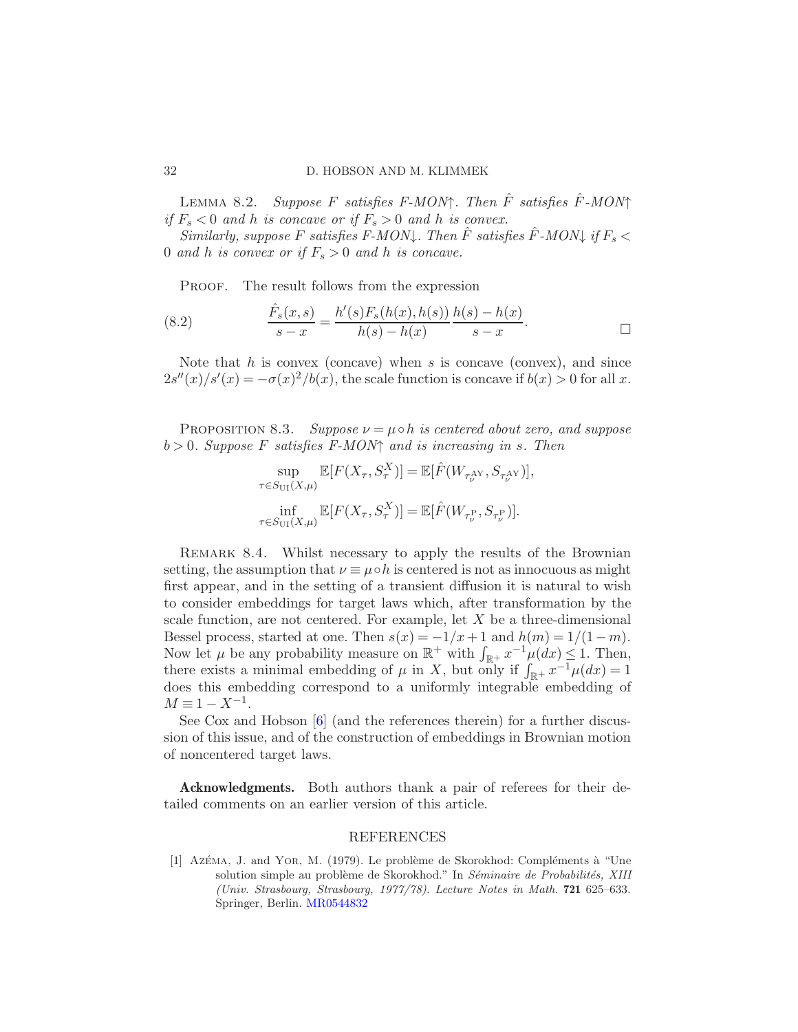LEMMA 8.2. *Suppose $F$ satisfies F-MON$\uparrow$. Then $\hat{F}$ satisfies $\hat{F}$-MON$\uparrow$ if $F_s < 0$ and $h$ is concave or if $F_s > 0$ and $h$ is convex.*

*Similarly, suppose $F$ satisfies F-MON$\downarrow$. Then $\hat{F}$ satisfies $\hat{F}$-MON$\downarrow$ if $F_s < 0$ and $h$ is convex or if $F_s > 0$ and $h$ is concave.*

PROOF. The result follows from the expression

$$\frac{\hat{F}_s(x,s)}{s-x} = \frac{h'(s)F_s(h(x),h(s))}{h(s)-h(x)}\frac{h(s)-h(x)}{s-x}. \tag{8.2}$$

□

Note that $h$ is convex (concave) when $s$ is concave (convex), and since $2s''(x)/s'(x) = -\sigma(x)^2/b(x)$, the scale function is concave if $b(x) > 0$ for all $x$.

PROPOSITION 8.3. *Suppose $\nu = \mu \circ h$ is centered about zero, and suppose $b > 0$. Suppose $F$ satisfies F-MON$\uparrow$ and is increasing in $s$. Then*

$$\sup_{\tau \in S_{\mathrm{UI}}(X,\mu)} \mathbb{E}[F(X_\tau, S_\tau^X)] = \mathbb{E}[\hat{F}(W_{\tau_\nu^{\mathrm{AY}}}, S_{\tau_\nu^{\mathrm{AY}}})],$$

$$\inf_{\tau \in S_{\mathrm{UI}}(X,\mu)} \mathbb{E}[F(X_\tau, S_\tau^X)] = \mathbb{E}[\hat{F}(W_{\tau_\nu^{\mathrm{P}}}, S_{\tau_\nu^{\mathrm{P}}})].$$

REMARK 8.4. Whilst necessary to apply the results of the Brownian setting, the assumption that $\nu \equiv \mu \circ h$ is centered is not as innocuous as might first appear, and in the setting of a transient diffusion it is natural to wish to consider embeddings for target laws which, after transformation by the scale function, are not centered. For example, let $X$ be a three-dimensional Bessel process, started at one. Then $s(x) = -1/x + 1$ and $h(m) = 1/(1-m)$. Now let $\mu$ be any probability measure on $\mathbb{R}^+$ with $\int_{\mathbb{R}^+} x^{-1}\mu(dx) \leq 1$. Then, there exists a minimal embedding of $\mu$ in $X$, but only if $\int_{\mathbb{R}^+} x^{-1}\mu(dx) = 1$ does this embedding correspond to a uniformly integrable embedding of $M \equiv 1 - X^{-1}$.

See Cox and Hobson [6] (and the references therein) for a further discussion of this issue, and of the construction of embeddings in Brownian motion of noncentered target laws.

**Acknowledgments.** Both authors thank a pair of referees for their detailed comments on an earlier version of this article.

## REFERENCES

[1] AZÉMA, J. and YOR, M. (1979). Le problème de Skorokhod: Compléments à "Une solution simple au problème de Skorokhod." In *Séminaire de Probabilités, XIII (Univ. Strasbourg, Strasbourg, 1977/78). Lecture Notes in Math.* **721** 625–633. Springer, Berlin. MR0544832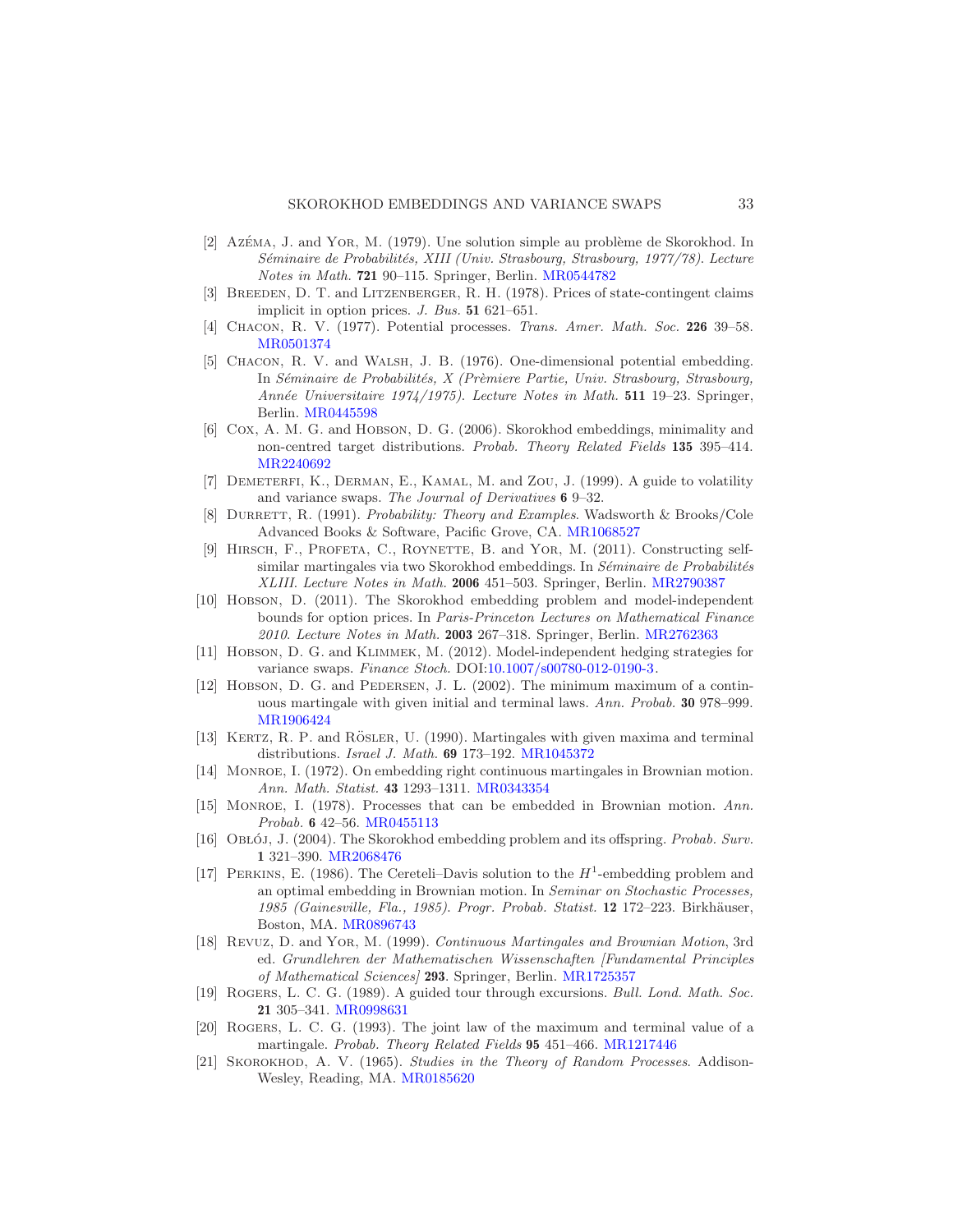[2] Azéma, J. and Yor, M. (1979). Une solution simple au problème de Skorokhod. In *Séminaire de Probabilités, XIII (Univ. Strasbourg, Strasbourg, 1977/78). Lecture Notes in Math.* **721** 90–115. Springer, Berlin. MR0544782

[3] Breeden, D. T. and Litzenberger, R. H. (1978). Prices of state-contingent claims implicit in option prices. *J. Bus.* **51** 621–651.

[4] Chacon, R. V. (1977). Potential processes. *Trans. Amer. Math. Soc.* **226** 39–58. MR0501374

[5] Chacon, R. V. and Walsh, J. B. (1976). One-dimensional potential embedding. In *Séminaire de Probabilités, X (Prèmiere Partie, Univ. Strasbourg, Strasbourg, Année Universitaire 1974/1975). Lecture Notes in Math.* **511** 19–23. Springer, Berlin. MR0445598

[6] Cox, A. M. G. and Hobson, D. G. (2006). Skorokhod embeddings, minimality and non-centred target distributions. *Probab. Theory Related Fields* **135** 395–414. MR2240692

[7] Demeterfi, K., Derman, E., Kamal, M. and Zou, J. (1999). A guide to volatility and variance swaps. *The Journal of Derivatives* **6** 9–32.

[8] Durrett, R. (1991). *Probability: Theory and Examples*. Wadsworth & Brooks/Cole Advanced Books & Software, Pacific Grove, CA. MR1068527

[9] Hirsch, F., Profeta, C., Roynette, B. and Yor, M. (2011). Constructing self-similar martingales via two Skorokhod embeddings. In *Séminaire de Probabilités XLIII. Lecture Notes in Math.* **2006** 451–503. Springer, Berlin. MR2790387

[10] Hobson, D. (2011). The Skorokhod embedding problem and model-independent bounds for option prices. In *Paris-Princeton Lectures on Mathematical Finance 2010. Lecture Notes in Math.* **2003** 267–318. Springer, Berlin. MR2762363

[11] Hobson, D. G. and Klimmek, M. (2012). Model-independent hedging strategies for variance swaps. *Finance Stoch.* DOI:10.1007/s00780-012-0190-3.

[12] Hobson, D. G. and Pedersen, J. L. (2002). The minimum maximum of a continuous martingale with given initial and terminal laws. *Ann. Probab.* **30** 978–999. MR1906424

[13] Kertz, R. P. and Rösler, U. (1990). Martingales with given maxima and terminal distributions. *Israel J. Math.* **69** 173–192. MR1045372

[14] Monroe, I. (1972). On embedding right continuous martingales in Brownian motion. *Ann. Math. Statist.* **43** 1293–1311. MR0343354

[15] Monroe, I. (1978). Processes that can be embedded in Brownian motion. *Ann. Probab.* **6** 42–56. MR0455113

[16] Obłój, J. (2004). The Skorokhod embedding problem and its offspring. *Probab. Surv.* **1** 321–390. MR2068476

[17] Perkins, E. (1986). The Cereteli–Davis solution to the $H^1$-embedding problem and an optimal embedding in Brownian motion. In *Seminar on Stochastic Processes, 1985 (Gainesville, Fla., 1985). Progr. Probab. Statist.* **12** 172–223. Birkhäuser, Boston, MA. MR0896743

[18] Revuz, D. and Yor, M. (1999). *Continuous Martingales and Brownian Motion*, 3rd ed. *Grundlehren der Mathematischen Wissenschaften [Fundamental Principles of Mathematical Sciences]* **293**. Springer, Berlin. MR1725357

[19] Rogers, L. C. G. (1989). A guided tour through excursions. *Bull. Lond. Math. Soc.* **21** 305–341. MR0998631

[20] Rogers, L. C. G. (1993). The joint law of the maximum and terminal value of a martingale. *Probab. Theory Related Fields* **95** 451–466. MR1217446

[21] Skorokhod, A. V. (1965). *Studies in the Theory of Random Processes*. Addison-Wesley, Reading, MA. MR0185620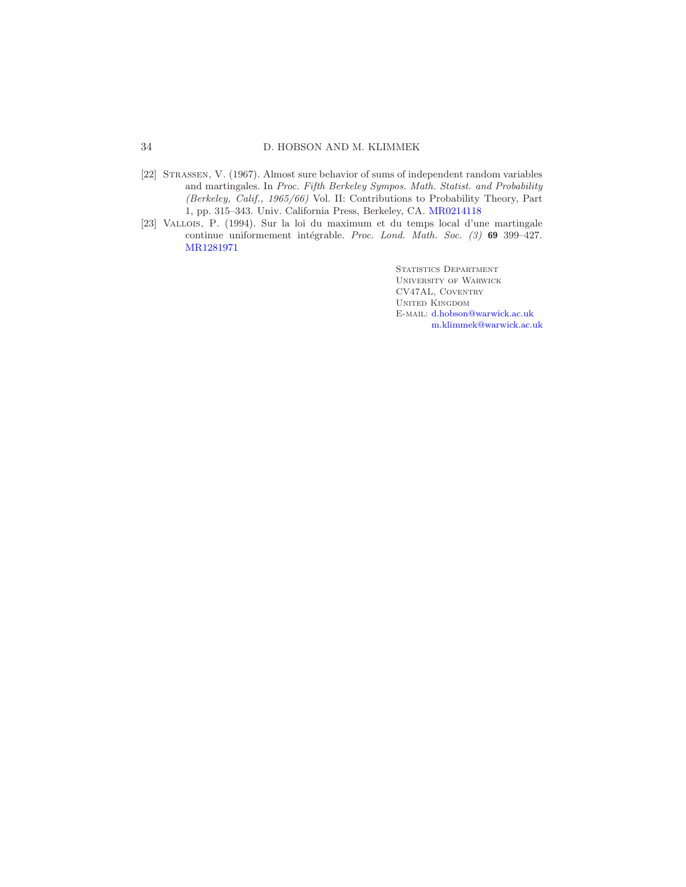[22] Strassen, V. (1967). Almost sure behavior of sums of independent random variables and martingales. In *Proc. Fifth Berkeley Sympos. Math. Statist. and Probability (Berkeley, Calif., 1965/66)* Vol. II: Contributions to Probability Theory, Part 1, pp. 315–343. Univ. California Press, Berkeley, CA. MR0214118

[23] Vallois, P. (1994). Sur la loi du maximum et du temps local d'une martingale continue uniformement intégrable. *Proc. Lond. Math. Soc. (3)* **69** 399–427. MR1281971

Statistics Department
University of Warwick
CV47AL, Coventry
United Kingdom
E-mail: d.hobson@warwick.ac.uk
m.klimmek@warwick.ac.uk